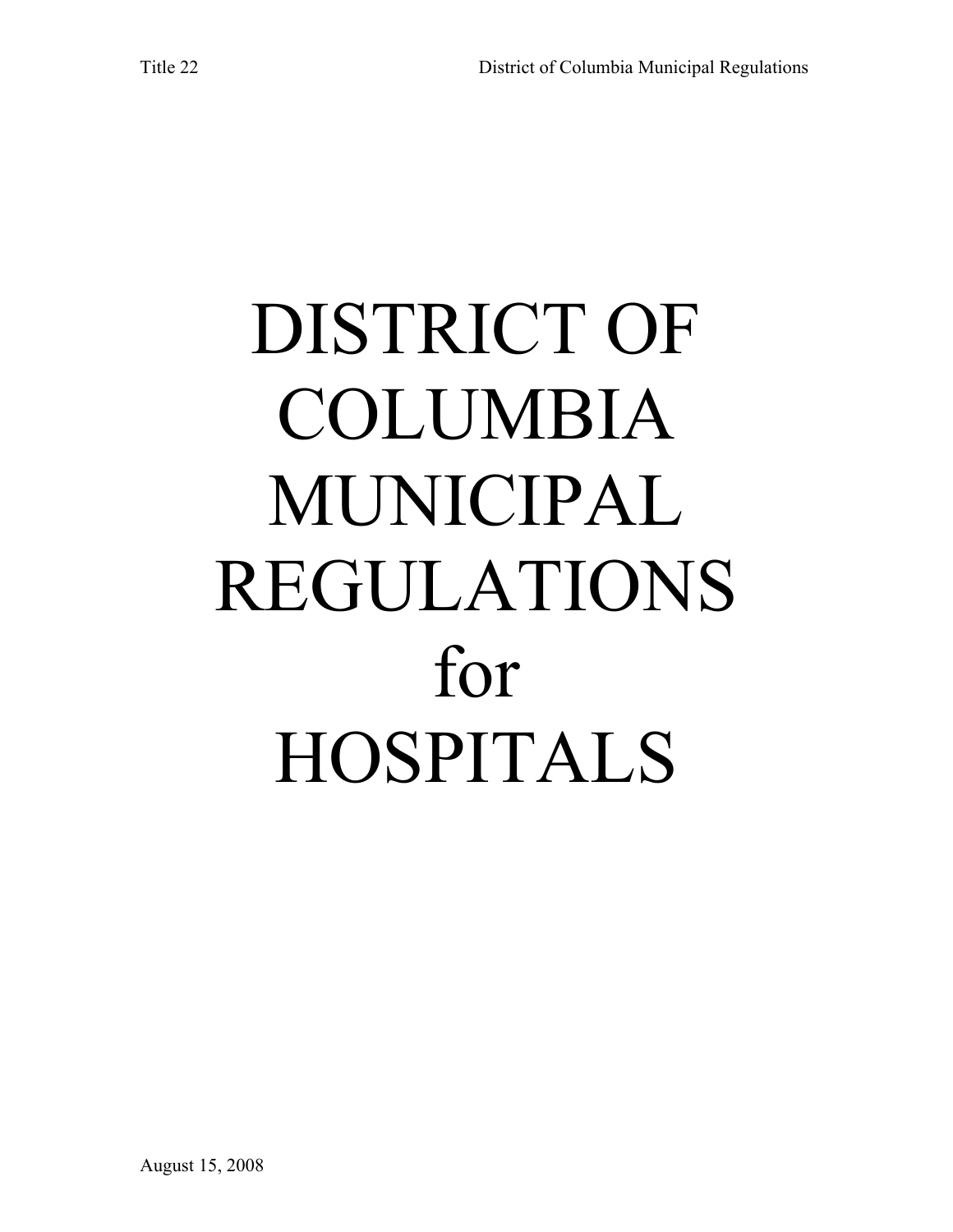# DISTRICT OF COLUMBIA MUNICIPAL REGULATIONS for HOSPITALS

August 15, 2008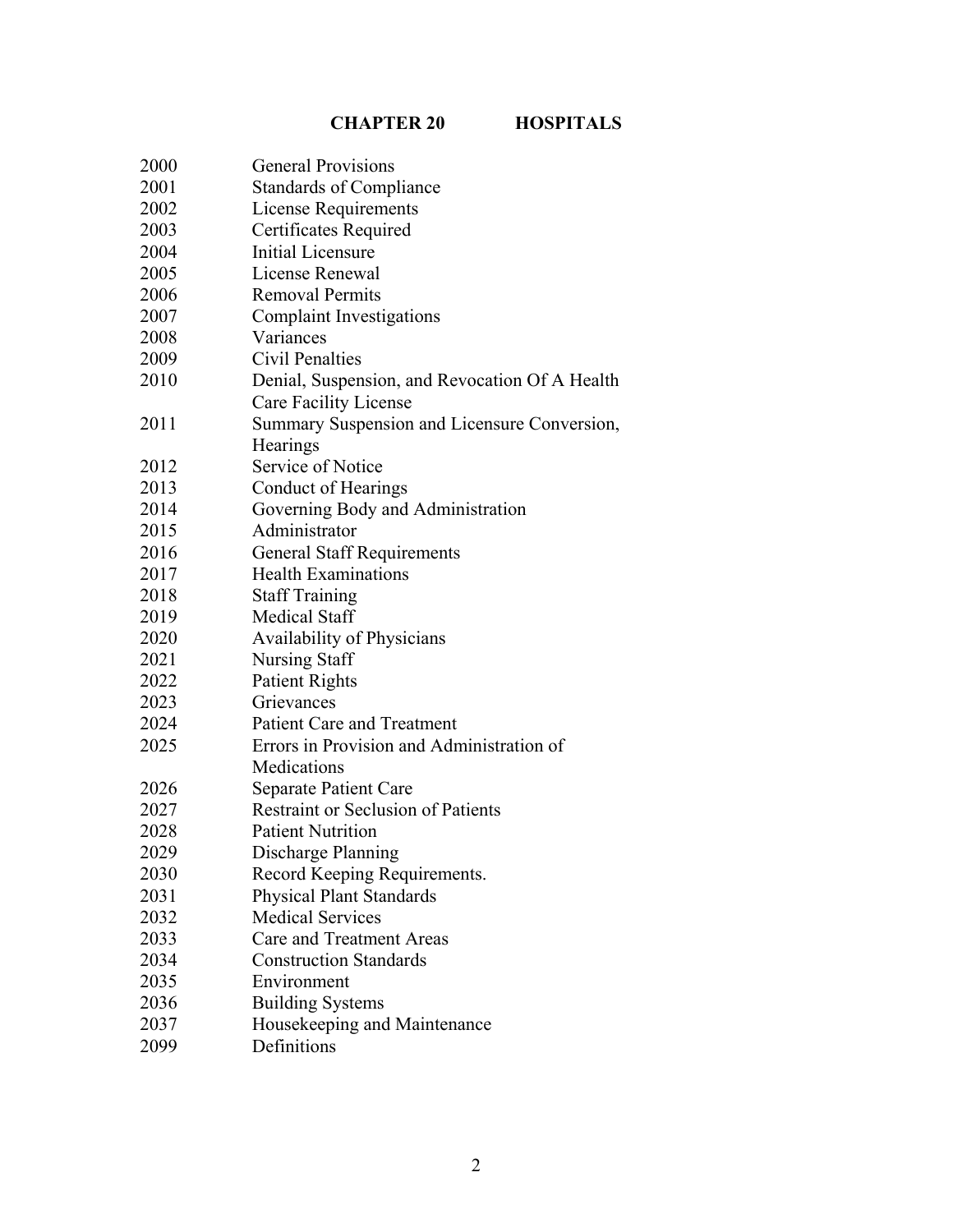# CHAPTER 20 HOSPITALS

| | |
|---|---|
| 2000 | General Provisions |
| 2001 | Standards of Compliance |
| 2002 | License Requirements |
| 2003 | Certificates Required |
| 2004 | Initial Licensure |
| 2005 | License Renewal |
| 2006 | Removal Permits |
| 2007 | Complaint Investigations |
| 2008 | Variances |
| 2009 | Civil Penalties |
| 2010 | Denial, Suspension, and Revocation Of A Health Care Facility License |
| 2011 | Summary Suspension and Licensure Conversion, Hearings |
| 2012 | Service of Notice |
| 2013 | Conduct of Hearings |
| 2014 | Governing Body and Administration |
| 2015 | Administrator |
| 2016 | General Staff Requirements |
| 2017 | Health Examinations |
| 2018 | Staff Training |
| 2019 | Medical Staff |
| 2020 | Availability of Physicians |
| 2021 | Nursing Staff |
| 2022 | Patient Rights |
| 2023 | Grievances |
| 2024 | Patient Care and Treatment |
| 2025 | Errors in Provision and Administration of Medications |
| 2026 | Separate Patient Care |
| 2027 | Restraint or Seclusion of Patients |
| 2028 | Patient Nutrition |
| 2029 | Discharge Planning |
| 2030 | Record Keeping Requirements. |
| 2031 | Physical Plant Standards |
| 2032 | Medical Services |
| 2033 | Care and Treatment Areas |
| 2034 | Construction Standards |
| 2035 | Environment |
| 2036 | Building Systems |
| 2037 | Housekeeping and Maintenance |
| 2099 | Definitions |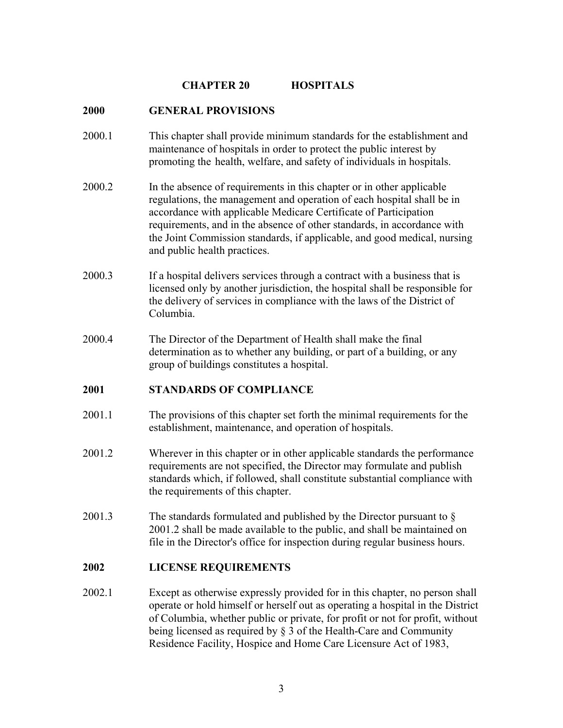# CHAPTER 20 HOSPITALS

## 2000 GENERAL PROVISIONS

2000.1 This chapter shall provide minimum standards for the establishment and maintenance of hospitals in order to protect the public interest by promoting the health, welfare, and safety of individuals in hospitals.

2000.2 In the absence of requirements in this chapter or in other applicable regulations, the management and operation of each hospital shall be in accordance with applicable Medicare Certificate of Participation requirements, and in the absence of other standards, in accordance with the Joint Commission standards, if applicable, and good medical, nursing and public health practices.

2000.3 If a hospital delivers services through a contract with a business that is licensed only by another jurisdiction, the hospital shall be responsible for the delivery of services in compliance with the laws of the District of Columbia.

2000.4 The Director of the Department of Health shall make the final determination as to whether any building, or part of a building, or any group of buildings constitutes a hospital.

## 2001 STANDARDS OF COMPLIANCE

2001.1 The provisions of this chapter set forth the minimal requirements for the establishment, maintenance, and operation of hospitals.

2001.2 Wherever in this chapter or in other applicable standards the performance requirements are not specified, the Director may formulate and publish standards which, if followed, shall constitute substantial compliance with the requirements of this chapter.

2001.3 The standards formulated and published by the Director pursuant to § 2001.2 shall be made available to the public, and shall be maintained on file in the Director's office for inspection during regular business hours.

## 2002 LICENSE REQUIREMENTS

2002.1 Except as otherwise expressly provided for in this chapter, no person shall operate or hold himself or herself out as operating a hospital in the District of Columbia, whether public or private, for profit or not for profit, without being licensed as required by § 3 of the Health-Care and Community Residence Facility, Hospice and Home Care Licensure Act of 1983,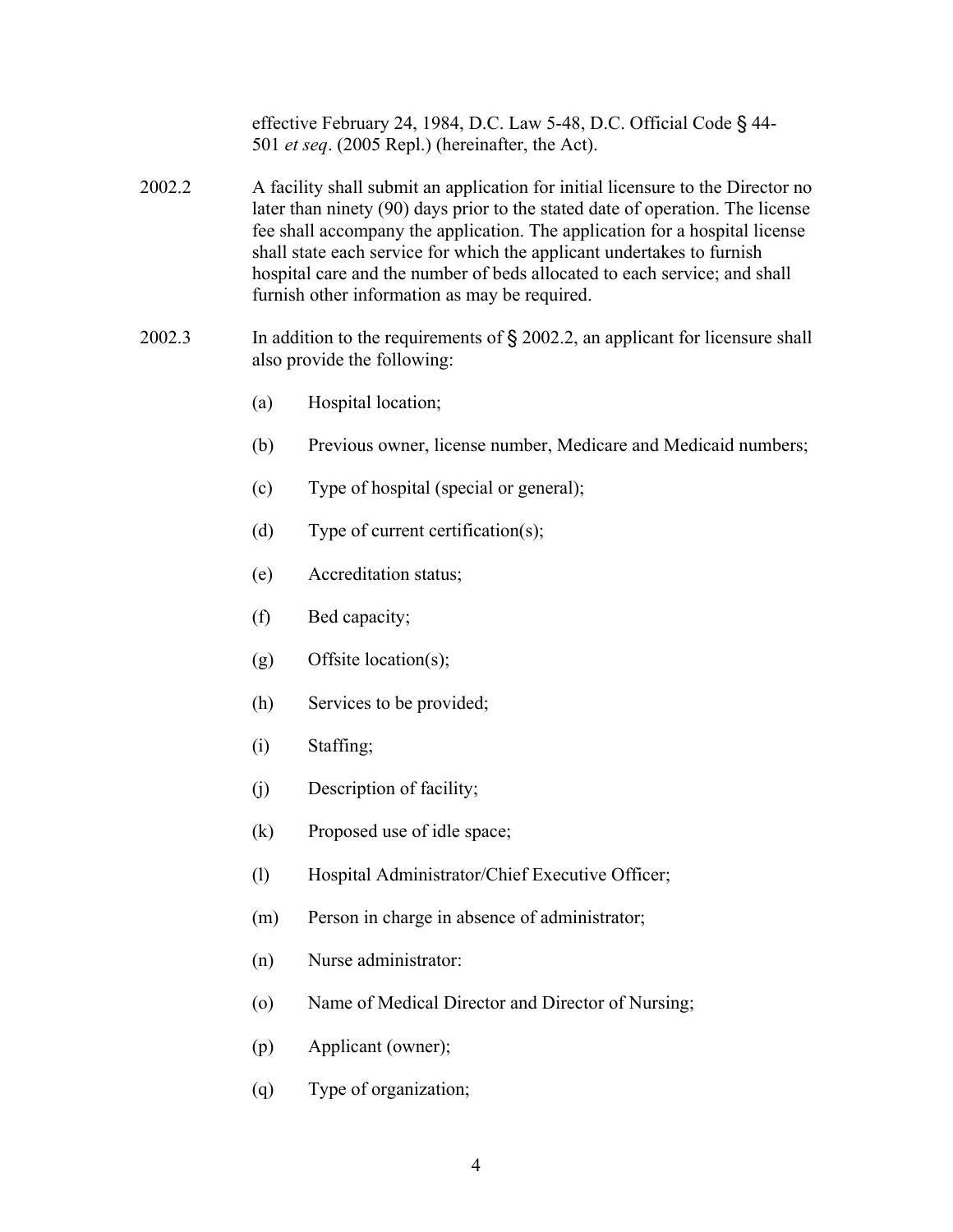effective February 24, 1984, D.C. Law 5-48, D.C. Official Code § 44-501 *et seq*. (2005 Repl.) (hereinafter, the Act).

2002.2 A facility shall submit an application for initial licensure to the Director no later than ninety (90) days prior to the stated date of operation. The license fee shall accompany the application. The application for a hospital license shall state each service for which the applicant undertakes to furnish hospital care and the number of beds allocated to each service; and shall furnish other information as may be required.

2002.3 In addition to the requirements of § 2002.2, an applicant for licensure shall also provide the following:

(a) Hospital location;

(b) Previous owner, license number, Medicare and Medicaid numbers;

(c) Type of hospital (special or general);

(d) Type of current certification(s);

(e) Accreditation status;

(f) Bed capacity;

(g) Offsite location(s);

(h) Services to be provided;

(i) Staffing;

(j) Description of facility;

(k) Proposed use of idle space;

(l) Hospital Administrator/Chief Executive Officer;

(m) Person in charge in absence of administrator;

(n) Nurse administrator:

(o) Name of Medical Director and Director of Nursing;

(p) Applicant (owner);

(q) Type of organization;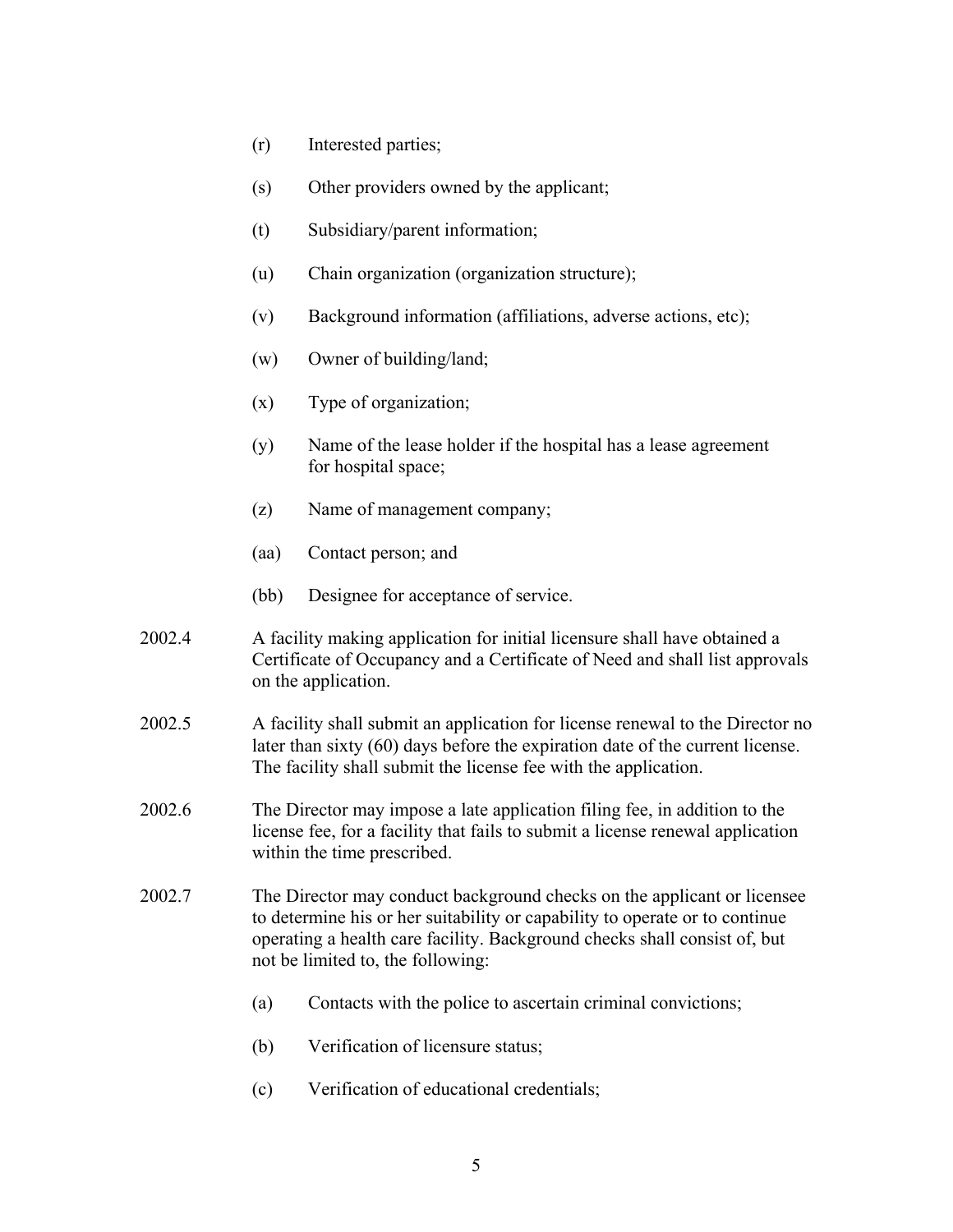(r) Interested parties;

(s) Other providers owned by the applicant;

(t) Subsidiary/parent information;

(u) Chain organization (organization structure);

(v) Background information (affiliations, adverse actions, etc);

(w) Owner of building/land;

(x) Type of organization;

(y) Name of the lease holder if the hospital has a lease agreement for hospital space;

(z) Name of management company;

(aa) Contact person; and

(bb) Designee for acceptance of service.

2002.4 A facility making application for initial licensure shall have obtained a Certificate of Occupancy and a Certificate of Need and shall list approvals on the application.

2002.5 A facility shall submit an application for license renewal to the Director no later than sixty (60) days before the expiration date of the current license. The facility shall submit the license fee with the application.

2002.6 The Director may impose a late application filing fee, in addition to the license fee, for a facility that fails to submit a license renewal application within the time prescribed.

2002.7 The Director may conduct background checks on the applicant or licensee to determine his or her suitability or capability to operate or to continue operating a health care facility. Background checks shall consist of, but not be limited to, the following:

(a) Contacts with the police to ascertain criminal convictions;

(b) Verification of licensure status;

(c) Verification of educational credentials;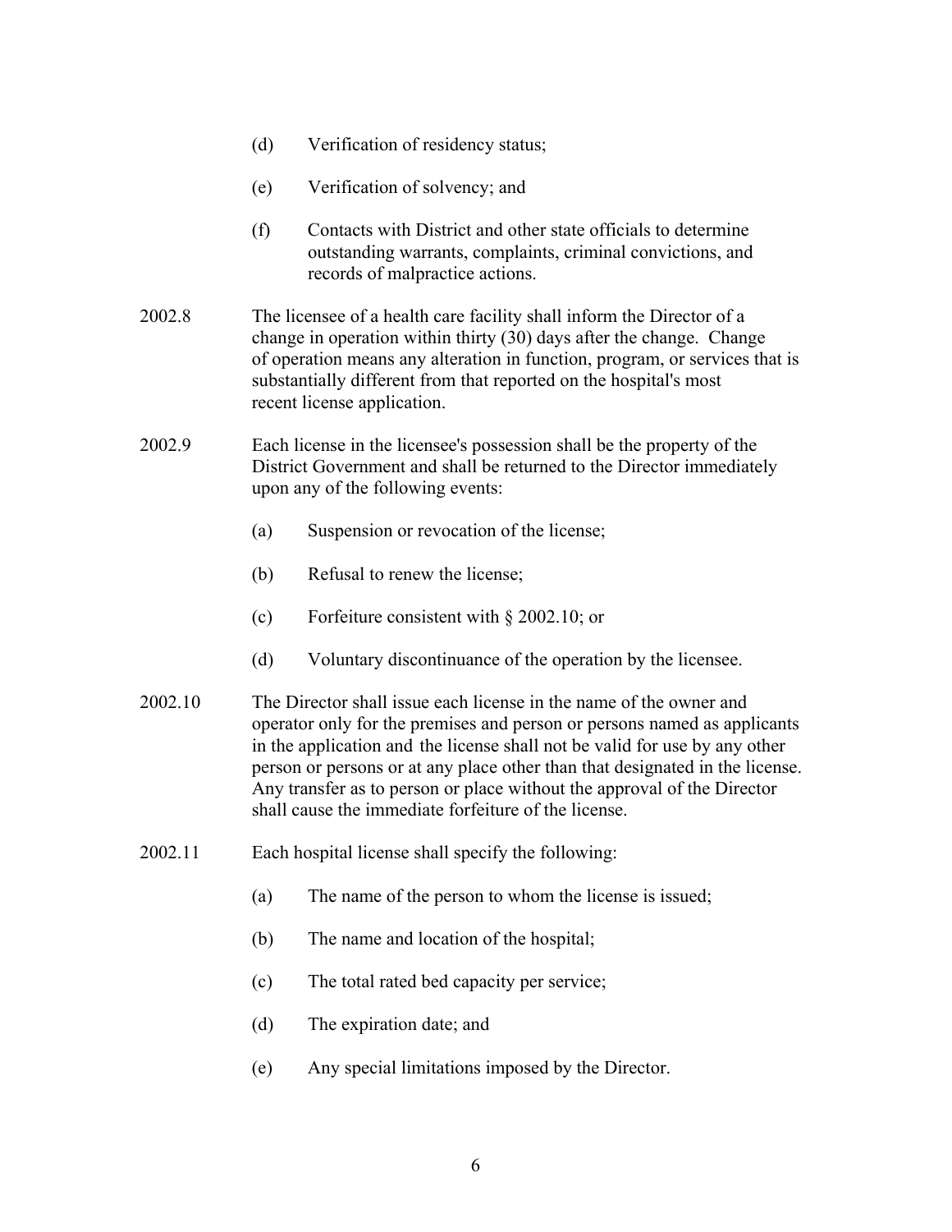(d) Verification of residency status;

(e) Verification of solvency; and

(f) Contacts with District and other state officials to determine outstanding warrants, complaints, criminal convictions, and records of malpractice actions.

2002.8 The licensee of a health care facility shall inform the Director of a change in operation within thirty (30) days after the change. Change of operation means any alteration in function, program, or services that is substantially different from that reported on the hospital's most recent license application.

2002.9 Each license in the licensee's possession shall be the property of the District Government and shall be returned to the Director immediately upon any of the following events:

(a) Suspension or revocation of the license;

(b) Refusal to renew the license;

(c) Forfeiture consistent with § 2002.10; or

(d) Voluntary discontinuance of the operation by the licensee.

2002.10 The Director shall issue each license in the name of the owner and operator only for the premises and person or persons named as applicants in the application and the license shall not be valid for use by any other person or persons or at any place other than that designated in the license. Any transfer as to person or place without the approval of the Director shall cause the immediate forfeiture of the license.

2002.11 Each hospital license shall specify the following:

(a) The name of the person to whom the license is issued;

(b) The name and location of the hospital;

(c) The total rated bed capacity per service;

(d) The expiration date; and

(e) Any special limitations imposed by the Director.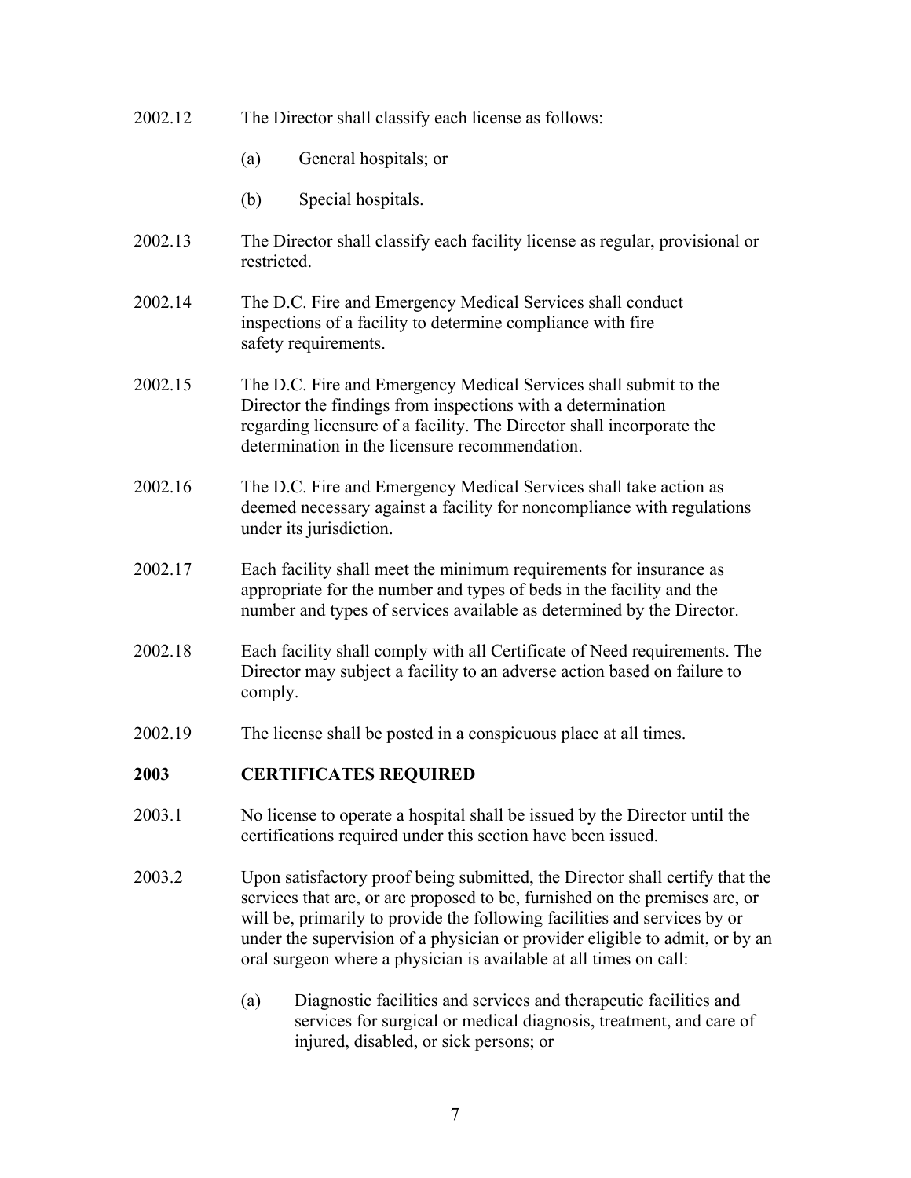2002.12 The Director shall classify each license as follows:

(a) General hospitals; or

(b) Special hospitals.

2002.13 The Director shall classify each facility license as regular, provisional or restricted.

2002.14 The D.C. Fire and Emergency Medical Services shall conduct inspections of a facility to determine compliance with fire safety requirements.

2002.15 The D.C. Fire and Emergency Medical Services shall submit to the Director the findings from inspections with a determination regarding licensure of a facility. The Director shall incorporate the determination in the licensure recommendation.

2002.16 The D.C. Fire and Emergency Medical Services shall take action as deemed necessary against a facility for noncompliance with regulations under its jurisdiction.

2002.17 Each facility shall meet the minimum requirements for insurance as appropriate for the number and types of beds in the facility and the number and types of services available as determined by the Director.

2002.18 Each facility shall comply with all Certificate of Need requirements. The Director may subject a facility to an adverse action based on failure to comply.

2002.19 The license shall be posted in a conspicuous place at all times.

## 2003 CERTIFICATES REQUIRED

2003.1 No license to operate a hospital shall be issued by the Director until the certifications required under this section have been issued.

2003.2 Upon satisfactory proof being submitted, the Director shall certify that the services that are, or are proposed to be, furnished on the premises are, or will be, primarily to provide the following facilities and services by or under the supervision of a physician or provider eligible to admit, or by an oral surgeon where a physician is available at all times on call:

(a) Diagnostic facilities and services and therapeutic facilities and services for surgical or medical diagnosis, treatment, and care of injured, disabled, or sick persons; or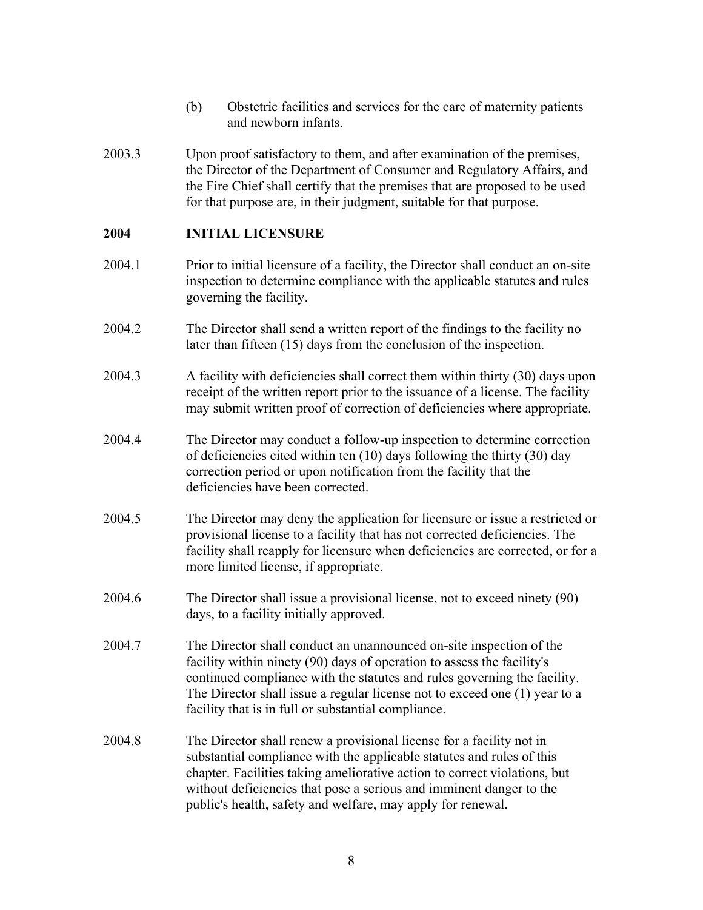(b) Obstetric facilities and services for the care of maternity patients and newborn infants.

2003.3 Upon proof satisfactory to them, and after examination of the premises, the Director of the Department of Consumer and Regulatory Affairs, and the Fire Chief shall certify that the premises that are proposed to be used for that purpose are, in their judgment, suitable for that purpose.

## 2004 INITIAL LICENSURE

2004.1 Prior to initial licensure of a facility, the Director shall conduct an on-site inspection to determine compliance with the applicable statutes and rules governing the facility.

2004.2 The Director shall send a written report of the findings to the facility no later than fifteen (15) days from the conclusion of the inspection.

2004.3 A facility with deficiencies shall correct them within thirty (30) days upon receipt of the written report prior to the issuance of a license. The facility may submit written proof of correction of deficiencies where appropriate.

2004.4 The Director may conduct a follow-up inspection to determine correction of deficiencies cited within ten (10) days following the thirty (30) day correction period or upon notification from the facility that the deficiencies have been corrected.

2004.5 The Director may deny the application for licensure or issue a restricted or provisional license to a facility that has not corrected deficiencies. The facility shall reapply for licensure when deficiencies are corrected, or for a more limited license, if appropriate.

2004.6 The Director shall issue a provisional license, not to exceed ninety (90) days, to a facility initially approved.

2004.7 The Director shall conduct an unannounced on-site inspection of the facility within ninety (90) days of operation to assess the facility's continued compliance with the statutes and rules governing the facility. The Director shall issue a regular license not to exceed one (1) year to a facility that is in full or substantial compliance.

2004.8 The Director shall renew a provisional license for a facility not in substantial compliance with the applicable statutes and rules of this chapter. Facilities taking ameliorative action to correct violations, but without deficiencies that pose a serious and imminent danger to the public's health, safety and welfare, may apply for renewal.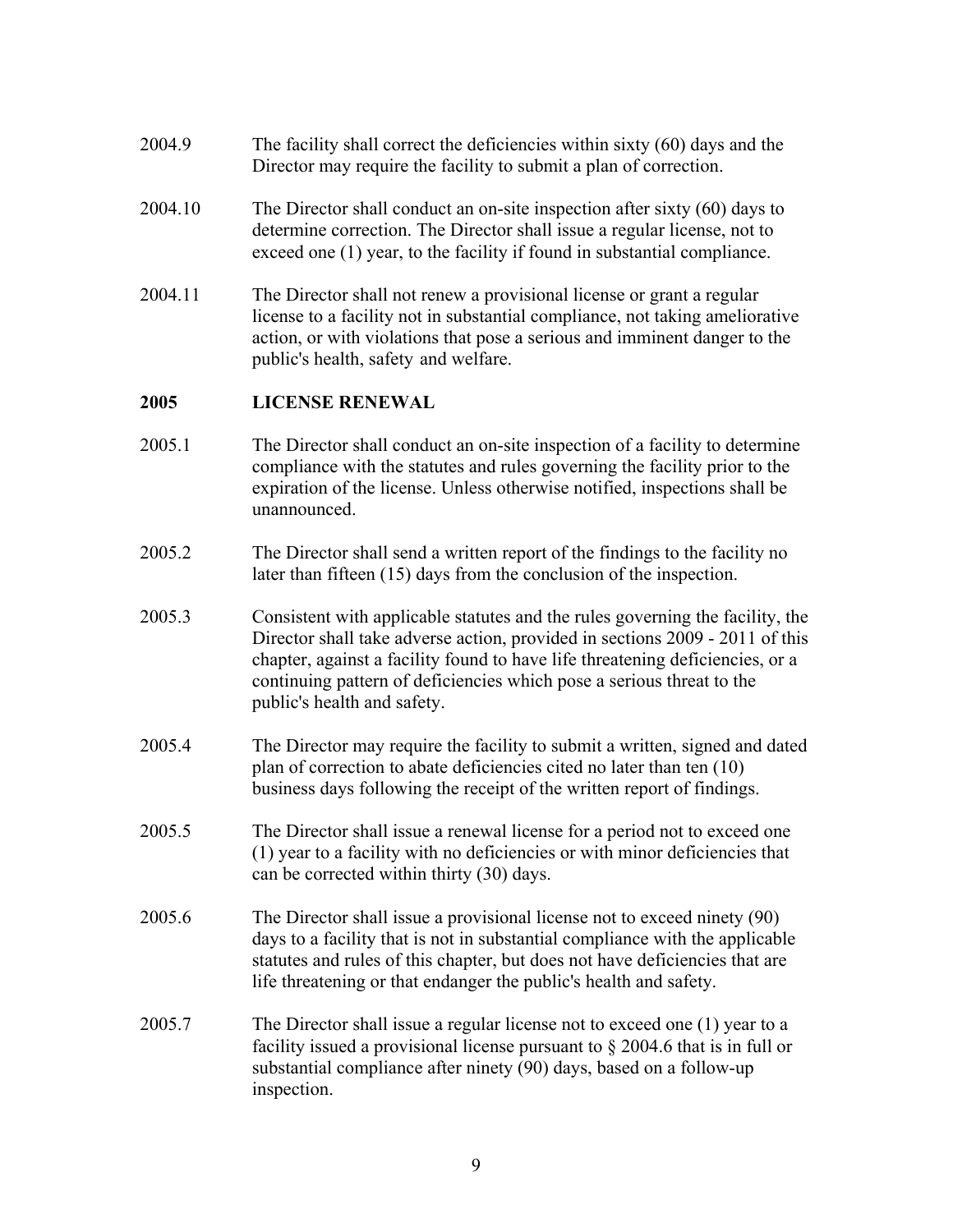2004.9 The facility shall correct the deficiencies within sixty (60) days and the Director may require the facility to submit a plan of correction.

2004.10 The Director shall conduct an on-site inspection after sixty (60) days to determine correction. The Director shall issue a regular license, not to exceed one (1) year, to the facility if found in substantial compliance.

2004.11 The Director shall not renew a provisional license or grant a regular license to a facility not in substantial compliance, not taking ameliorative action, or with violations that pose a serious and imminent danger to the public's health, safety and welfare.

## 2005 LICENSE RENEWAL

2005.1 The Director shall conduct an on-site inspection of a facility to determine compliance with the statutes and rules governing the facility prior to the expiration of the license. Unless otherwise notified, inspections shall be unannounced.

2005.2 The Director shall send a written report of the findings to the facility no later than fifteen (15) days from the conclusion of the inspection.

2005.3 Consistent with applicable statutes and the rules governing the facility, the Director shall take adverse action, provided in sections 2009 - 2011 of this chapter, against a facility found to have life threatening deficiencies, or a continuing pattern of deficiencies which pose a serious threat to the public's health and safety.

2005.4 The Director may require the facility to submit a written, signed and dated plan of correction to abate deficiencies cited no later than ten (10) business days following the receipt of the written report of findings.

2005.5 The Director shall issue a renewal license for a period not to exceed one (1) year to a facility with no deficiencies or with minor deficiencies that can be corrected within thirty (30) days.

2005.6 The Director shall issue a provisional license not to exceed ninety (90) days to a facility that is not in substantial compliance with the applicable statutes and rules of this chapter, but does not have deficiencies that are life threatening or that endanger the public's health and safety.

2005.7 The Director shall issue a regular license not to exceed one (1) year to a facility issued a provisional license pursuant to § 2004.6 that is in full or substantial compliance after ninety (90) days, based on a follow-up inspection.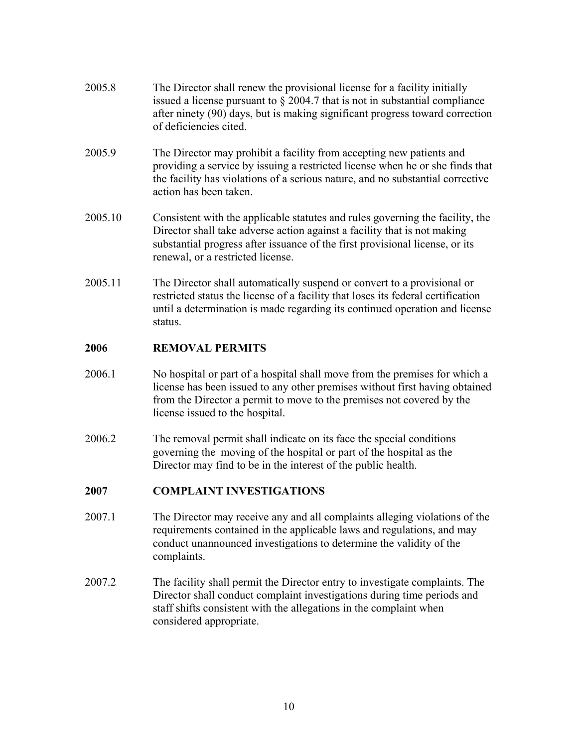2005.8 The Director shall renew the provisional license for a facility initially issued a license pursuant to § 2004.7 that is not in substantial compliance after ninety (90) days, but is making significant progress toward correction of deficiencies cited.

2005.9 The Director may prohibit a facility from accepting new patients and providing a service by issuing a restricted license when he or she finds that the facility has violations of a serious nature, and no substantial corrective action has been taken.

2005.10 Consistent with the applicable statutes and rules governing the facility, the Director shall take adverse action against a facility that is not making substantial progress after issuance of the first provisional license, or its renewal, or a restricted license.

2005.11 The Director shall automatically suspend or convert to a provisional or restricted status the license of a facility that loses its federal certification until a determination is made regarding its continued operation and license status.

## 2006 REMOVAL PERMITS

2006.1 No hospital or part of a hospital shall move from the premises for which a license has been issued to any other premises without first having obtained from the Director a permit to move to the premises not covered by the license issued to the hospital.

2006.2 The removal permit shall indicate on its face the special conditions governing the moving of the hospital or part of the hospital as the Director may find to be in the interest of the public health.

## 2007 COMPLAINT INVESTIGATIONS

2007.1 The Director may receive any and all complaints alleging violations of the requirements contained in the applicable laws and regulations, and may conduct unannounced investigations to determine the validity of the complaints.

2007.2 The facility shall permit the Director entry to investigate complaints. The Director shall conduct complaint investigations during time periods and staff shifts consistent with the allegations in the complaint when considered appropriate.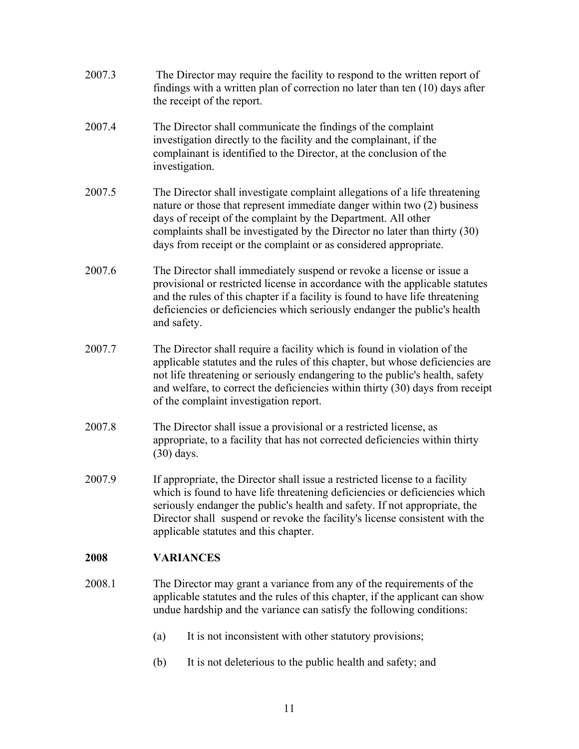2007.3 The Director may require the facility to respond to the written report of findings with a written plan of correction no later than ten (10) days after the receipt of the report.

2007.4 The Director shall communicate the findings of the complaint investigation directly to the facility and the complainant, if the complainant is identified to the Director, at the conclusion of the investigation.

2007.5 The Director shall investigate complaint allegations of a life threatening nature or those that represent immediate danger within two (2) business days of receipt of the complaint by the Department. All other complaints shall be investigated by the Director no later than thirty (30) days from receipt or the complaint or as considered appropriate.

2007.6 The Director shall immediately suspend or revoke a license or issue a provisional or restricted license in accordance with the applicable statutes and the rules of this chapter if a facility is found to have life threatening deficiencies or deficiencies which seriously endanger the public's health and safety.

2007.7 The Director shall require a facility which is found in violation of the applicable statutes and the rules of this chapter, but whose deficiencies are not life threatening or seriously endangering to the public's health, safety and welfare, to correct the deficiencies within thirty (30) days from receipt of the complaint investigation report.

2007.8 The Director shall issue a provisional or a restricted license, as appropriate, to a facility that has not corrected deficiencies within thirty (30) days.

2007.9 If appropriate, the Director shall issue a restricted license to a facility which is found to have life threatening deficiencies or deficiencies which seriously endanger the public's health and safety. If not appropriate, the Director shall suspend or revoke the facility's license consistent with the applicable statutes and this chapter.

## 2008 VARIANCES

2008.1 The Director may grant a variance from any of the requirements of the applicable statutes and the rules of this chapter, if the applicant can show undue hardship and the variance can satisfy the following conditions:

(a) It is not inconsistent with other statutory provisions;

(b) It is not deleterious to the public health and safety; and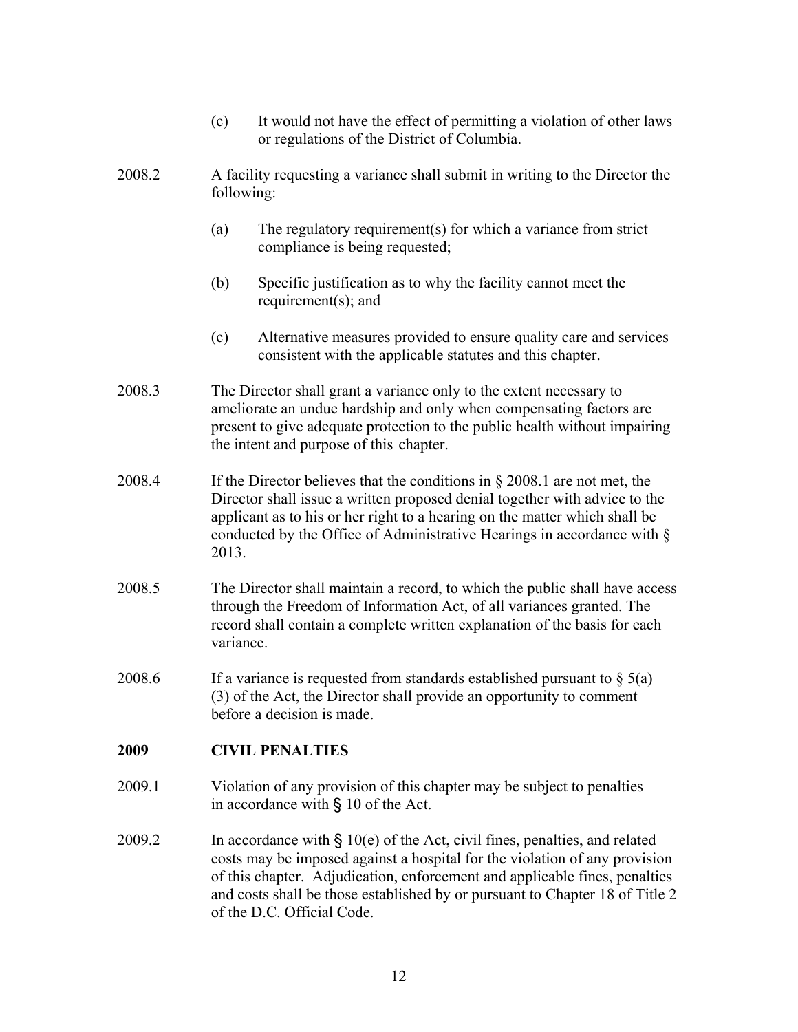(c) It would not have the effect of permitting a violation of other laws or regulations of the District of Columbia.

2008.2 A facility requesting a variance shall submit in writing to the Director the following:

(a) The regulatory requirement(s) for which a variance from strict compliance is being requested;

(b) Specific justification as to why the facility cannot meet the requirement(s); and

(c) Alternative measures provided to ensure quality care and services consistent with the applicable statutes and this chapter.

2008.3 The Director shall grant a variance only to the extent necessary to ameliorate an undue hardship and only when compensating factors are present to give adequate protection to the public health without impairing the intent and purpose of this chapter.

2008.4 If the Director believes that the conditions in § 2008.1 are not met, the Director shall issue a written proposed denial together with advice to the applicant as to his or her right to a hearing on the matter which shall be conducted by the Office of Administrative Hearings in accordance with § 2013.

2008.5 The Director shall maintain a record, to which the public shall have access through the Freedom of Information Act, of all variances granted. The record shall contain a complete written explanation of the basis for each variance.

2008.6 If a variance is requested from standards established pursuant to § 5(a)(3) of the Act, the Director shall provide an opportunity to comment before a decision is made.

**2009 CIVIL PENALTIES**

2009.1 Violation of any provision of this chapter may be subject to penalties in accordance with § 10 of the Act.

2009.2 In accordance with § 10(e) of the Act, civil fines, penalties, and related costs may be imposed against a hospital for the violation of any provision of this chapter. Adjudication, enforcement and applicable fines, penalties and costs shall be those established by or pursuant to Chapter 18 of Title 2 of the D.C. Official Code.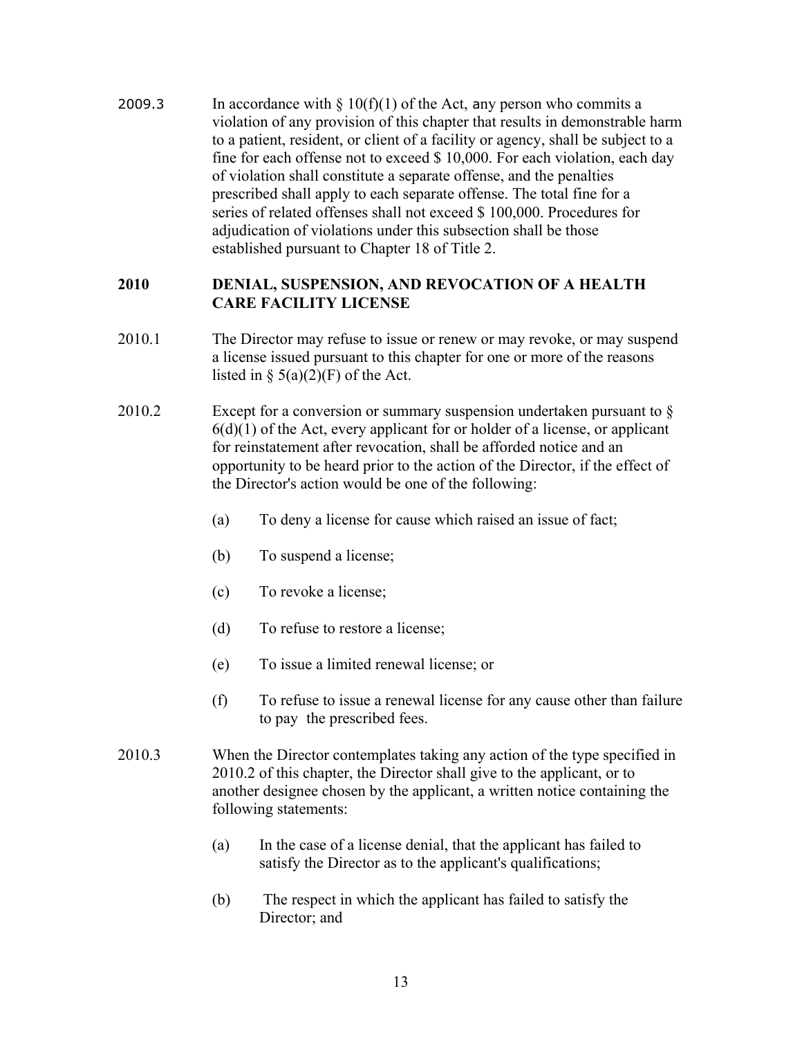2009.3 In accordance with § 10(f)(1) of the Act, any person who commits a violation of any provision of this chapter that results in demonstrable harm to a patient, resident, or client of a facility or agency, shall be subject to a fine for each offense not to exceed $ 10,000. For each violation, each day of violation shall constitute a separate offense, and the penalties prescribed shall apply to each separate offense. The total fine for a series of related offenses shall not exceed $ 100,000. Procedures for adjudication of violations under this subsection shall be those established pursuant to Chapter 18 of Title 2.

## 2010 DENIAL, SUSPENSION, AND REVOCATION OF A HEALTH CARE FACILITY LICENSE

2010.1 The Director may refuse to issue or renew or may revoke, or may suspend a license issued pursuant to this chapter for one or more of the reasons listed in § 5(a)(2)(F) of the Act.

2010.2 Except for a conversion or summary suspension undertaken pursuant to § 6(d)(1) of the Act, every applicant for or holder of a license, or applicant for reinstatement after revocation, shall be afforded notice and an opportunity to be heard prior to the action of the Director, if the effect of the Director's action would be one of the following:

- (a) To deny a license for cause which raised an issue of fact;
- (b) To suspend a license;
- (c) To revoke a license;
- (d) To refuse to restore a license;
- (e) To issue a limited renewal license; or
- (f) To refuse to issue a renewal license for any cause other than failure to pay the prescribed fees.

2010.3 When the Director contemplates taking any action of the type specified in 2010.2 of this chapter, the Director shall give to the applicant, or to another designee chosen by the applicant, a written notice containing the following statements:

- (a) In the case of a license denial, that the applicant has failed to satisfy the Director as to the applicant's qualifications;
- (b) The respect in which the applicant has failed to satisfy the Director; and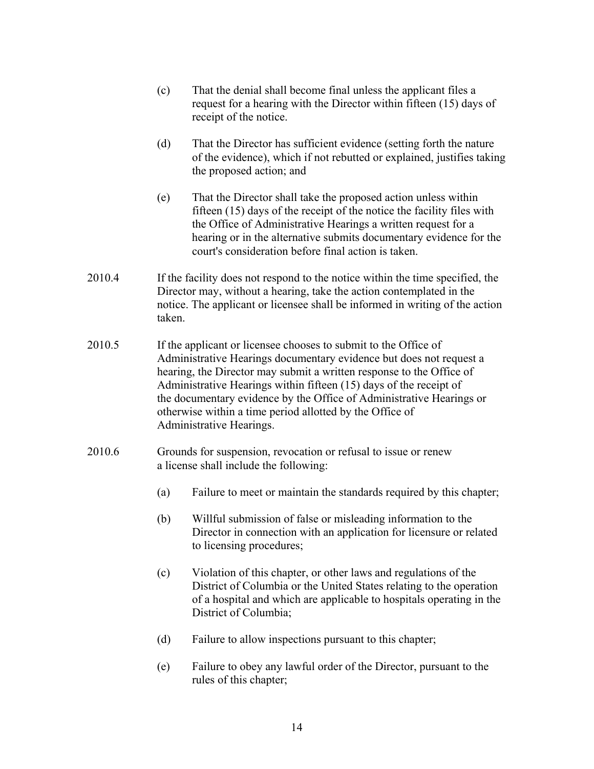(c) That the denial shall become final unless the applicant files a request for a hearing with the Director within fifteen (15) days of receipt of the notice.

(d) That the Director has sufficient evidence (setting forth the nature of the evidence), which if not rebutted or explained, justifies taking the proposed action; and

(e) That the Director shall take the proposed action unless within fifteen (15) days of the receipt of the notice the facility files with the Office of Administrative Hearings a written request for a hearing or in the alternative submits documentary evidence for the court's consideration before final action is taken.

2010.4 If the facility does not respond to the notice within the time specified, the Director may, without a hearing, take the action contemplated in the notice. The applicant or licensee shall be informed in writing of the action taken.

2010.5 If the applicant or licensee chooses to submit to the Office of Administrative Hearings documentary evidence but does not request a hearing, the Director may submit a written response to the Office of Administrative Hearings within fifteen (15) days of the receipt of the documentary evidence by the Office of Administrative Hearings or otherwise within a time period allotted by the Office of Administrative Hearings.

2010.6 Grounds for suspension, revocation or refusal to issue or renew a license shall include the following:

(a) Failure to meet or maintain the standards required by this chapter;

(b) Willful submission of false or misleading information to the Director in connection with an application for licensure or related to licensing procedures;

(c) Violation of this chapter, or other laws and regulations of the District of Columbia or the United States relating to the operation of a hospital and which are applicable to hospitals operating in the District of Columbia;

(d) Failure to allow inspections pursuant to this chapter;

(e) Failure to obey any lawful order of the Director, pursuant to the rules of this chapter;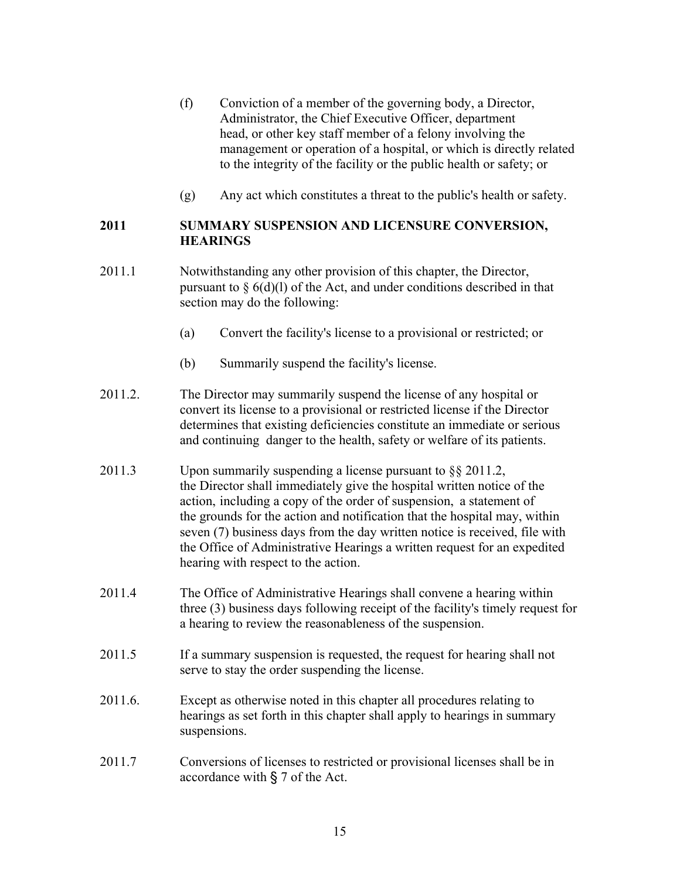(f) Conviction of a member of the governing body, a Director, Administrator, the Chief Executive Officer, department head, or other key staff member of a felony involving the management or operation of a hospital, or which is directly related to the integrity of the facility or the public health or safety; or

(g) Any act which constitutes a threat to the public's health or safety.

**2011 SUMMARY SUSPENSION AND LICENSURE CONVERSION, HEARINGS**

2011.1 Notwithstanding any other provision of this chapter, the Director, pursuant to § 6(d)(l) of the Act, and under conditions described in that section may do the following:

(a) Convert the facility's license to a provisional or restricted; or

(b) Summarily suspend the facility's license.

2011.2. The Director may summarily suspend the license of any hospital or convert its license to a provisional or restricted license if the Director determines that existing deficiencies constitute an immediate or serious and continuing danger to the health, safety or welfare of its patients.

2011.3 Upon summarily suspending a license pursuant to §§ 2011.2, the Director shall immediately give the hospital written notice of the action, including a copy of the order of suspension, a statement of the grounds for the action and notification that the hospital may, within seven (7) business days from the day written notice is received, file with the Office of Administrative Hearings a written request for an expedited hearing with respect to the action.

2011.4 The Office of Administrative Hearings shall convene a hearing within three (3) business days following receipt of the facility's timely request for a hearing to review the reasonableness of the suspension.

2011.5 If a summary suspension is requested, the request for hearing shall not serve to stay the order suspending the license.

2011.6. Except as otherwise noted in this chapter all procedures relating to hearings as set forth in this chapter shall apply to hearings in summary suspensions.

2011.7 Conversions of licenses to restricted or provisional licenses shall be in accordance with § 7 of the Act.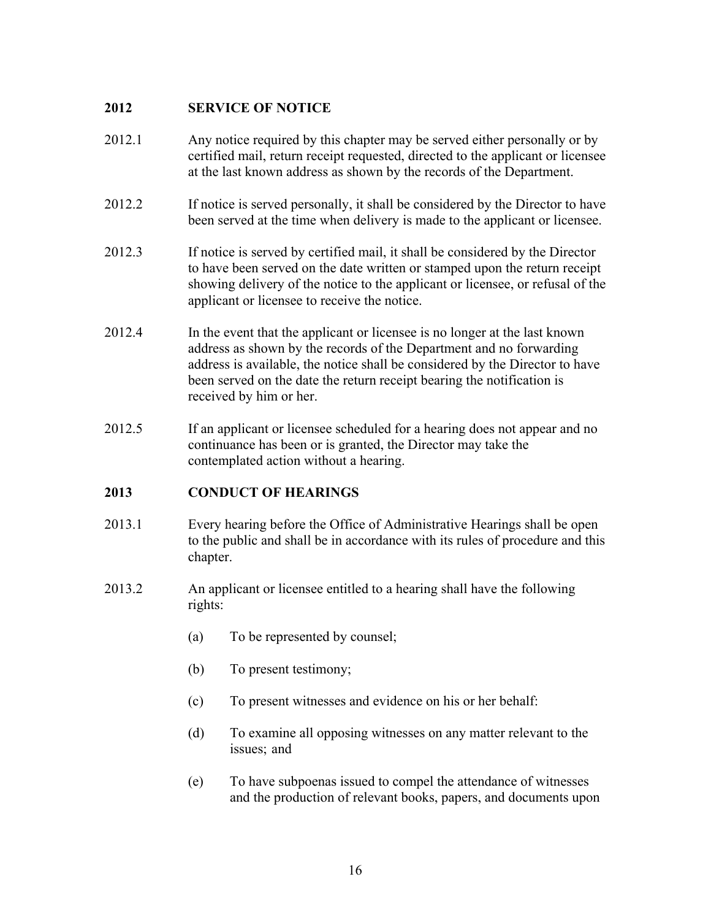## 2012 SERVICE OF NOTICE

2012.1 Any notice required by this chapter may be served either personally or by certified mail, return receipt requested, directed to the applicant or licensee at the last known address as shown by the records of the Department.

2012.2 If notice is served personally, it shall be considered by the Director to have been served at the time when delivery is made to the applicant or licensee.

2012.3 If notice is served by certified mail, it shall be considered by the Director to have been served on the date written or stamped upon the return receipt showing delivery of the notice to the applicant or licensee, or refusal of the applicant or licensee to receive the notice.

2012.4 In the event that the applicant or licensee is no longer at the last known address as shown by the records of the Department and no forwarding address is available, the notice shall be considered by the Director to have been served on the date the return receipt bearing the notification is received by him or her.

2012.5 If an applicant or licensee scheduled for a hearing does not appear and no continuance has been or is granted, the Director may take the contemplated action without a hearing.

## 2013 CONDUCT OF HEARINGS

2013.1 Every hearing before the Office of Administrative Hearings shall be open to the public and shall be in accordance with its rules of procedure and this chapter.

2013.2 An applicant or licensee entitled to a hearing shall have the following rights:

(a) To be represented by counsel;

(b) To present testimony;

(c) To present witnesses and evidence on his or her behalf:

(d) To examine all opposing witnesses on any matter relevant to the issues; and

(e) To have subpoenas issued to compel the attendance of witnesses and the production of relevant books, papers, and documents upon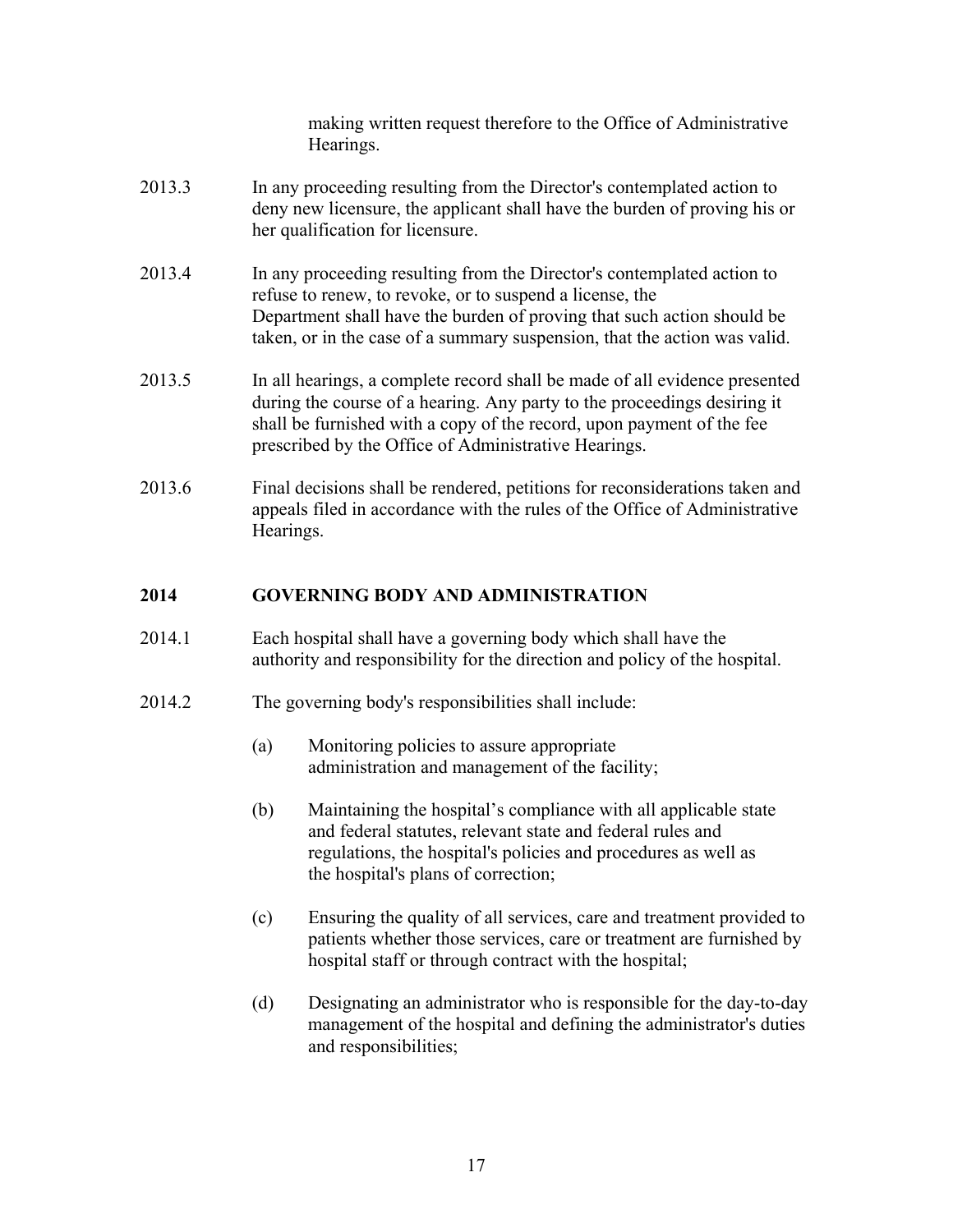making written request therefore to the Office of Administrative Hearings.

2013.3 In any proceeding resulting from the Director's contemplated action to deny new licensure, the applicant shall have the burden of proving his or her qualification for licensure.

2013.4 In any proceeding resulting from the Director's contemplated action to refuse to renew, to revoke, or to suspend a license, the Department shall have the burden of proving that such action should be taken, or in the case of a summary suspension, that the action was valid.

2013.5 In all hearings, a complete record shall be made of all evidence presented during the course of a hearing. Any party to the proceedings desiring it shall be furnished with a copy of the record, upon payment of the fee prescribed by the Office of Administrative Hearings.

2013.6 Final decisions shall be rendered, petitions for reconsiderations taken and appeals filed in accordance with the rules of the Office of Administrative Hearings.

## 2014 GOVERNING BODY AND ADMINISTRATION

2014.1 Each hospital shall have a governing body which shall have the authority and responsibility for the direction and policy of the hospital.

2014.2 The governing body's responsibilities shall include:

(a) Monitoring policies to assure appropriate administration and management of the facility;

(b) Maintaining the hospital's compliance with all applicable state and federal statutes, relevant state and federal rules and regulations, the hospital's policies and procedures as well as the hospital's plans of correction;

(c) Ensuring the quality of all services, care and treatment provided to patients whether those services, care or treatment are furnished by hospital staff or through contract with the hospital;

(d) Designating an administrator who is responsible for the day-to-day management of the hospital and defining the administrator's duties and responsibilities;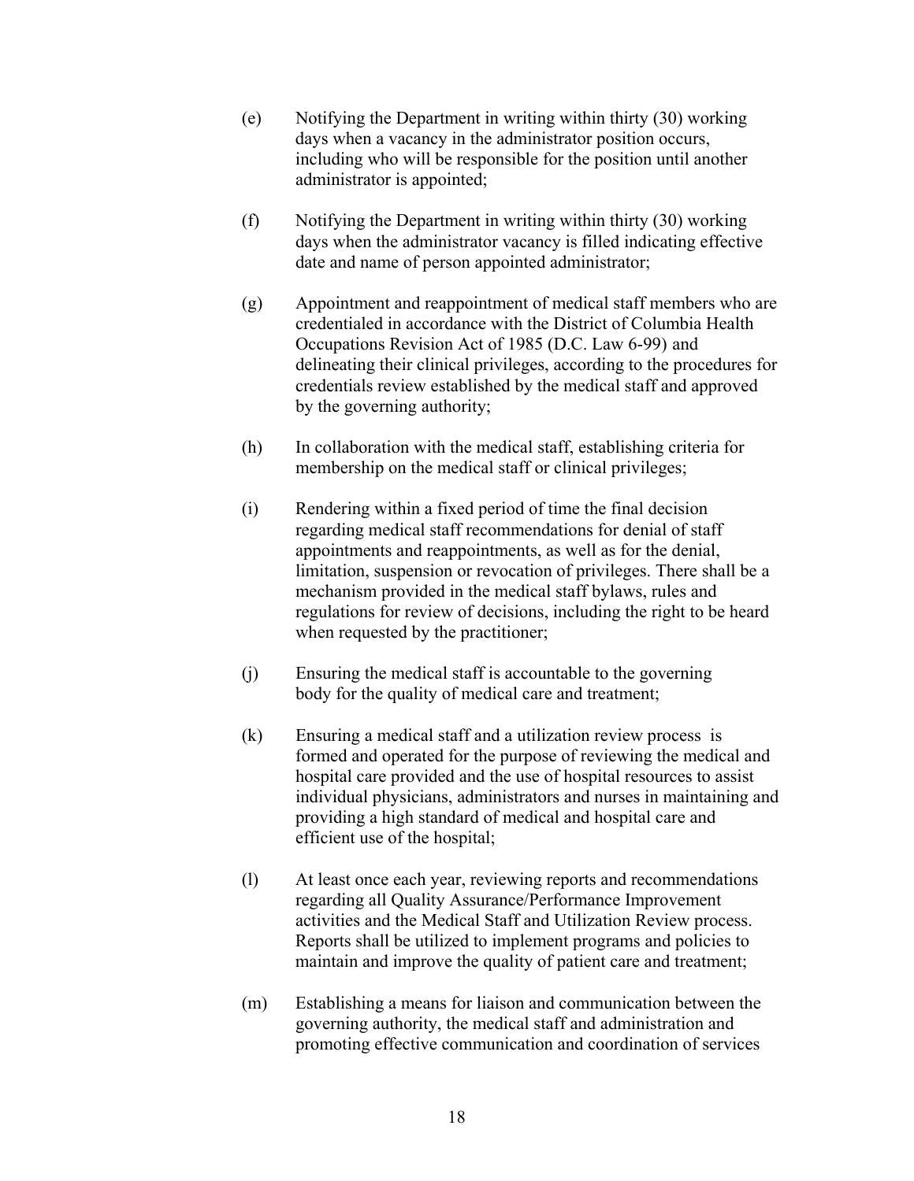(e) Notifying the Department in writing within thirty (30) working days when a vacancy in the administrator position occurs, including who will be responsible for the position until another administrator is appointed;

(f) Notifying the Department in writing within thirty (30) working days when the administrator vacancy is filled indicating effective date and name of person appointed administrator;

(g) Appointment and reappointment of medical staff members who are credentialed in accordance with the District of Columbia Health Occupations Revision Act of 1985 (D.C. Law 6-99) and delineating their clinical privileges, according to the procedures for credentials review established by the medical staff and approved by the governing authority;

(h) In collaboration with the medical staff, establishing criteria for membership on the medical staff or clinical privileges;

(i) Rendering within a fixed period of time the final decision regarding medical staff recommendations for denial of staff appointments and reappointments, as well as for the denial, limitation, suspension or revocation of privileges. There shall be a mechanism provided in the medical staff bylaws, rules and regulations for review of decisions, including the right to be heard when requested by the practitioner;

(j) Ensuring the medical staff is accountable to the governing body for the quality of medical care and treatment;

(k) Ensuring a medical staff and a utilization review process is formed and operated for the purpose of reviewing the medical and hospital care provided and the use of hospital resources to assist individual physicians, administrators and nurses in maintaining and providing a high standard of medical and hospital care and efficient use of the hospital;

(l) At least once each year, reviewing reports and recommendations regarding all Quality Assurance/Performance Improvement activities and the Medical Staff and Utilization Review process. Reports shall be utilized to implement programs and policies to maintain and improve the quality of patient care and treatment;

(m) Establishing a means for liaison and communication between the governing authority, the medical staff and administration and promoting effective communication and coordination of services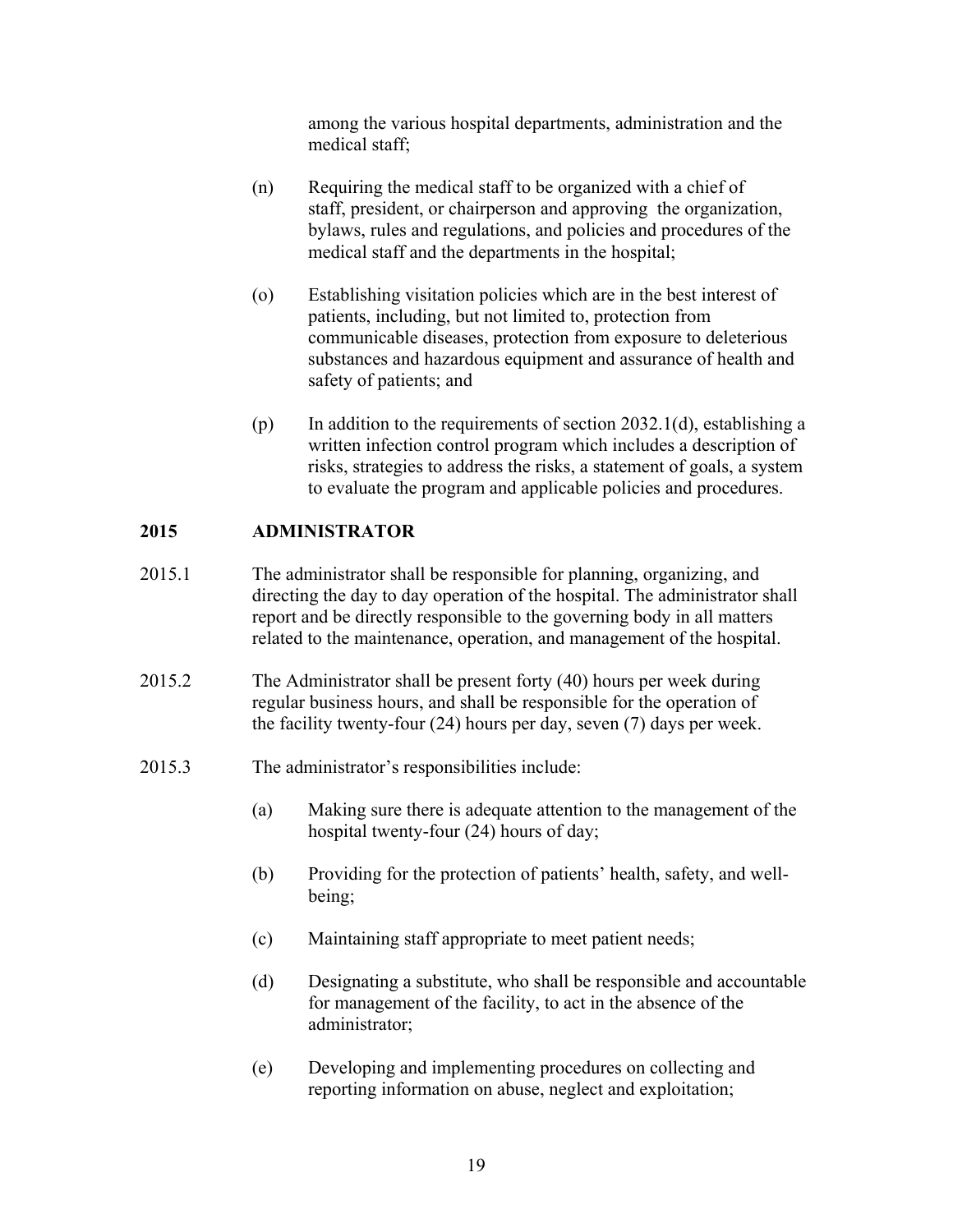among the various hospital departments, administration and the medical staff;

(n) Requiring the medical staff to be organized with a chief of staff, president, or chairperson and approving the organization, bylaws, rules and regulations, and policies and procedures of the medical staff and the departments in the hospital;

(o) Establishing visitation policies which are in the best interest of patients, including, but not limited to, protection from communicable diseases, protection from exposure to deleterious substances and hazardous equipment and assurance of health and safety of patients; and

(p) In addition to the requirements of section 2032.1(d), establishing a written infection control program which includes a description of risks, strategies to address the risks, a statement of goals, a system to evaluate the program and applicable policies and procedures.

## 2015 ADMINISTRATOR

2015.1 The administrator shall be responsible for planning, organizing, and directing the day to day operation of the hospital. The administrator shall report and be directly responsible to the governing body in all matters related to the maintenance, operation, and management of the hospital.

2015.2 The Administrator shall be present forty (40) hours per week during regular business hours, and shall be responsible for the operation of the facility twenty-four (24) hours per day, seven (7) days per week.

2015.3 The administrator's responsibilities include:

(a) Making sure there is adequate attention to the management of the hospital twenty-four (24) hours of day;

(b) Providing for the protection of patients' health, safety, and well-being;

(c) Maintaining staff appropriate to meet patient needs;

(d) Designating a substitute, who shall be responsible and accountable for management of the facility, to act in the absence of the administrator;

(e) Developing and implementing procedures on collecting and reporting information on abuse, neglect and exploitation;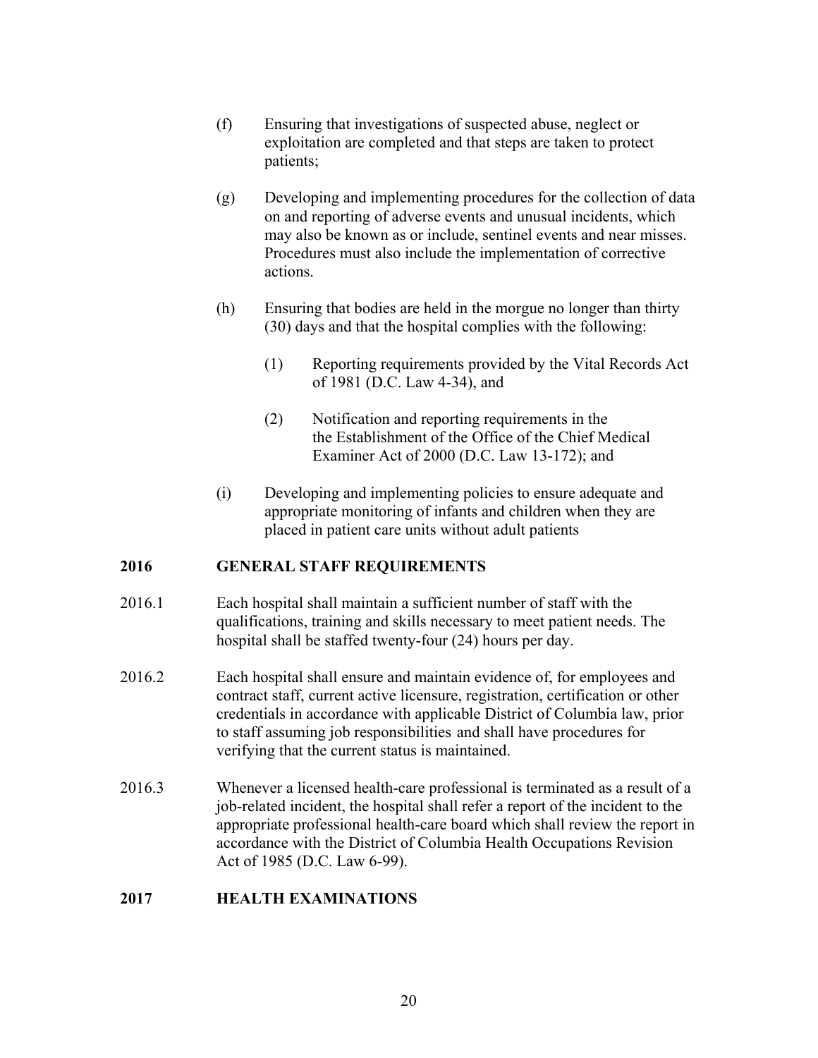(f) Ensuring that investigations of suspected abuse, neglect or exploitation are completed and that steps are taken to protect patients;

(g) Developing and implementing procedures for the collection of data on and reporting of adverse events and unusual incidents, which may also be known as or include, sentinel events and near misses. Procedures must also include the implementation of corrective actions.

(h) Ensuring that bodies are held in the morgue no longer than thirty (30) days and that the hospital complies with the following:

 (1) Reporting requirements provided by the Vital Records Act of 1981 (D.C. Law 4-34), and

 (2) Notification and reporting requirements in the the Establishment of the Office of the Chief Medical Examiner Act of 2000 (D.C. Law 13-172); and

(i) Developing and implementing policies to ensure adequate and appropriate monitoring of infants and children when they are placed in patient care units without adult patients

## 2016 GENERAL STAFF REQUIREMENTS

2016.1 Each hospital shall maintain a sufficient number of staff with the qualifications, training and skills necessary to meet patient needs. The hospital shall be staffed twenty-four (24) hours per day.

2016.2 Each hospital shall ensure and maintain evidence of, for employees and contract staff, current active licensure, registration, certification or other credentials in accordance with applicable District of Columbia law, prior to staff assuming job responsibilities and shall have procedures for verifying that the current status is maintained.

2016.3 Whenever a licensed health-care professional is terminated as a result of a job-related incident, the hospital shall refer a report of the incident to the appropriate professional health-care board which shall review the report in accordance with the District of Columbia Health Occupations Revision Act of 1985 (D.C. Law 6-99).

## 2017 HEALTH EXAMINATIONS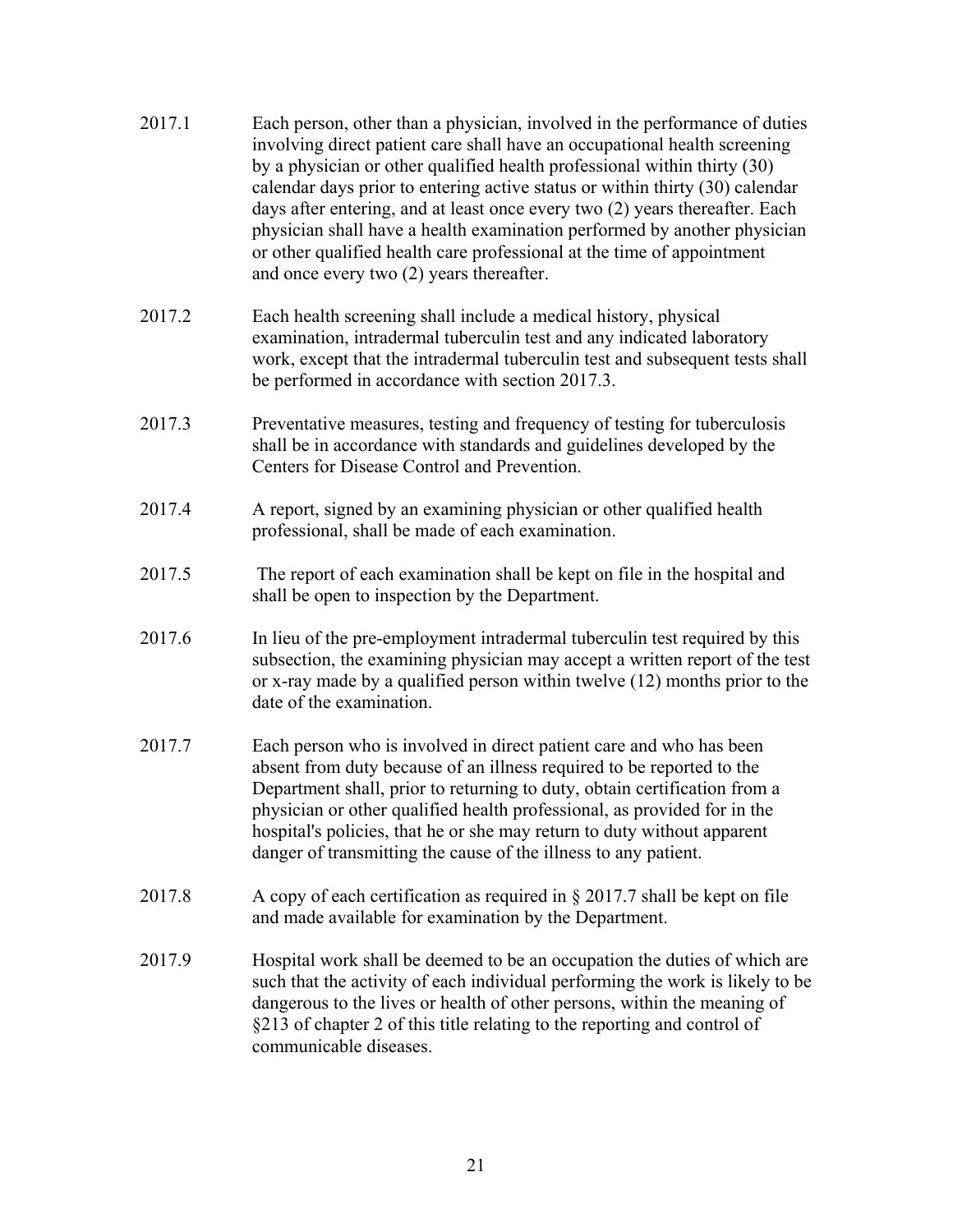2017.1 Each person, other than a physician, involved in the performance of duties involving direct patient care shall have an occupational health screening by a physician or other qualified health professional within thirty (30) calendar days prior to entering active status or within thirty (30) calendar days after entering, and at least once every two (2) years thereafter. Each physician shall have a health examination performed by another physician or other qualified health care professional at the time of appointment and once every two (2) years thereafter.

2017.2 Each health screening shall include a medical history, physical examination, intradermal tuberculin test and any indicated laboratory work, except that the intradermal tuberculin test and subsequent tests shall be performed in accordance with section 2017.3.

2017.3 Preventative measures, testing and frequency of testing for tuberculosis shall be in accordance with standards and guidelines developed by the Centers for Disease Control and Prevention.

2017.4 A report, signed by an examining physician or other qualified health professional, shall be made of each examination.

2017.5 The report of each examination shall be kept on file in the hospital and shall be open to inspection by the Department.

2017.6 In lieu of the pre-employment intradermal tuberculin test required by this subsection, the examining physician may accept a written report of the test or x-ray made by a qualified person within twelve (12) months prior to the date of the examination.

2017.7 Each person who is involved in direct patient care and who has been absent from duty because of an illness required to be reported to the Department shall, prior to returning to duty, obtain certification from a physician or other qualified health professional, as provided for in the hospital's policies, that he or she may return to duty without apparent danger of transmitting the cause of the illness to any patient.

2017.8 A copy of each certification as required in § 2017.7 shall be kept on file and made available for examination by the Department.

2017.9 Hospital work shall be deemed to be an occupation the duties of which are such that the activity of each individual performing the work is likely to be dangerous to the lives or health of other persons, within the meaning of §213 of chapter 2 of this title relating to the reporting and control of communicable diseases.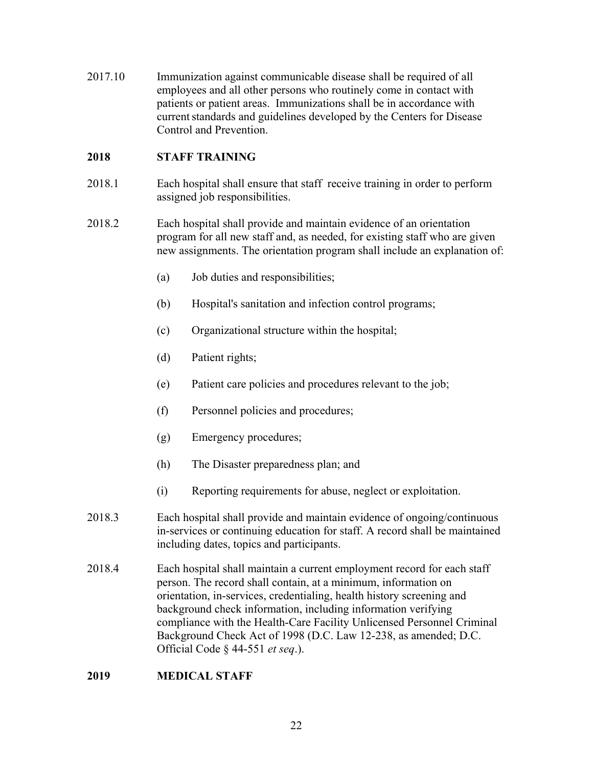2017.10 Immunization against communicable disease shall be required of all employees and all other persons who routinely come in contact with patients or patient areas. Immunizations shall be in accordance with current standards and guidelines developed by the Centers for Disease Control and Prevention.

## 2018 STAFF TRAINING

2018.1 Each hospital shall ensure that staff receive training in order to perform assigned job responsibilities.

2018.2 Each hospital shall provide and maintain evidence of an orientation program for all new staff and, as needed, for existing staff who are given new assignments. The orientation program shall include an explanation of:

(a) Job duties and responsibilities;

(b) Hospital's sanitation and infection control programs;

(c) Organizational structure within the hospital;

(d) Patient rights;

(e) Patient care policies and procedures relevant to the job;

(f) Personnel policies and procedures;

(g) Emergency procedures;

(h) The Disaster preparedness plan; and

(i) Reporting requirements for abuse, neglect or exploitation.

2018.3 Each hospital shall provide and maintain evidence of ongoing/continuous in-services or continuing education for staff. A record shall be maintained including dates, topics and participants.

2018.4 Each hospital shall maintain a current employment record for each staff person. The record shall contain, at a minimum, information on orientation, in-services, credentialing, health history screening and background check information, including information verifying compliance with the Health-Care Facility Unlicensed Personnel Criminal Background Check Act of 1998 (D.C. Law 12-238, as amended; D.C. Official Code § 44-551 *et seq*.).

## 2019 MEDICAL STAFF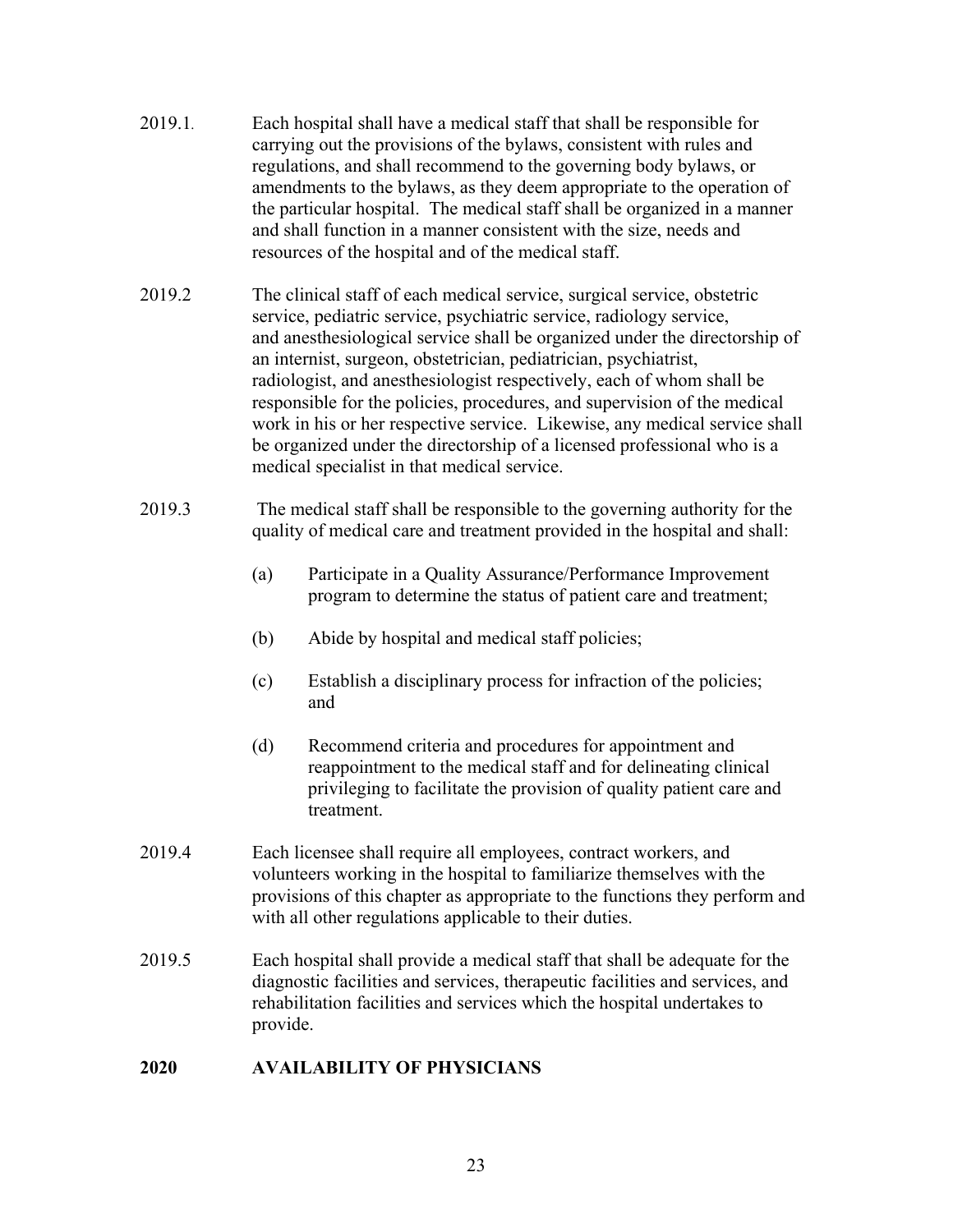2019.1. Each hospital shall have a medical staff that shall be responsible for carrying out the provisions of the bylaws, consistent with rules and regulations, and shall recommend to the governing body bylaws, or amendments to the bylaws, as they deem appropriate to the operation of the particular hospital. The medical staff shall be organized in a manner and shall function in a manner consistent with the size, needs and resources of the hospital and of the medical staff.

2019.2 The clinical staff of each medical service, surgical service, obstetric service, pediatric service, psychiatric service, radiology service, and anesthesiological service shall be organized under the directorship of an internist, surgeon, obstetrician, pediatrician, psychiatrist, radiologist, and anesthesiologist respectively, each of whom shall be responsible for the policies, procedures, and supervision of the medical work in his or her respective service. Likewise, any medical service shall be organized under the directorship of a licensed professional who is a medical specialist in that medical service.

2019.3 The medical staff shall be responsible to the governing authority for the quality of medical care and treatment provided in the hospital and shall:

- (a) Participate in a Quality Assurance/Performance Improvement program to determine the status of patient care and treatment;
- (b) Abide by hospital and medical staff policies;
- (c) Establish a disciplinary process for infraction of the policies; and
- (d) Recommend criteria and procedures for appointment and reappointment to the medical staff and for delineating clinical privileging to facilitate the provision of quality patient care and treatment.

2019.4 Each licensee shall require all employees, contract workers, and volunteers working in the hospital to familiarize themselves with the provisions of this chapter as appropriate to the functions they perform and with all other regulations applicable to their duties.

2019.5 Each hospital shall provide a medical staff that shall be adequate for the diagnostic facilities and services, therapeutic facilities and services, and rehabilitation facilities and services which the hospital undertakes to provide.

## 2020 AVAILABILITY OF PHYSICIANS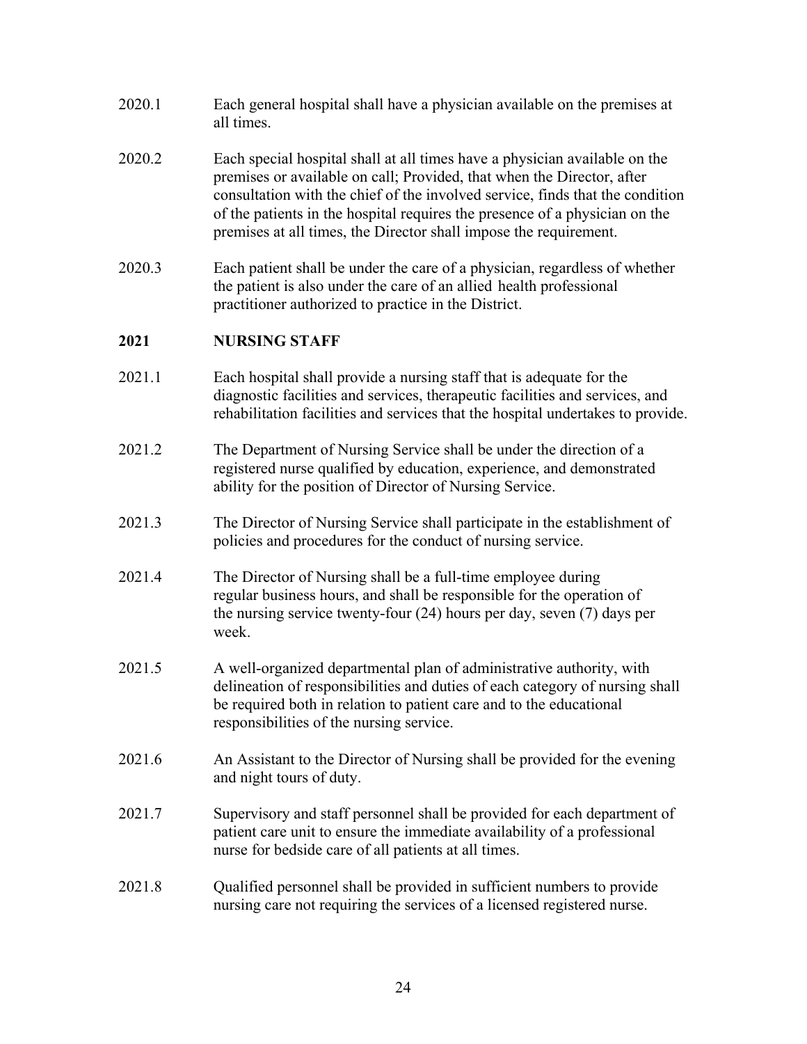2020.1 Each general hospital shall have a physician available on the premises at all times.

2020.2 Each special hospital shall at all times have a physician available on the premises or available on call; Provided, that when the Director, after consultation with the chief of the involved service, finds that the condition of the patients in the hospital requires the presence of a physician on the premises at all times, the Director shall impose the requirement.

2020.3 Each patient shall be under the care of a physician, regardless of whether the patient is also under the care of an allied health professional practitioner authorized to practice in the District.

## 2021 NURSING STAFF

2021.1 Each hospital shall provide a nursing staff that is adequate for the diagnostic facilities and services, therapeutic facilities and services, and rehabilitation facilities and services that the hospital undertakes to provide.

2021.2 The Department of Nursing Service shall be under the direction of a registered nurse qualified by education, experience, and demonstrated ability for the position of Director of Nursing Service.

2021.3 The Director of Nursing Service shall participate in the establishment of policies and procedures for the conduct of nursing service.

2021.4 The Director of Nursing shall be a full-time employee during regular business hours, and shall be responsible for the operation of the nursing service twenty-four (24) hours per day, seven (7) days per week.

2021.5 A well-organized departmental plan of administrative authority, with delineation of responsibilities and duties of each category of nursing shall be required both in relation to patient care and to the educational responsibilities of the nursing service.

2021.6 An Assistant to the Director of Nursing shall be provided for the evening and night tours of duty.

2021.7 Supervisory and staff personnel shall be provided for each department of patient care unit to ensure the immediate availability of a professional nurse for bedside care of all patients at all times.

2021.8 Qualified personnel shall be provided in sufficient numbers to provide nursing care not requiring the services of a licensed registered nurse.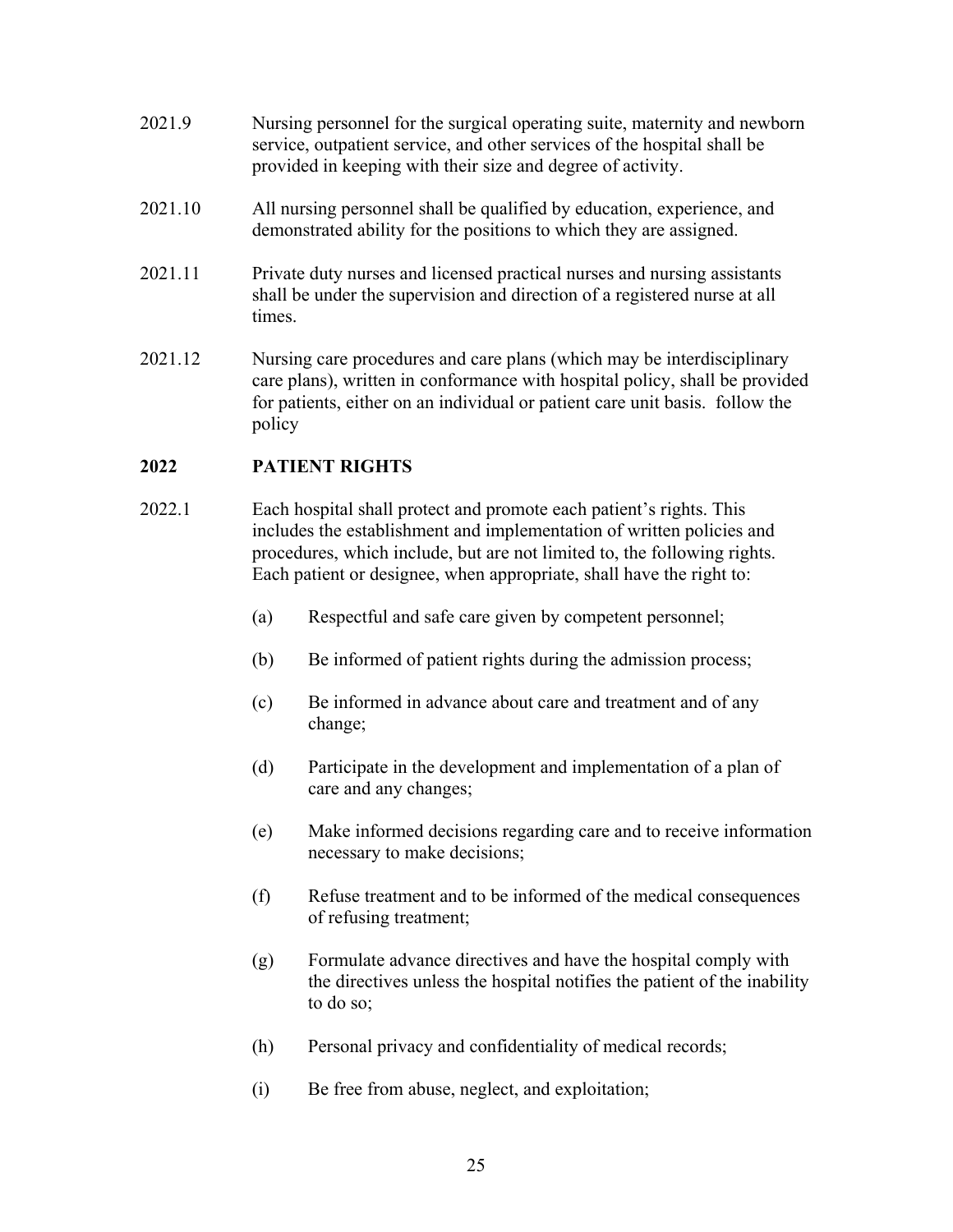2021.9 Nursing personnel for the surgical operating suite, maternity and newborn service, outpatient service, and other services of the hospital shall be provided in keeping with their size and degree of activity.

2021.10 All nursing personnel shall be qualified by education, experience, and demonstrated ability for the positions to which they are assigned.

2021.11 Private duty nurses and licensed practical nurses and nursing assistants shall be under the supervision and direction of a registered nurse at all times.

2021.12 Nursing care procedures and care plans (which may be interdisciplinary care plans), written in conformance with hospital policy, shall be provided for patients, either on an individual or patient care unit basis. follow the policy

## 2022 PATIENT RIGHTS

2022.1 Each hospital shall protect and promote each patient's rights. This includes the establishment and implementation of written policies and procedures, which include, but are not limited to, the following rights. Each patient or designee, when appropriate, shall have the right to:

(a) Respectful and safe care given by competent personnel;

(b) Be informed of patient rights during the admission process;

(c) Be informed in advance about care and treatment and of any change;

(d) Participate in the development and implementation of a plan of care and any changes;

(e) Make informed decisions regarding care and to receive information necessary to make decisions;

(f) Refuse treatment and to be informed of the medical consequences of refusing treatment;

(g) Formulate advance directives and have the hospital comply with the directives unless the hospital notifies the patient of the inability to do so;

(h) Personal privacy and confidentiality of medical records;

(i) Be free from abuse, neglect, and exploitation;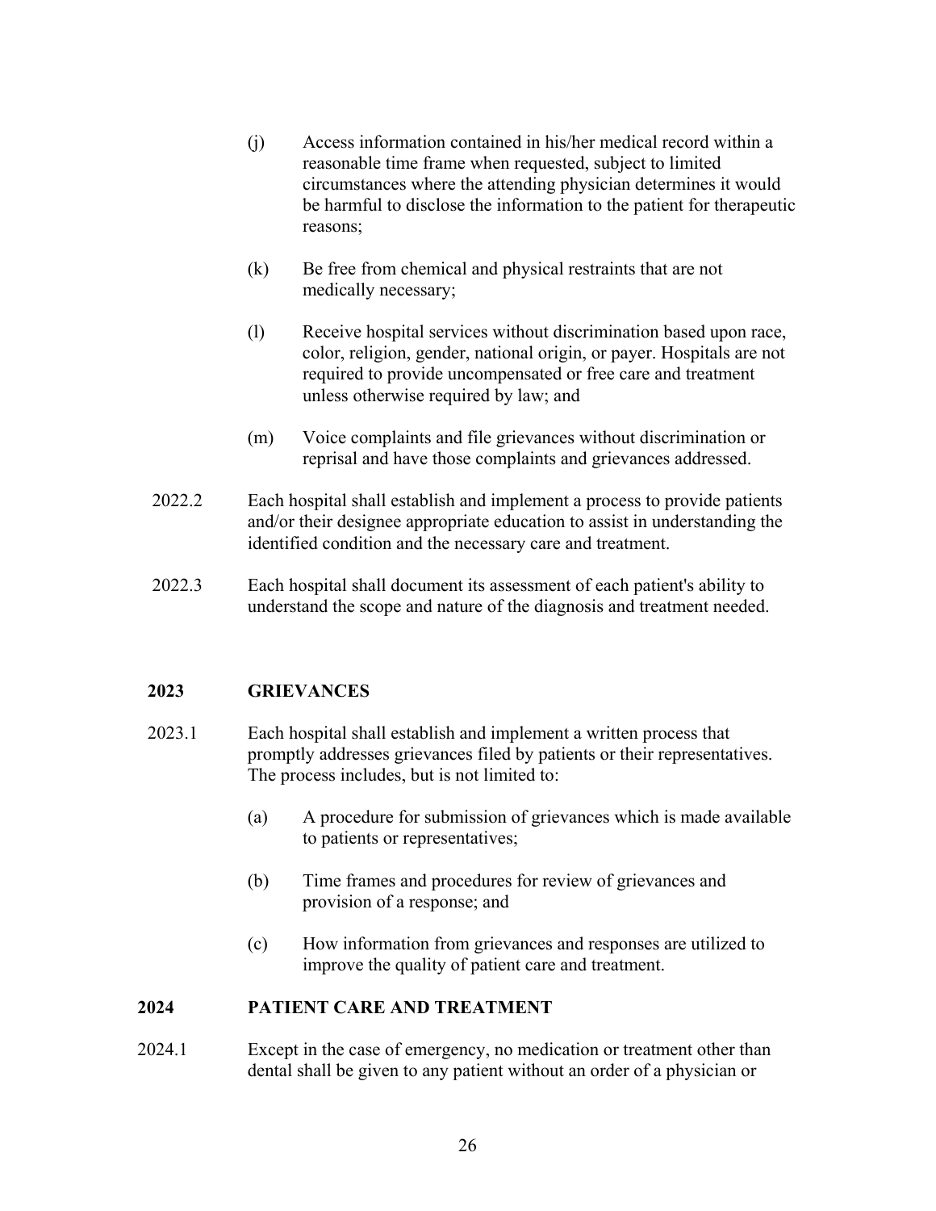(j) Access information contained in his/her medical record within a reasonable time frame when requested, subject to limited circumstances where the attending physician determines it would be harmful to disclose the information to the patient for therapeutic reasons;

(k) Be free from chemical and physical restraints that are not medically necessary;

(l) Receive hospital services without discrimination based upon race, color, religion, gender, national origin, or payer. Hospitals are not required to provide uncompensated or free care and treatment unless otherwise required by law; and

(m) Voice complaints and file grievances without discrimination or reprisal and have those complaints and grievances addressed.

2022.2 Each hospital shall establish and implement a process to provide patients and/or their designee appropriate education to assist in understanding the identified condition and the necessary care and treatment.

2022.3 Each hospital shall document its assessment of each patient's ability to understand the scope and nature of the diagnosis and treatment needed.

## 2023 GRIEVANCES

2023.1 Each hospital shall establish and implement a written process that promptly addresses grievances filed by patients or their representatives. The process includes, but is not limited to:

(a) A procedure for submission of grievances which is made available to patients or representatives;

(b) Time frames and procedures for review of grievances and provision of a response; and

(c) How information from grievances and responses are utilized to improve the quality of patient care and treatment.

## 2024 PATIENT CARE AND TREATMENT

2024.1 Except in the case of emergency, no medication or treatment other than dental shall be given to any patient without an order of a physician or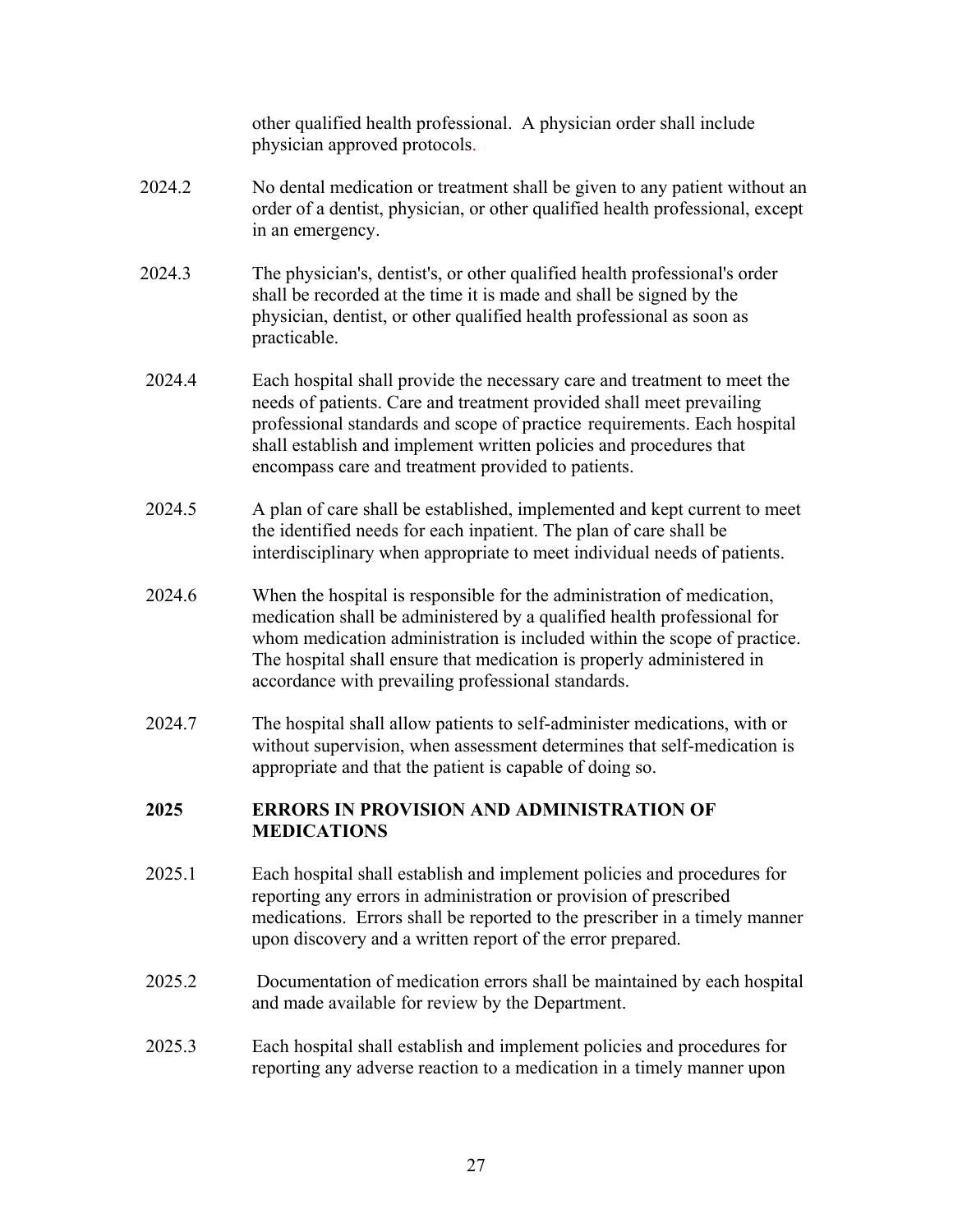other qualified health professional. A physician order shall include physician approved protocols.

2024.2 No dental medication or treatment shall be given to any patient without an order of a dentist, physician, or other qualified health professional, except in an emergency.

2024.3 The physician's, dentist's, or other qualified health professional's order shall be recorded at the time it is made and shall be signed by the physician, dentist, or other qualified health professional as soon as practicable.

2024.4 Each hospital shall provide the necessary care and treatment to meet the needs of patients. Care and treatment provided shall meet prevailing professional standards and scope of practice requirements. Each hospital shall establish and implement written policies and procedures that encompass care and treatment provided to patients.

2024.5 A plan of care shall be established, implemented and kept current to meet the identified needs for each inpatient. The plan of care shall be interdisciplinary when appropriate to meet individual needs of patients.

2024.6 When the hospital is responsible for the administration of medication, medication shall be administered by a qualified health professional for whom medication administration is included within the scope of practice. The hospital shall ensure that medication is properly administered in accordance with prevailing professional standards.

2024.7 The hospital shall allow patients to self-administer medications, with or without supervision, when assessment determines that self-medication is appropriate and that the patient is capable of doing so.

**2025 ERRORS IN PROVISION AND ADMINISTRATION OF MEDICATIONS**

2025.1 Each hospital shall establish and implement policies and procedures for reporting any errors in administration or provision of prescribed medications. Errors shall be reported to the prescriber in a timely manner upon discovery and a written report of the error prepared.

2025.2 Documentation of medication errors shall be maintained by each hospital and made available for review by the Department.

2025.3 Each hospital shall establish and implement policies and procedures for reporting any adverse reaction to a medication in a timely manner upon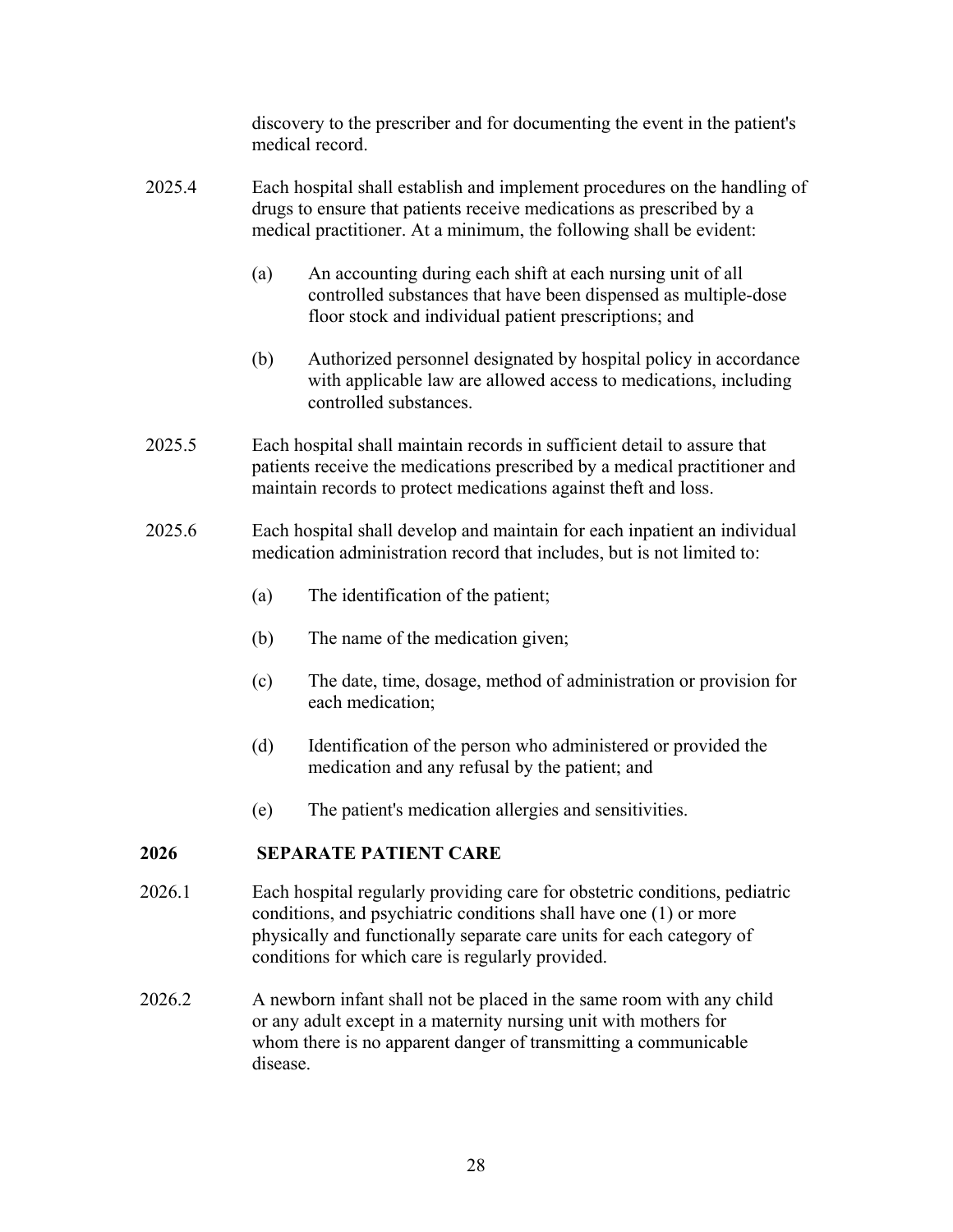discovery to the prescriber and for documenting the event in the patient's medical record.

2025.4 Each hospital shall establish and implement procedures on the handling of drugs to ensure that patients receive medications as prescribed by a medical practitioner. At a minimum, the following shall be evident:

(a) An accounting during each shift at each nursing unit of all controlled substances that have been dispensed as multiple-dose floor stock and individual patient prescriptions; and

(b) Authorized personnel designated by hospital policy in accordance with applicable law are allowed access to medications, including controlled substances.

2025.5 Each hospital shall maintain records in sufficient detail to assure that patients receive the medications prescribed by a medical practitioner and maintain records to protect medications against theft and loss.

2025.6 Each hospital shall develop and maintain for each inpatient an individual medication administration record that includes, but is not limited to:

(a) The identification of the patient;

(b) The name of the medication given;

(c) The date, time, dosage, method of administration or provision for each medication;

(d) Identification of the person who administered or provided the medication and any refusal by the patient; and

(e) The patient's medication allergies and sensitivities.

## 2026 SEPARATE PATIENT CARE

2026.1 Each hospital regularly providing care for obstetric conditions, pediatric conditions, and psychiatric conditions shall have one (1) or more physically and functionally separate care units for each category of conditions for which care is regularly provided.

2026.2 A newborn infant shall not be placed in the same room with any child or any adult except in a maternity nursing unit with mothers for whom there is no apparent danger of transmitting a communicable disease.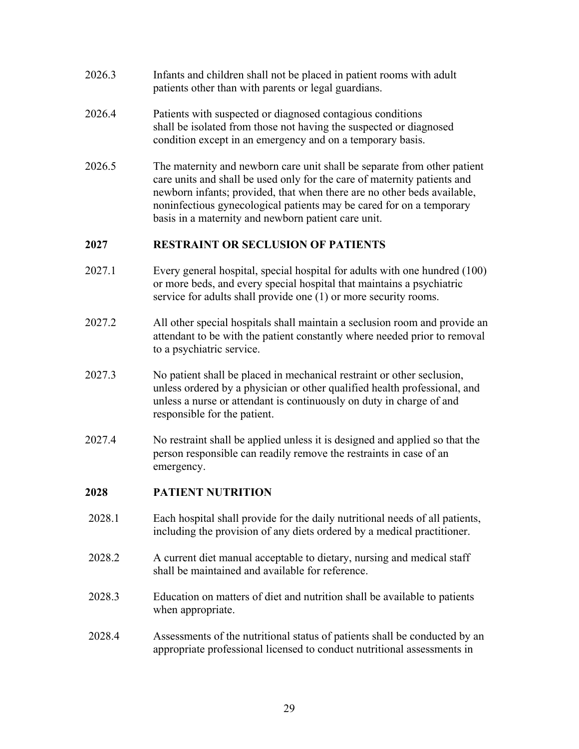2026.3 Infants and children shall not be placed in patient rooms with adult patients other than with parents or legal guardians.

2026.4 Patients with suspected or diagnosed contagious conditions shall be isolated from those not having the suspected or diagnosed condition except in an emergency and on a temporary basis.

2026.5 The maternity and newborn care unit shall be separate from other patient care units and shall be used only for the care of maternity patients and newborn infants; provided, that when there are no other beds available, noninfectious gynecological patients may be cared for on a temporary basis in a maternity and newborn patient care unit.

## 2027 RESTRAINT OR SECLUSION OF PATIENTS

2027.1 Every general hospital, special hospital for adults with one hundred (100) or more beds, and every special hospital that maintains a psychiatric service for adults shall provide one (1) or more security rooms.

2027.2 All other special hospitals shall maintain a seclusion room and provide an attendant to be with the patient constantly where needed prior to removal to a psychiatric service.

2027.3 No patient shall be placed in mechanical restraint or other seclusion, unless ordered by a physician or other qualified health professional, and unless a nurse or attendant is continuously on duty in charge of and responsible for the patient.

2027.4 No restraint shall be applied unless it is designed and applied so that the person responsible can readily remove the restraints in case of an emergency.

## 2028 PATIENT NUTRITION

2028.1 Each hospital shall provide for the daily nutritional needs of all patients, including the provision of any diets ordered by a medical practitioner.

2028.2 A current diet manual acceptable to dietary, nursing and medical staff shall be maintained and available for reference.

2028.3 Education on matters of diet and nutrition shall be available to patients when appropriate.

2028.4 Assessments of the nutritional status of patients shall be conducted by an appropriate professional licensed to conduct nutritional assessments in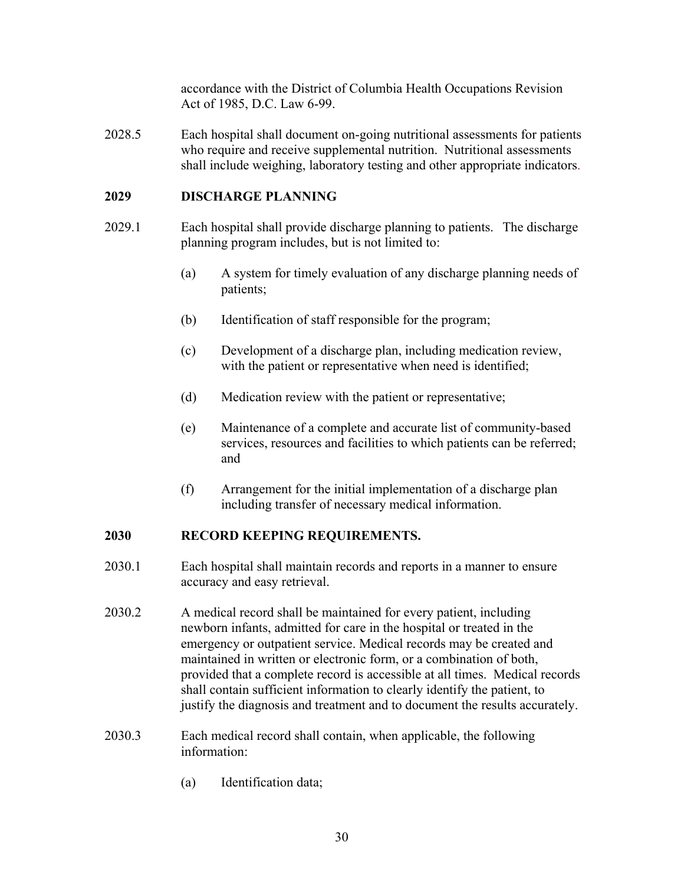accordance with the District of Columbia Health Occupations Revision Act of 1985, D.C. Law 6-99.

2028.5 Each hospital shall document on-going nutritional assessments for patients who require and receive supplemental nutrition. Nutritional assessments shall include weighing, laboratory testing and other appropriate indicators.

## 2029 DISCHARGE PLANNING

2029.1 Each hospital shall provide discharge planning to patients. The discharge planning program includes, but is not limited to:

(a) A system for timely evaluation of any discharge planning needs of patients;

(b) Identification of staff responsible for the program;

(c) Development of a discharge plan, including medication review, with the patient or representative when need is identified;

(d) Medication review with the patient or representative;

(e) Maintenance of a complete and accurate list of community-based services, resources and facilities to which patients can be referred; and

(f) Arrangement for the initial implementation of a discharge plan including transfer of necessary medical information.

## 2030 RECORD KEEPING REQUIREMENTS.

2030.1 Each hospital shall maintain records and reports in a manner to ensure accuracy and easy retrieval.

2030.2 A medical record shall be maintained for every patient, including newborn infants, admitted for care in the hospital or treated in the emergency or outpatient service. Medical records may be created and maintained in written or electronic form, or a combination of both, provided that a complete record is accessible at all times. Medical records shall contain sufficient information to clearly identify the patient, to justify the diagnosis and treatment and to document the results accurately.

2030.3 Each medical record shall contain, when applicable, the following information:

(a) Identification data;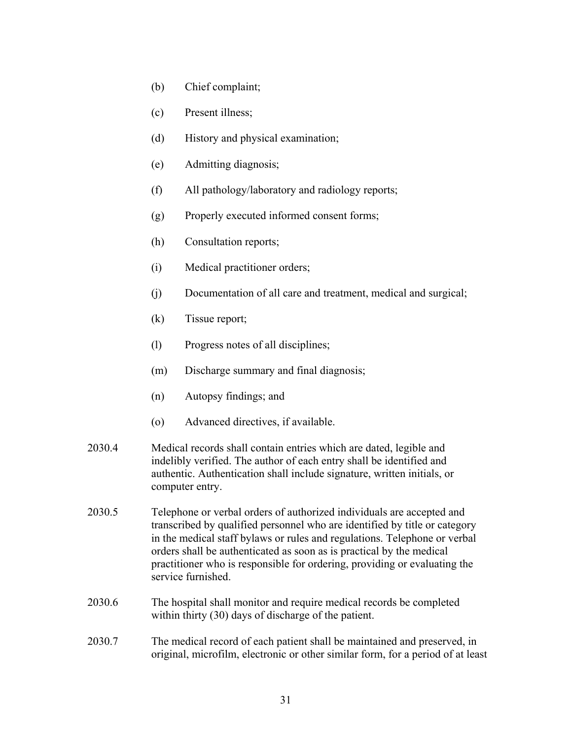(b) Chief complaint;

(c) Present illness;

(d) History and physical examination;

(e) Admitting diagnosis;

(f) All pathology/laboratory and radiology reports;

(g) Properly executed informed consent forms;

(h) Consultation reports;

(i) Medical practitioner orders;

(j) Documentation of all care and treatment, medical and surgical;

(k) Tissue report;

(l) Progress notes of all disciplines;

(m) Discharge summary and final diagnosis;

(n) Autopsy findings; and

(o) Advanced directives, if available.

2030.4 Medical records shall contain entries which are dated, legible and indelibly verified. The author of each entry shall be identified and authentic. Authentication shall include signature, written initials, or computer entry.

2030.5 Telephone or verbal orders of authorized individuals are accepted and transcribed by qualified personnel who are identified by title or category in the medical staff bylaws or rules and regulations. Telephone or verbal orders shall be authenticated as soon as is practical by the medical practitioner who is responsible for ordering, providing or evaluating the service furnished.

2030.6 The hospital shall monitor and require medical records be completed within thirty (30) days of discharge of the patient.

2030.7 The medical record of each patient shall be maintained and preserved, in original, microfilm, electronic or other similar form, for a period of at least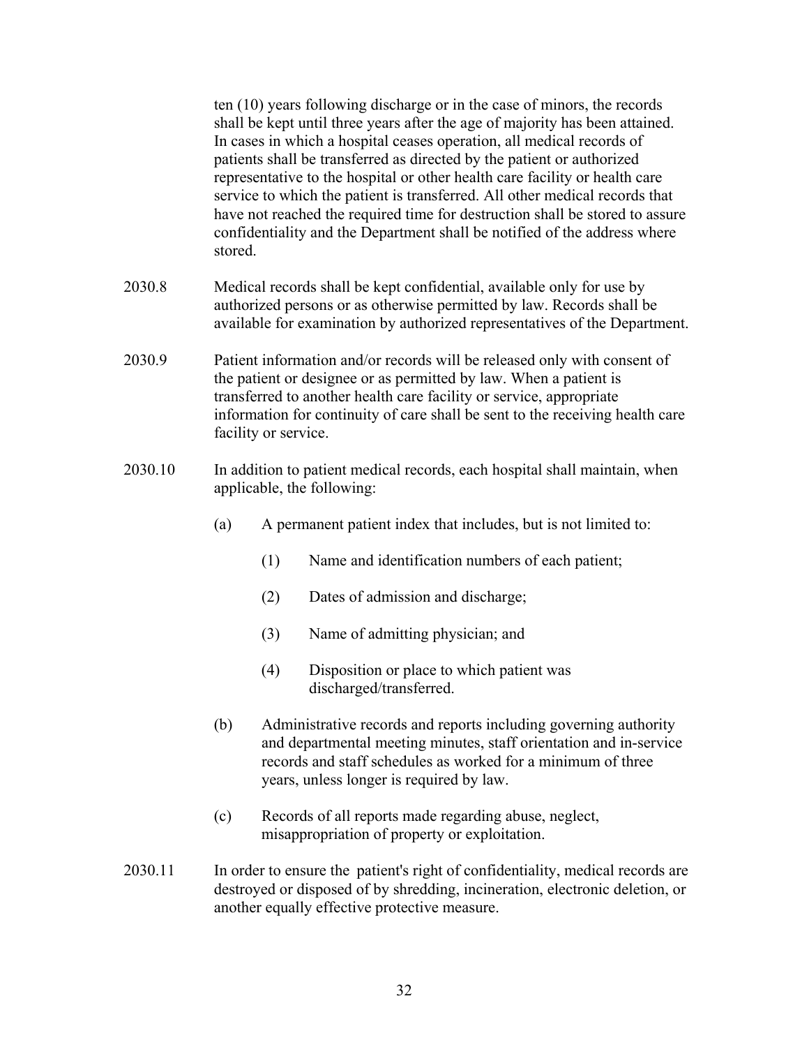ten (10) years following discharge or in the case of minors, the records shall be kept until three years after the age of majority has been attained. In cases in which a hospital ceases operation, all medical records of patients shall be transferred as directed by the patient or authorized representative to the hospital or other health care facility or health care service to which the patient is transferred. All other medical records that have not reached the required time for destruction shall be stored to assure confidentiality and the Department shall be notified of the address where stored.

2030.8 Medical records shall be kept confidential, available only for use by authorized persons or as otherwise permitted by law. Records shall be available for examination by authorized representatives of the Department.

2030.9 Patient information and/or records will be released only with consent of the patient or designee or as permitted by law. When a patient is transferred to another health care facility or service, appropriate information for continuity of care shall be sent to the receiving health care facility or service.

2030.10 In addition to patient medical records, each hospital shall maintain, when applicable, the following:

(a) A permanent patient index that includes, but is not limited to:

(1) Name and identification numbers of each patient;

(2) Dates of admission and discharge;

(3) Name of admitting physician; and

(4) Disposition or place to which patient was discharged/transferred.

(b) Administrative records and reports including governing authority and departmental meeting minutes, staff orientation and in-service records and staff schedules as worked for a minimum of three years, unless longer is required by law.

(c) Records of all reports made regarding abuse, neglect, misappropriation of property or exploitation.

2030.11 In order to ensure the patient's right of confidentiality, medical records are destroyed or disposed of by shredding, incineration, electronic deletion, or another equally effective protective measure.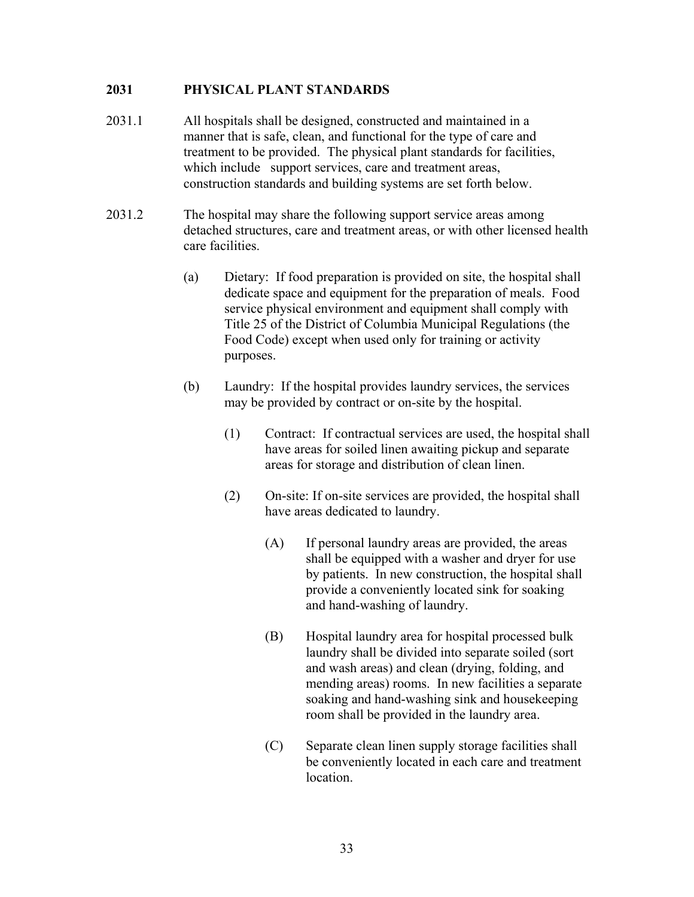## 2031 PHYSICAL PLANT STANDARDS

2031.1 All hospitals shall be designed, constructed and maintained in a manner that is safe, clean, and functional for the type of care and treatment to be provided. The physical plant standards for facilities, which include support services, care and treatment areas, construction standards and building systems are set forth below.

2031.2 The hospital may share the following support service areas among detached structures, care and treatment areas, or with other licensed health care facilities.

(a) Dietary: If food preparation is provided on site, the hospital shall dedicate space and equipment for the preparation of meals. Food service physical environment and equipment shall comply with Title 25 of the District of Columbia Municipal Regulations (the Food Code) except when used only for training or activity purposes.

(b) Laundry: If the hospital provides laundry services, the services may be provided by contract or on-site by the hospital.

(1) Contract: If contractual services are used, the hospital shall have areas for soiled linen awaiting pickup and separate areas for storage and distribution of clean linen.

(2) On-site: If on-site services are provided, the hospital shall have areas dedicated to laundry.

(A) If personal laundry areas are provided, the areas shall be equipped with a washer and dryer for use by patients. In new construction, the hospital shall provide a conveniently located sink for soaking and hand-washing of laundry.

(B) Hospital laundry area for hospital processed bulk laundry shall be divided into separate soiled (sort and wash areas) and clean (drying, folding, and mending areas) rooms. In new facilities a separate soaking and hand-washing sink and housekeeping room shall be provided in the laundry area.

(C) Separate clean linen supply storage facilities shall be conveniently located in each care and treatment location.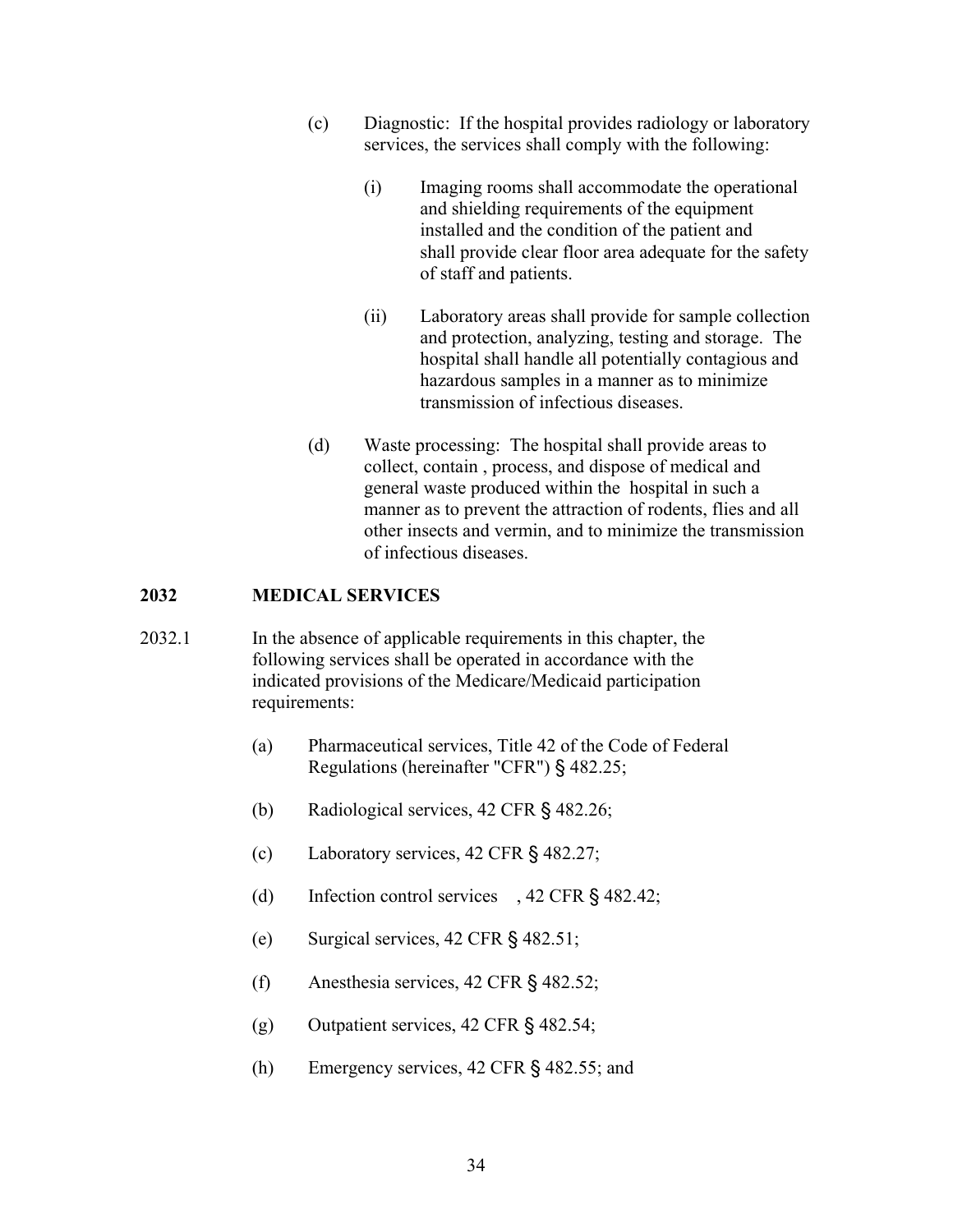(c) Diagnostic: If the hospital provides radiology or laboratory services, the services shall comply with the following:

(i) Imaging rooms shall accommodate the operational and shielding requirements of the equipment installed and the condition of the patient and shall provide clear floor area adequate for the safety of staff and patients.

(ii) Laboratory areas shall provide for sample collection and protection, analyzing, testing and storage. The hospital shall handle all potentially contagious and hazardous samples in a manner as to minimize transmission of infectious diseases.

(d) Waste processing: The hospital shall provide areas to collect, contain , process, and dispose of medical and general waste produced within the hospital in such a manner as to prevent the attraction of rodents, flies and all other insects and vermin, and to minimize the transmission of infectious diseases.

## 2032 MEDICAL SERVICES

2032.1 In the absence of applicable requirements in this chapter, the following services shall be operated in accordance with the indicated provisions of the Medicare/Medicaid participation requirements:

(a) Pharmaceutical services, Title 42 of the Code of Federal Regulations (hereinafter "CFR") § 482.25;

(b) Radiological services, 42 CFR § 482.26;

(c) Laboratory services, 42 CFR § 482.27;

(d) Infection control services , 42 CFR § 482.42;

(e) Surgical services, 42 CFR § 482.51;

(f) Anesthesia services, 42 CFR § 482.52;

(g) Outpatient services, 42 CFR § 482.54;

(h) Emergency services, 42 CFR § 482.55; and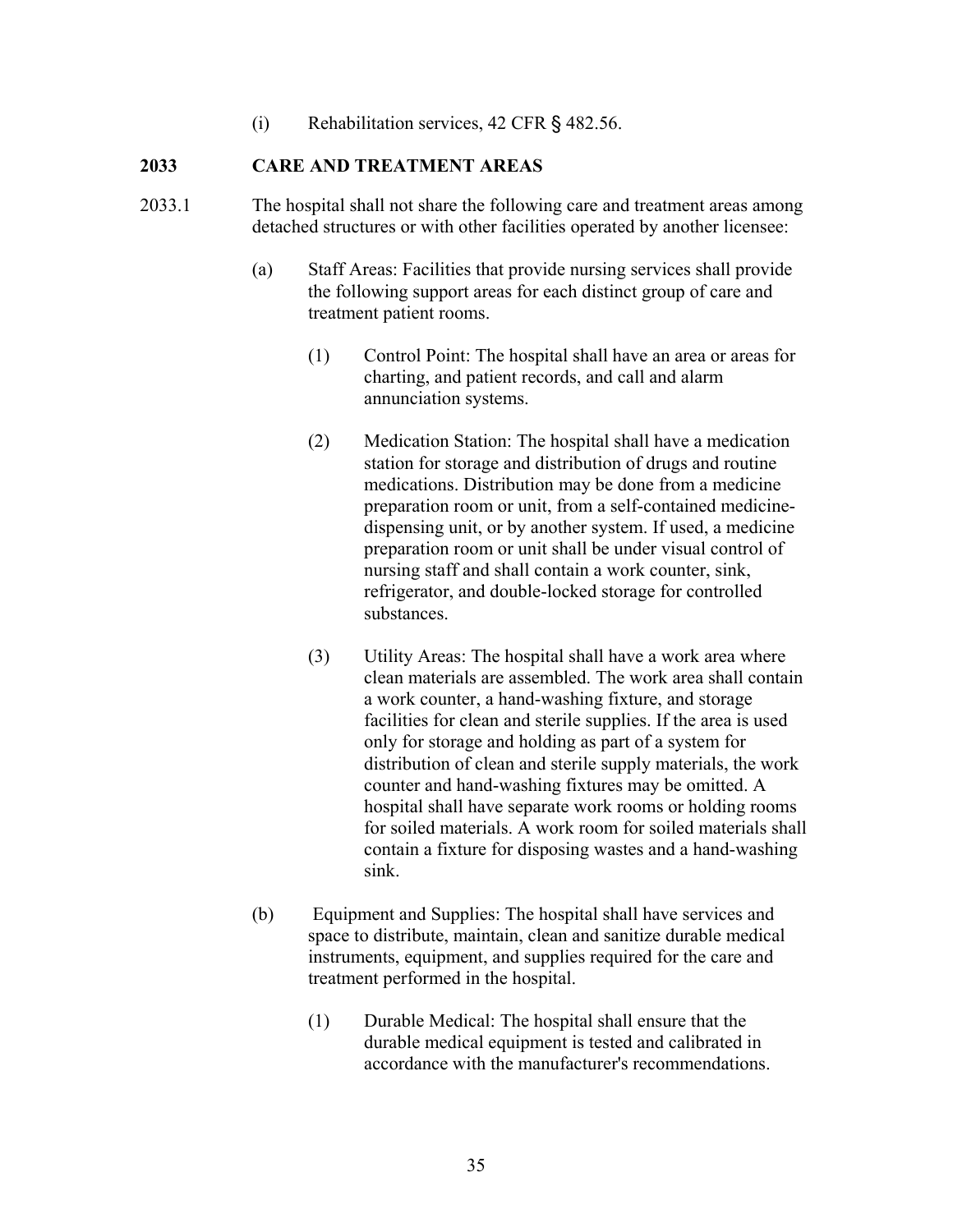(i) Rehabilitation services, 42 CFR § 482.56.

## 2033 CARE AND TREATMENT AREAS

2033.1 The hospital shall not share the following care and treatment areas among detached structures or with other facilities operated by another licensee:

(a) Staff Areas: Facilities that provide nursing services shall provide the following support areas for each distinct group of care and treatment patient rooms.

(1) Control Point: The hospital shall have an area or areas for charting, and patient records, and call and alarm annunciation systems.

(2) Medication Station: The hospital shall have a medication station for storage and distribution of drugs and routine medications. Distribution may be done from a medicine preparation room or unit, from a self-contained medicine-dispensing unit, or by another system. If used, a medicine preparation room or unit shall be under visual control of nursing staff and shall contain a work counter, sink, refrigerator, and double-locked storage for controlled substances.

(3) Utility Areas: The hospital shall have a work area where clean materials are assembled. The work area shall contain a work counter, a hand-washing fixture, and storage facilities for clean and sterile supplies. If the area is used only for storage and holding as part of a system for distribution of clean and sterile supply materials, the work counter and hand-washing fixtures may be omitted. A hospital shall have separate work rooms or holding rooms for soiled materials. A work room for soiled materials shall contain a fixture for disposing wastes and a hand-washing sink.

(b) Equipment and Supplies: The hospital shall have services and space to distribute, maintain, clean and sanitize durable medical instruments, equipment, and supplies required for the care and treatment performed in the hospital.

(1) Durable Medical: The hospital shall ensure that the durable medical equipment is tested and calibrated in accordance with the manufacturer's recommendations.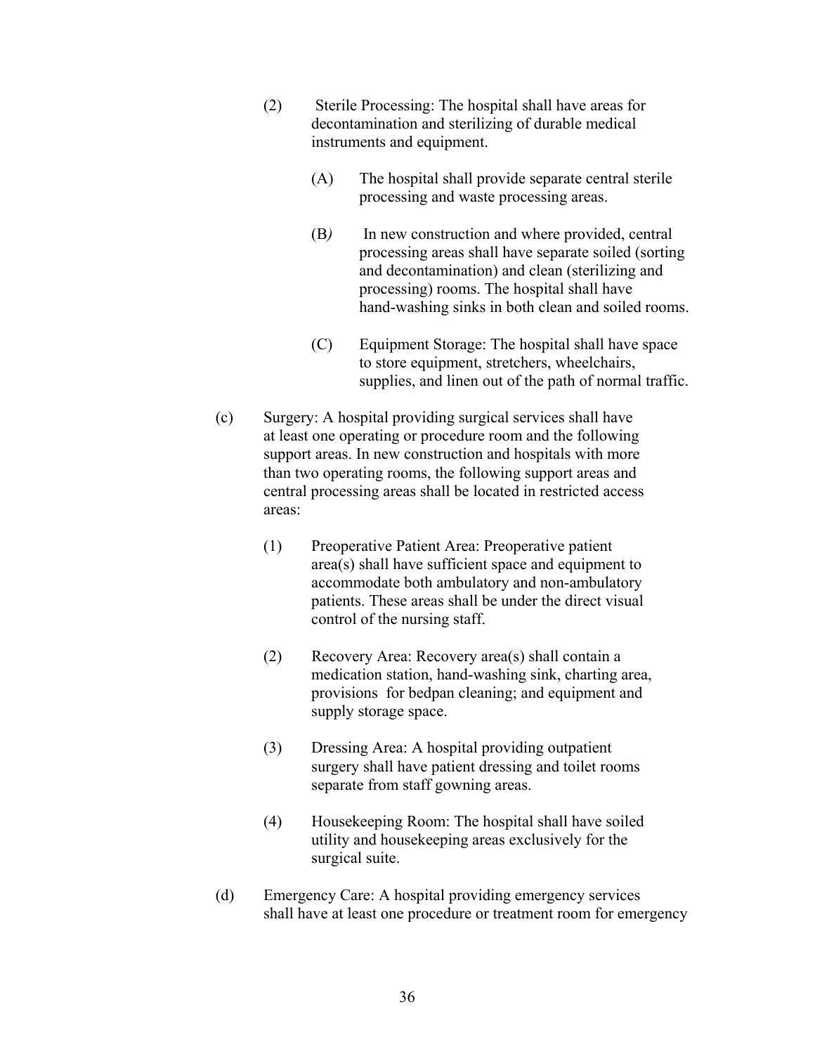(2) Sterile Processing: The hospital shall have areas for decontamination and sterilizing of durable medical instruments and equipment.

(A) The hospital shall provide separate central sterile processing and waste processing areas.

(B) In new construction and where provided, central processing areas shall have separate soiled (sorting and decontamination) and clean (sterilizing and processing) rooms. The hospital shall have hand-washing sinks in both clean and soiled rooms.

(C) Equipment Storage: The hospital shall have space to store equipment, stretchers, wheelchairs, supplies, and linen out of the path of normal traffic.

(c) Surgery: A hospital providing surgical services shall have at least one operating or procedure room and the following support areas. In new construction and hospitals with more than two operating rooms, the following support areas and central processing areas shall be located in restricted access areas:

(1) Preoperative Patient Area: Preoperative patient area(s) shall have sufficient space and equipment to accommodate both ambulatory and non-ambulatory patients. These areas shall be under the direct visual control of the nursing staff.

(2) Recovery Area: Recovery area(s) shall contain a medication station, hand-washing sink, charting area, provisions for bedpan cleaning; and equipment and supply storage space.

(3) Dressing Area: A hospital providing outpatient surgery shall have patient dressing and toilet rooms separate from staff gowning areas.

(4) Housekeeping Room: The hospital shall have soiled utility and housekeeping areas exclusively for the surgical suite.

(d) Emergency Care: A hospital providing emergency services shall have at least one procedure or treatment room for emergency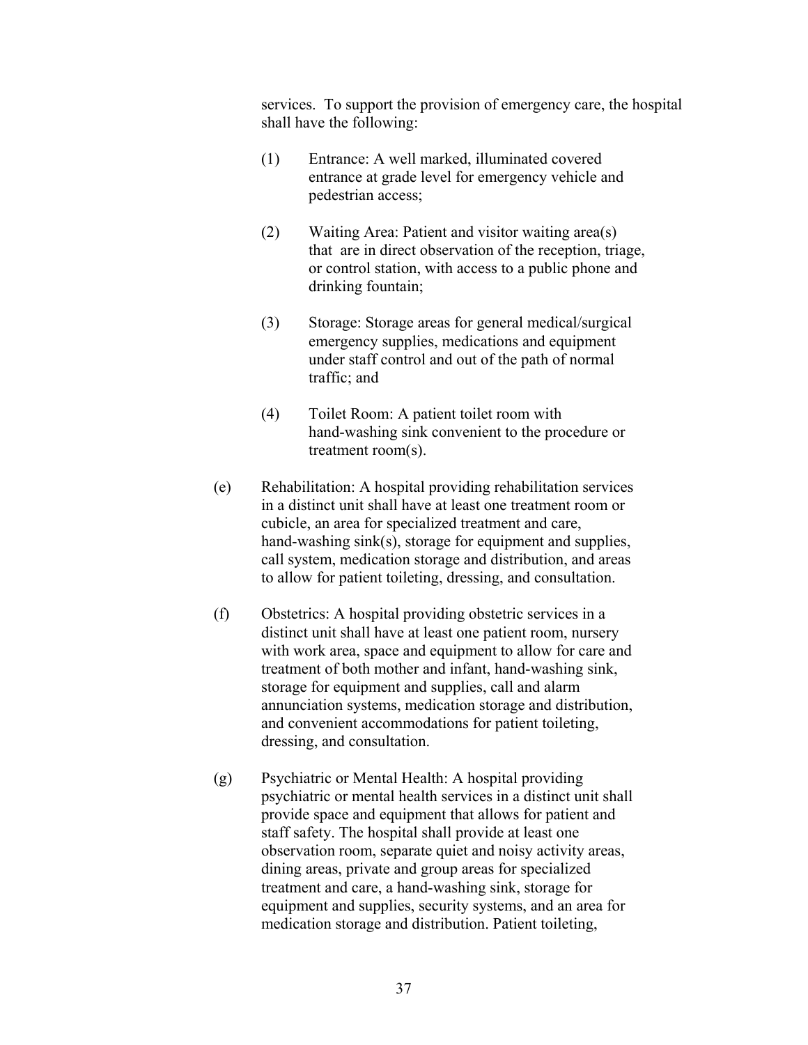services. To support the provision of emergency care, the hospital shall have the following:

(1) Entrance: A well marked, illuminated covered entrance at grade level for emergency vehicle and pedestrian access;

(2) Waiting Area: Patient and visitor waiting area(s) that are in direct observation of the reception, triage, or control station, with access to a public phone and drinking fountain;

(3) Storage: Storage areas for general medical/surgical emergency supplies, medications and equipment under staff control and out of the path of normal traffic; and

(4) Toilet Room: A patient toilet room with hand-washing sink convenient to the procedure or treatment room(s).

(e) Rehabilitation: A hospital providing rehabilitation services in a distinct unit shall have at least one treatment room or cubicle, an area for specialized treatment and care, hand-washing sink(s), storage for equipment and supplies, call system, medication storage and distribution, and areas to allow for patient toileting, dressing, and consultation.

(f) Obstetrics: A hospital providing obstetric services in a distinct unit shall have at least one patient room, nursery with work area, space and equipment to allow for care and treatment of both mother and infant, hand-washing sink, storage for equipment and supplies, call and alarm annunciation systems, medication storage and distribution, and convenient accommodations for patient toileting, dressing, and consultation.

(g) Psychiatric or Mental Health: A hospital providing psychiatric or mental health services in a distinct unit shall provide space and equipment that allows for patient and staff safety. The hospital shall provide at least one observation room, separate quiet and noisy activity areas, dining areas, private and group areas for specialized treatment and care, a hand-washing sink, storage for equipment and supplies, security systems, and an area for medication storage and distribution. Patient toileting,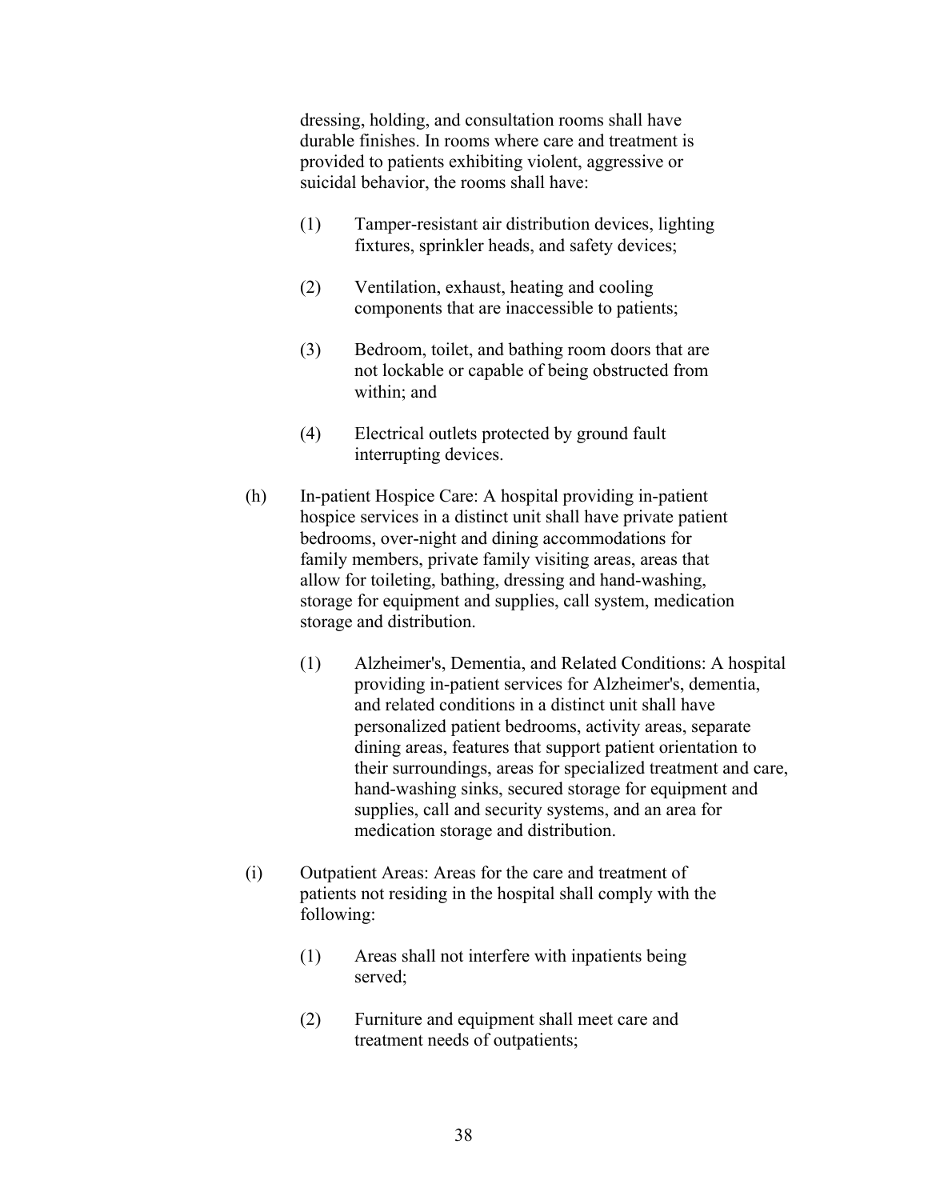dressing, holding, and consultation rooms shall have durable finishes. In rooms where care and treatment is provided to patients exhibiting violent, aggressive or suicidal behavior, the rooms shall have:

(1) Tamper-resistant air distribution devices, lighting fixtures, sprinkler heads, and safety devices;

(2) Ventilation, exhaust, heating and cooling components that are inaccessible to patients;

(3) Bedroom, toilet, and bathing room doors that are not lockable or capable of being obstructed from within; and

(4) Electrical outlets protected by ground fault interrupting devices.

(h) In-patient Hospice Care: A hospital providing in-patient hospice services in a distinct unit shall have private patient bedrooms, over-night and dining accommodations for family members, private family visiting areas, areas that allow for toileting, bathing, dressing and hand-washing, storage for equipment and supplies, call system, medication storage and distribution.

(1) Alzheimer's, Dementia, and Related Conditions: A hospital providing in-patient services for Alzheimer's, dementia, and related conditions in a distinct unit shall have personalized patient bedrooms, activity areas, separate dining areas, features that support patient orientation to their surroundings, areas for specialized treatment and care, hand-washing sinks, secured storage for equipment and supplies, call and security systems, and an area for medication storage and distribution.

(i) Outpatient Areas: Areas for the care and treatment of patients not residing in the hospital shall comply with the following:

(1) Areas shall not interfere with inpatients being served;

(2) Furniture and equipment shall meet care and treatment needs of outpatients;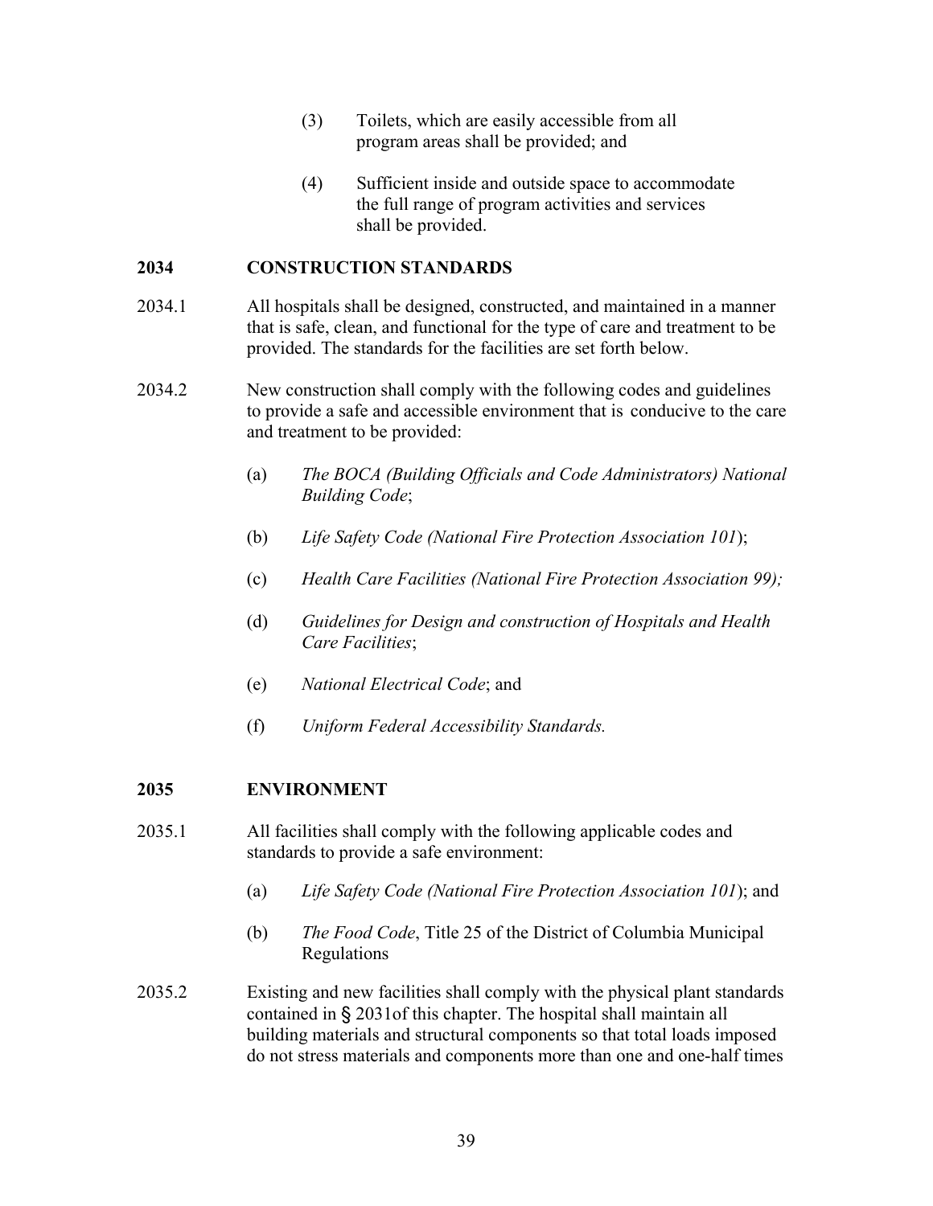(3) Toilets, which are easily accessible from all program areas shall be provided; and

(4) Sufficient inside and outside space to accommodate the full range of program activities and services shall be provided.

## 2034 CONSTRUCTION STANDARDS

2034.1 All hospitals shall be designed, constructed, and maintained in a manner that is safe, clean, and functional for the type of care and treatment to be provided. The standards for the facilities are set forth below.

2034.2 New construction shall comply with the following codes and guidelines to provide a safe and accessible environment that is conducive to the care and treatment to be provided:

(a) *The BOCA (Building Officials and Code Administrators) National Building Code*;

(b) *Life Safety Code (National Fire Protection Association 101)*;

(c) *Health Care Facilities (National Fire Protection Association 99);*

(d) *Guidelines for Design and construction of Hospitals and Health Care Facilities*;

(e) *National Electrical Code*; and

(f) *Uniform Federal Accessibility Standards.*

## 2035 ENVIRONMENT

2035.1 All facilities shall comply with the following applicable codes and standards to provide a safe environment:

(a) *Life Safety Code (National Fire Protection Association 101)*; and

(b) *The Food Code*, Title 25 of the District of Columbia Municipal Regulations

2035.2 Existing and new facilities shall comply with the physical plant standards contained in § 2031of this chapter. The hospital shall maintain all building materials and structural components so that total loads imposed do not stress materials and components more than one and one-half times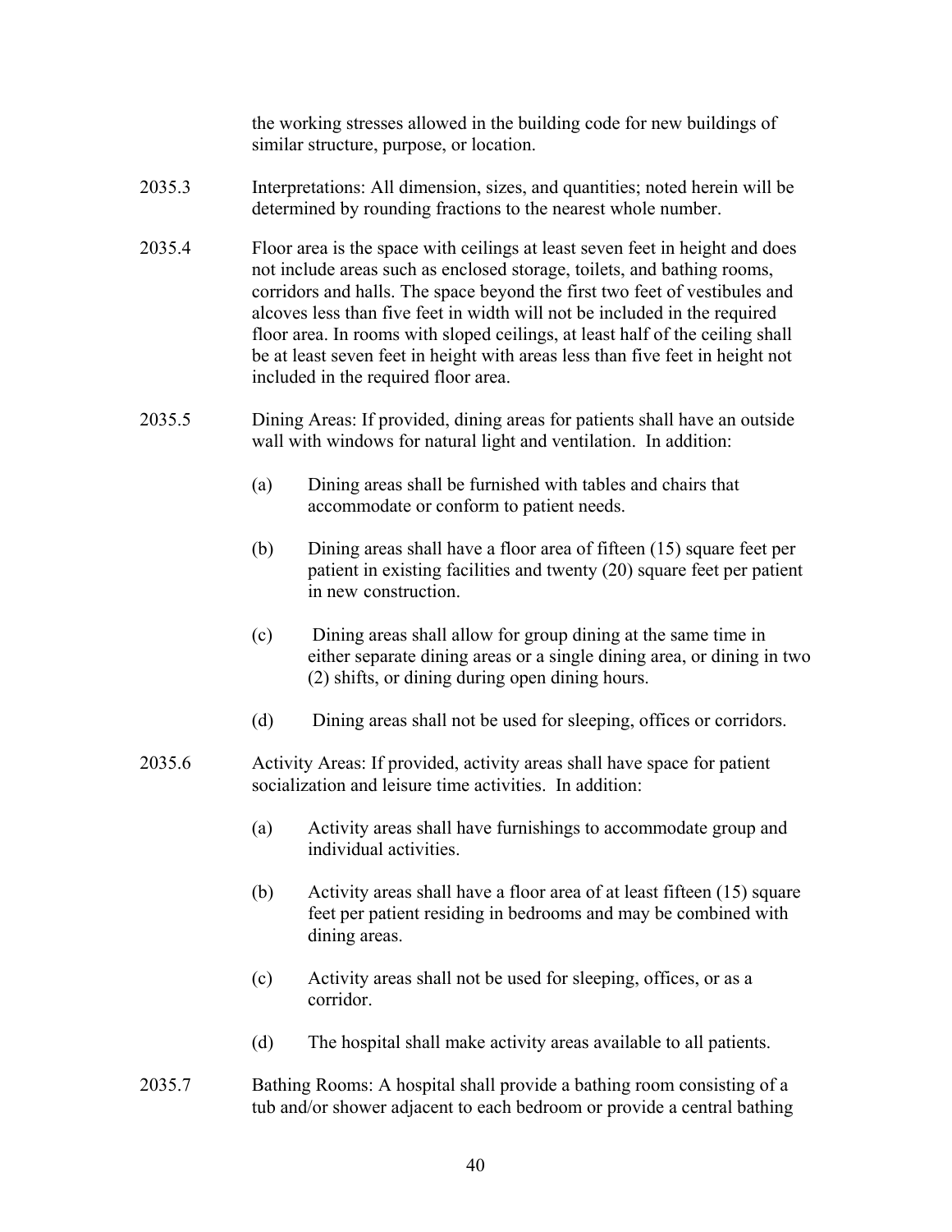the working stresses allowed in the building code for new buildings of similar structure, purpose, or location.

2035.3 Interpretations: All dimension, sizes, and quantities; noted herein will be determined by rounding fractions to the nearest whole number.

2035.4 Floor area is the space with ceilings at least seven feet in height and does not include areas such as enclosed storage, toilets, and bathing rooms, corridors and halls. The space beyond the first two feet of vestibules and alcoves less than five feet in width will not be included in the required floor area. In rooms with sloped ceilings, at least half of the ceiling shall be at least seven feet in height with areas less than five feet in height not included in the required floor area.

2035.5 Dining Areas: If provided, dining areas for patients shall have an outside wall with windows for natural light and ventilation. In addition:

(a) Dining areas shall be furnished with tables and chairs that accommodate or conform to patient needs.

(b) Dining areas shall have a floor area of fifteen (15) square feet per patient in existing facilities and twenty (20) square feet per patient in new construction.

(c) Dining areas shall allow for group dining at the same time in either separate dining areas or a single dining area, or dining in two (2) shifts, or dining during open dining hours.

(d) Dining areas shall not be used for sleeping, offices or corridors.

2035.6 Activity Areas: If provided, activity areas shall have space for patient socialization and leisure time activities. In addition:

(a) Activity areas shall have furnishings to accommodate group and individual activities.

(b) Activity areas shall have a floor area of at least fifteen (15) square feet per patient residing in bedrooms and may be combined with dining areas.

(c) Activity areas shall not be used for sleeping, offices, or as a corridor.

(d) The hospital shall make activity areas available to all patients.

2035.7 Bathing Rooms: A hospital shall provide a bathing room consisting of a tub and/or shower adjacent to each bedroom or provide a central bathing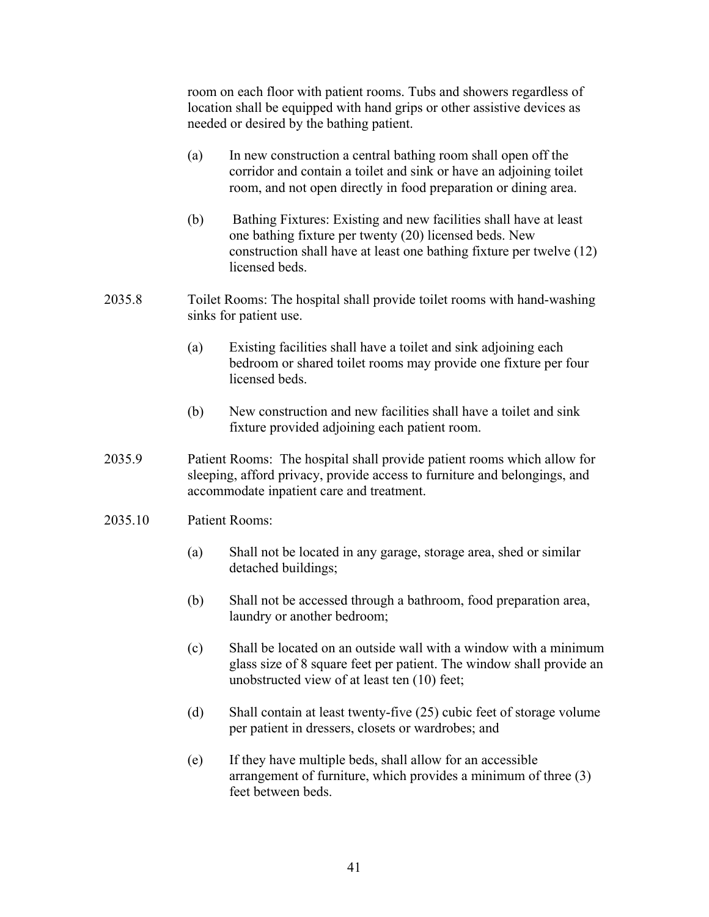room on each floor with patient rooms. Tubs and showers regardless of location shall be equipped with hand grips or other assistive devices as needed or desired by the bathing patient.

(a) In new construction a central bathing room shall open off the corridor and contain a toilet and sink or have an adjoining toilet room, and not open directly in food preparation or dining area.

(b) Bathing Fixtures: Existing and new facilities shall have at least one bathing fixture per twenty (20) licensed beds. New construction shall have at least one bathing fixture per twelve (12) licensed beds.

2035.8 Toilet Rooms: The hospital shall provide toilet rooms with hand-washing sinks for patient use.

(a) Existing facilities shall have a toilet and sink adjoining each bedroom or shared toilet rooms may provide one fixture per four licensed beds.

(b) New construction and new facilities shall have a toilet and sink fixture provided adjoining each patient room.

2035.9 Patient Rooms: The hospital shall provide patient rooms which allow for sleeping, afford privacy, provide access to furniture and belongings, and accommodate inpatient care and treatment.

2035.10 Patient Rooms:

(a) Shall not be located in any garage, storage area, shed or similar detached buildings;

(b) Shall not be accessed through a bathroom, food preparation area, laundry or another bedroom;

(c) Shall be located on an outside wall with a window with a minimum glass size of 8 square feet per patient. The window shall provide an unobstructed view of at least ten (10) feet;

(d) Shall contain at least twenty-five (25) cubic feet of storage volume per patient in dressers, closets or wardrobes; and

(e) If they have multiple beds, shall allow for an accessible arrangement of furniture, which provides a minimum of three (3) feet between beds.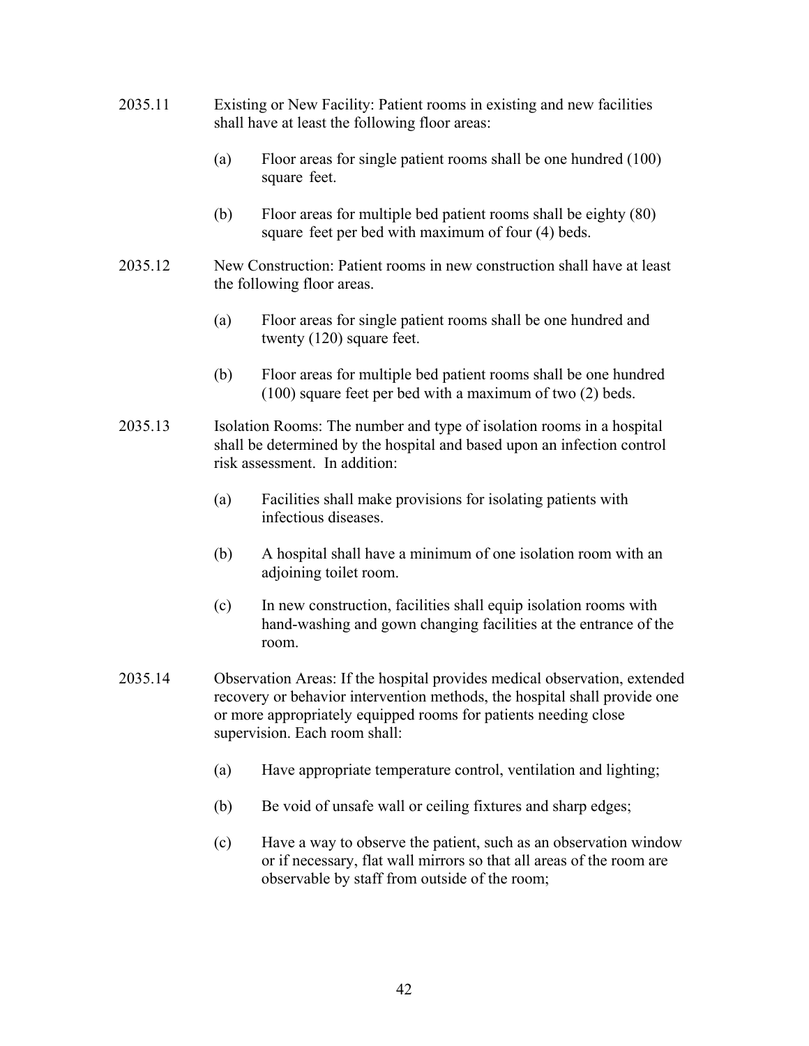2035.11 Existing or New Facility: Patient rooms in existing and new facilities shall have at least the following floor areas:

(a) Floor areas for single patient rooms shall be one hundred (100) square feet.

(b) Floor areas for multiple bed patient rooms shall be eighty (80) square feet per bed with maximum of four (4) beds.

2035.12 New Construction: Patient rooms in new construction shall have at least the following floor areas.

(a) Floor areas for single patient rooms shall be one hundred and twenty (120) square feet.

(b) Floor areas for multiple bed patient rooms shall be one hundred (100) square feet per bed with a maximum of two (2) beds.

2035.13 Isolation Rooms: The number and type of isolation rooms in a hospital shall be determined by the hospital and based upon an infection control risk assessment. In addition:

(a) Facilities shall make provisions for isolating patients with infectious diseases.

(b) A hospital shall have a minimum of one isolation room with an adjoining toilet room.

(c) In new construction, facilities shall equip isolation rooms with hand-washing and gown changing facilities at the entrance of the room.

2035.14 Observation Areas: If the hospital provides medical observation, extended recovery or behavior intervention methods, the hospital shall provide one or more appropriately equipped rooms for patients needing close supervision. Each room shall:

(a) Have appropriate temperature control, ventilation and lighting;

(b) Be void of unsafe wall or ceiling fixtures and sharp edges;

(c) Have a way to observe the patient, such as an observation window or if necessary, flat wall mirrors so that all areas of the room are observable by staff from outside of the room;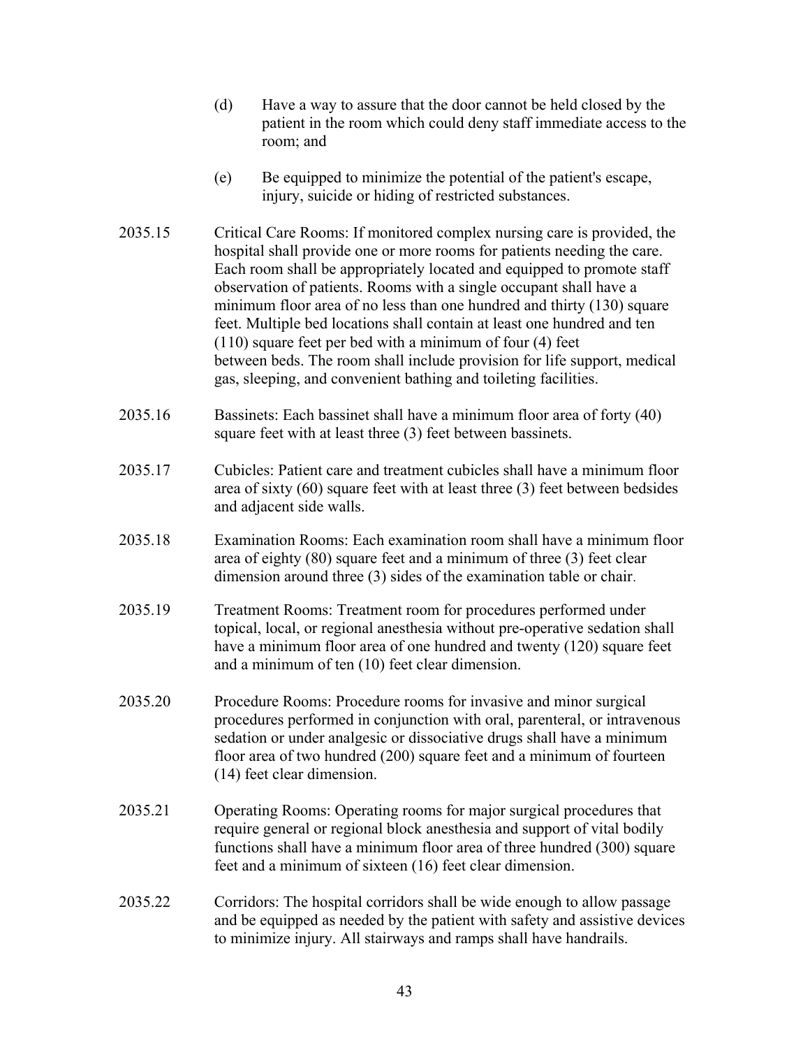(d) Have a way to assure that the door cannot be held closed by the patient in the room which could deny staff immediate access to the room; and

(e) Be equipped to minimize the potential of the patient's escape, injury, suicide or hiding of restricted substances.

2035.15 Critical Care Rooms: If monitored complex nursing care is provided, the hospital shall provide one or more rooms for patients needing the care. Each room shall be appropriately located and equipped to promote staff observation of patients. Rooms with a single occupant shall have a minimum floor area of no less than one hundred and thirty (130) square feet. Multiple bed locations shall contain at least one hundred and ten (110) square feet per bed with a minimum of four (4) feet between beds. The room shall include provision for life support, medical gas, sleeping, and convenient bathing and toileting facilities.

2035.16 Bassinets: Each bassinet shall have a minimum floor area of forty (40) square feet with at least three (3) feet between bassinets.

2035.17 Cubicles: Patient care and treatment cubicles shall have a minimum floor area of sixty (60) square feet with at least three (3) feet between bedsides and adjacent side walls.

2035.18 Examination Rooms: Each examination room shall have a minimum floor area of eighty (80) square feet and a minimum of three (3) feet clear dimension around three (3) sides of the examination table or chair.

2035.19 Treatment Rooms: Treatment room for procedures performed under topical, local, or regional anesthesia without pre-operative sedation shall have a minimum floor area of one hundred and twenty (120) square feet and a minimum of ten (10) feet clear dimension.

2035.20 Procedure Rooms: Procedure rooms for invasive and minor surgical procedures performed in conjunction with oral, parenteral, or intravenous sedation or under analgesic or dissociative drugs shall have a minimum floor area of two hundred (200) square feet and a minimum of fourteen (14) feet clear dimension.

2035.21 Operating Rooms: Operating rooms for major surgical procedures that require general or regional block anesthesia and support of vital bodily functions shall have a minimum floor area of three hundred (300) square feet and a minimum of sixteen (16) feet clear dimension.

2035.22 Corridors: The hospital corridors shall be wide enough to allow passage and be equipped as needed by the patient with safety and assistive devices to minimize injury. All stairways and ramps shall have handrails.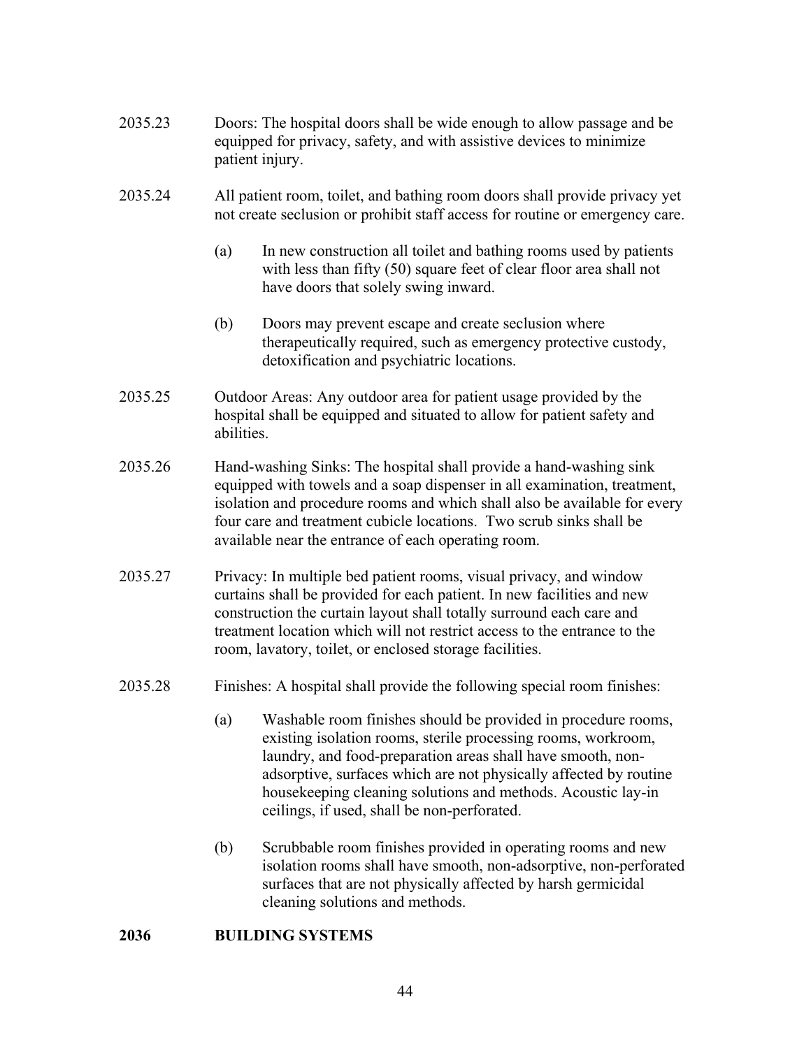2035.23 Doors: The hospital doors shall be wide enough to allow passage and be equipped for privacy, safety, and with assistive devices to minimize patient injury.

2035.24 All patient room, toilet, and bathing room doors shall provide privacy yet not create seclusion or prohibit staff access for routine or emergency care.

(a) In new construction all toilet and bathing rooms used by patients with less than fifty (50) square feet of clear floor area shall not have doors that solely swing inward.

(b) Doors may prevent escape and create seclusion where therapeutically required, such as emergency protective custody, detoxification and psychiatric locations.

2035.25 Outdoor Areas: Any outdoor area for patient usage provided by the hospital shall be equipped and situated to allow for patient safety and abilities.

2035.26 Hand-washing Sinks: The hospital shall provide a hand-washing sink equipped with towels and a soap dispenser in all examination, treatment, isolation and procedure rooms and which shall also be available for every four care and treatment cubicle locations. Two scrub sinks shall be available near the entrance of each operating room.

2035.27 Privacy: In multiple bed patient rooms, visual privacy, and window curtains shall be provided for each patient. In new facilities and new construction the curtain layout shall totally surround each care and treatment location which will not restrict access to the entrance to the room, lavatory, toilet, or enclosed storage facilities.

2035.28 Finishes: A hospital shall provide the following special room finishes:

(a) Washable room finishes should be provided in procedure rooms, existing isolation rooms, sterile processing rooms, workroom, laundry, and food-preparation areas shall have smooth, non-adsorptive, surfaces which are not physically affected by routine housekeeping cleaning solutions and methods. Acoustic lay-in ceilings, if used, shall be non-perforated.

(b) Scrubbable room finishes provided in operating rooms and new isolation rooms shall have smooth, non-adsorptive, non-perforated surfaces that are not physically affected by harsh germicidal cleaning solutions and methods.

**2036 BUILDING SYSTEMS**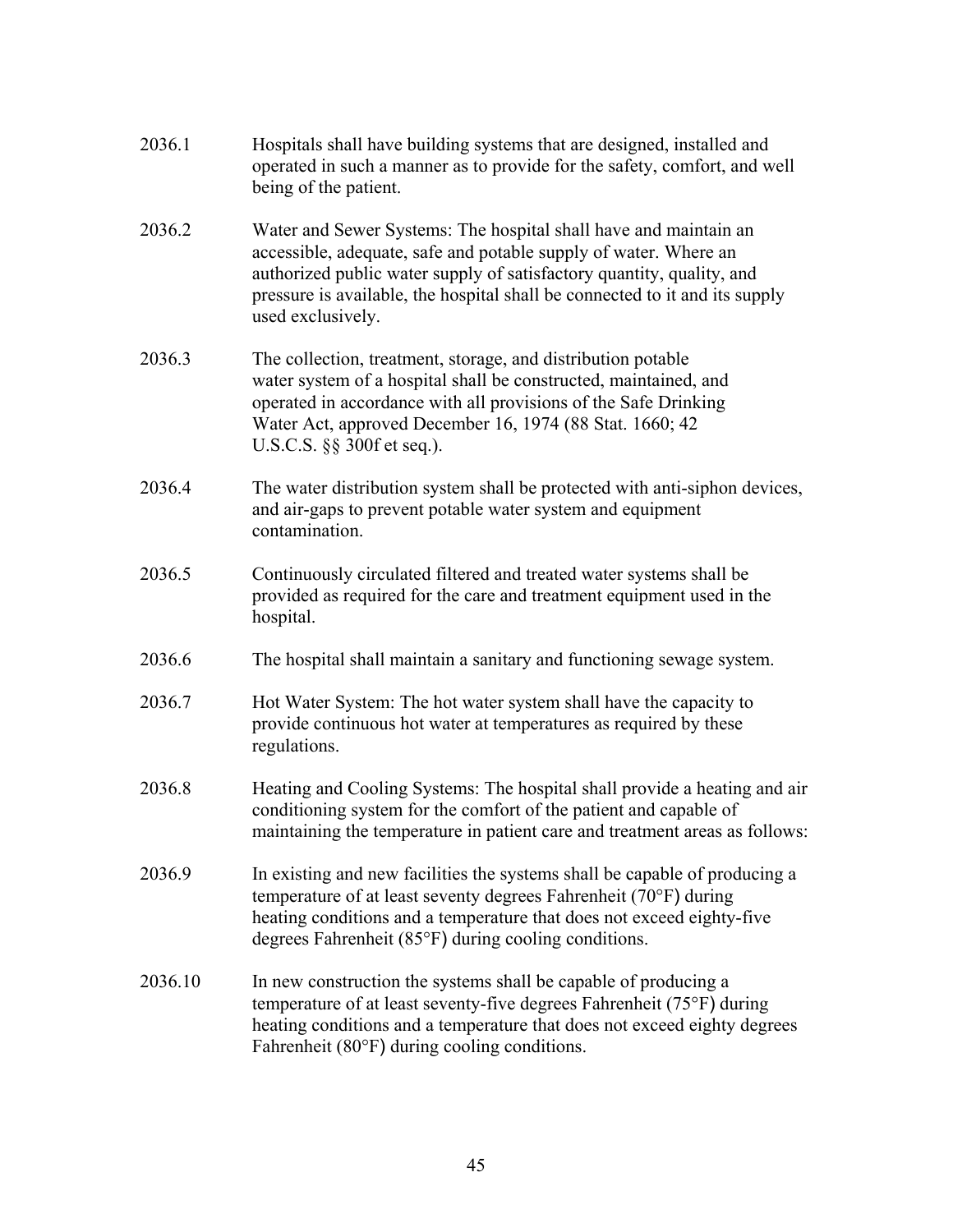2036.1 Hospitals shall have building systems that are designed, installed and operated in such a manner as to provide for the safety, comfort, and well being of the patient.

2036.2 Water and Sewer Systems: The hospital shall have and maintain an accessible, adequate, safe and potable supply of water. Where an authorized public water supply of satisfactory quantity, quality, and pressure is available, the hospital shall be connected to it and its supply used exclusively.

2036.3 The collection, treatment, storage, and distribution potable water system of a hospital shall be constructed, maintained, and operated in accordance with all provisions of the Safe Drinking Water Act, approved December 16, 1974 (88 Stat. 1660; 42 U.S.C.S. §§ 300f et seq.).

2036.4 The water distribution system shall be protected with anti-siphon devices, and air-gaps to prevent potable water system and equipment contamination.

2036.5 Continuously circulated filtered and treated water systems shall be provided as required for the care and treatment equipment used in the hospital.

2036.6 The hospital shall maintain a sanitary and functioning sewage system.

2036.7 Hot Water System: The hot water system shall have the capacity to provide continuous hot water at temperatures as required by these regulations.

2036.8 Heating and Cooling Systems: The hospital shall provide a heating and air conditioning system for the comfort of the patient and capable of maintaining the temperature in patient care and treatment areas as follows:

2036.9 In existing and new facilities the systems shall be capable of producing a temperature of at least seventy degrees Fahrenheit (70°F) during heating conditions and a temperature that does not exceed eighty-five degrees Fahrenheit (85°F) during cooling conditions.

2036.10 In new construction the systems shall be capable of producing a temperature of at least seventy-five degrees Fahrenheit (75°F) during heating conditions and a temperature that does not exceed eighty degrees Fahrenheit (80°F) during cooling conditions.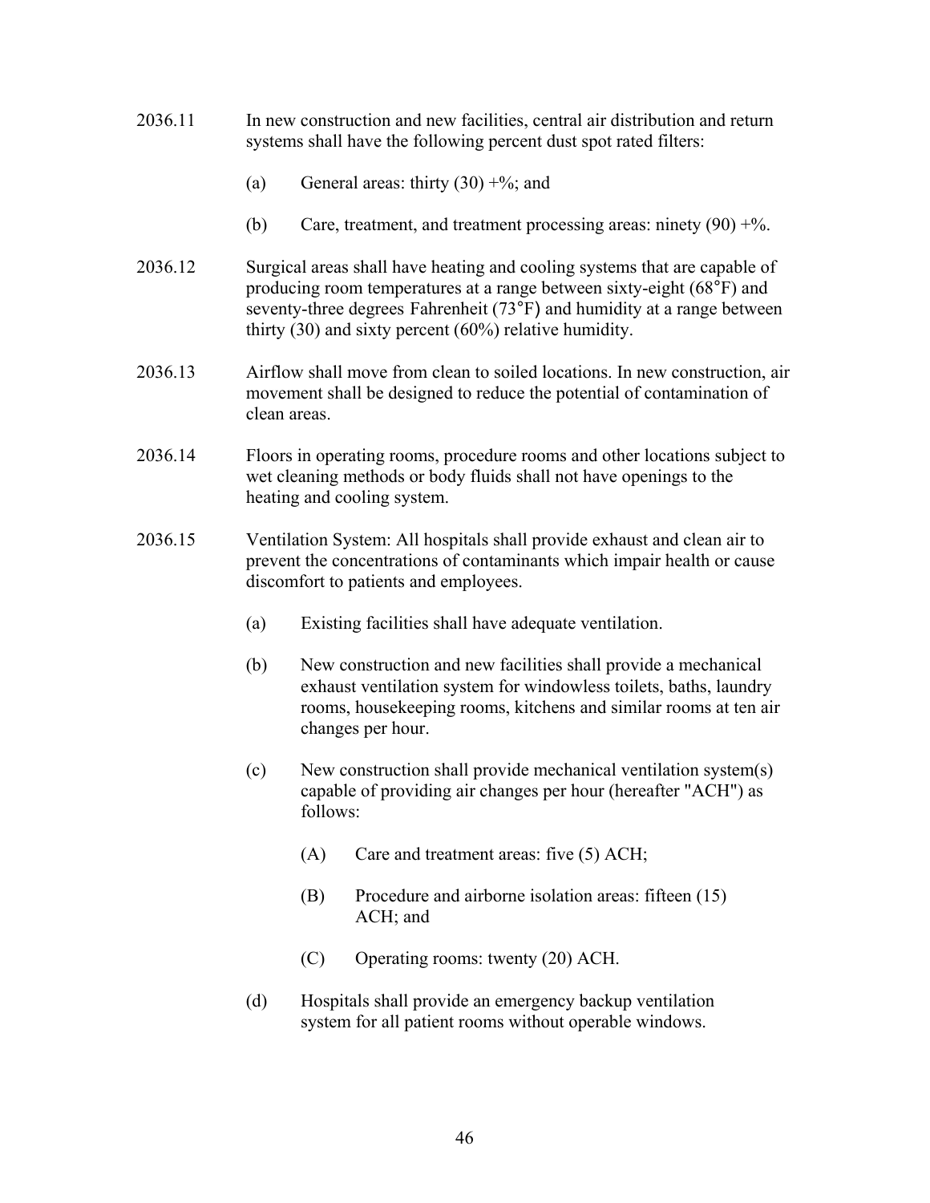2036.11 In new construction and new facilities, central air distribution and return systems shall have the following percent dust spot rated filters:

(a) General areas: thirty (30) +%; and

(b) Care, treatment, and treatment processing areas: ninety (90) +%.

2036.12 Surgical areas shall have heating and cooling systems that are capable of producing room temperatures at a range between sixty-eight (68°F) and seventy-three degrees Fahrenheit (73°F) and humidity at a range between thirty (30) and sixty percent (60%) relative humidity.

2036.13 Airflow shall move from clean to soiled locations. In new construction, air movement shall be designed to reduce the potential of contamination of clean areas.

2036.14 Floors in operating rooms, procedure rooms and other locations subject to wet cleaning methods or body fluids shall not have openings to the heating and cooling system.

2036.15 Ventilation System: All hospitals shall provide exhaust and clean air to prevent the concentrations of contaminants which impair health or cause discomfort to patients and employees.

(a) Existing facilities shall have adequate ventilation.

(b) New construction and new facilities shall provide a mechanical exhaust ventilation system for windowless toilets, baths, laundry rooms, housekeeping rooms, kitchens and similar rooms at ten air changes per hour.

(c) New construction shall provide mechanical ventilation system(s) capable of providing air changes per hour (hereafter "ACH") as follows:

(A) Care and treatment areas: five (5) ACH;

(B) Procedure and airborne isolation areas: fifteen (15) ACH; and

(C) Operating rooms: twenty (20) ACH.

(d) Hospitals shall provide an emergency backup ventilation system for all patient rooms without operable windows.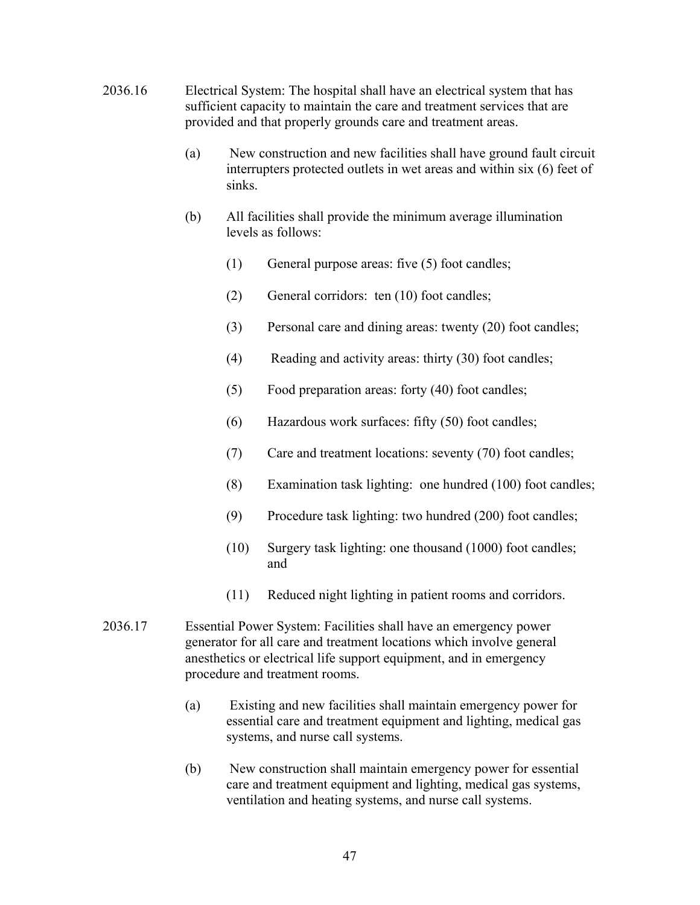2036.16 Electrical System: The hospital shall have an electrical system that has sufficient capacity to maintain the care and treatment services that are provided and that properly grounds care and treatment areas.

(a) New construction and new facilities shall have ground fault circuit interrupters protected outlets in wet areas and within six (6) feet of sinks.

(b) All facilities shall provide the minimum average illumination levels as follows:

(1) General purpose areas: five (5) foot candles;

(2) General corridors: ten (10) foot candles;

(3) Personal care and dining areas: twenty (20) foot candles;

(4) Reading and activity areas: thirty (30) foot candles;

(5) Food preparation areas: forty (40) foot candles;

(6) Hazardous work surfaces: fifty (50) foot candles;

(7) Care and treatment locations: seventy (70) foot candles;

(8) Examination task lighting: one hundred (100) foot candles;

(9) Procedure task lighting: two hundred (200) foot candles;

(10) Surgery task lighting: one thousand (1000) foot candles; and

(11) Reduced night lighting in patient rooms and corridors.

2036.17 Essential Power System: Facilities shall have an emergency power generator for all care and treatment locations which involve general anesthetics or electrical life support equipment, and in emergency procedure and treatment rooms.

(a) Existing and new facilities shall maintain emergency power for essential care and treatment equipment and lighting, medical gas systems, and nurse call systems.

(b) New construction shall maintain emergency power for essential care and treatment equipment and lighting, medical gas systems, ventilation and heating systems, and nurse call systems.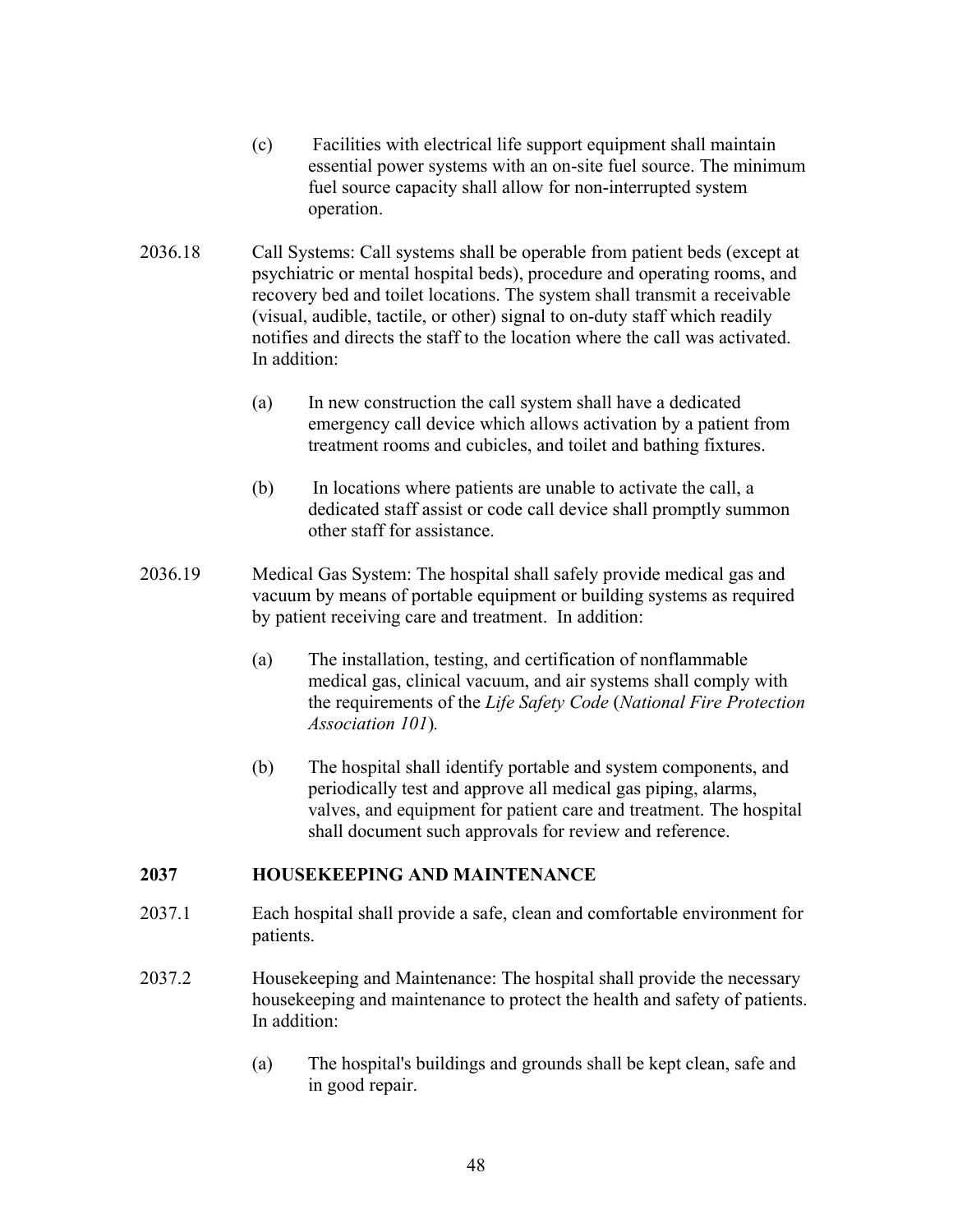(c) Facilities with electrical life support equipment shall maintain essential power systems with an on-site fuel source. The minimum fuel source capacity shall allow for non-interrupted system operation.

2036.18 Call Systems: Call systems shall be operable from patient beds (except at psychiatric or mental hospital beds), procedure and operating rooms, and recovery bed and toilet locations. The system shall transmit a receivable (visual, audible, tactile, or other) signal to on-duty staff which readily notifies and directs the staff to the location where the call was activated. In addition:

(a) In new construction the call system shall have a dedicated emergency call device which allows activation by a patient from treatment rooms and cubicles, and toilet and bathing fixtures.

(b) In locations where patients are unable to activate the call, a dedicated staff assist or code call device shall promptly summon other staff for assistance.

2036.19 Medical Gas System: The hospital shall safely provide medical gas and vacuum by means of portable equipment or building systems as required by patient receiving care and treatment. In addition:

(a) The installation, testing, and certification of nonflammable medical gas, clinical vacuum, and air systems shall comply with the requirements of the *Life Safety Code* (*National Fire Protection Association 101*).

(b) The hospital shall identify portable and system components, and periodically test and approve all medical gas piping, alarms, valves, and equipment for patient care and treatment. The hospital shall document such approvals for review and reference.

## 2037 HOUSEKEEPING AND MAINTENANCE

2037.1 Each hospital shall provide a safe, clean and comfortable environment for patients.

2037.2 Housekeeping and Maintenance: The hospital shall provide the necessary housekeeping and maintenance to protect the health and safety of patients. In addition:

(a) The hospital's buildings and grounds shall be kept clean, safe and in good repair.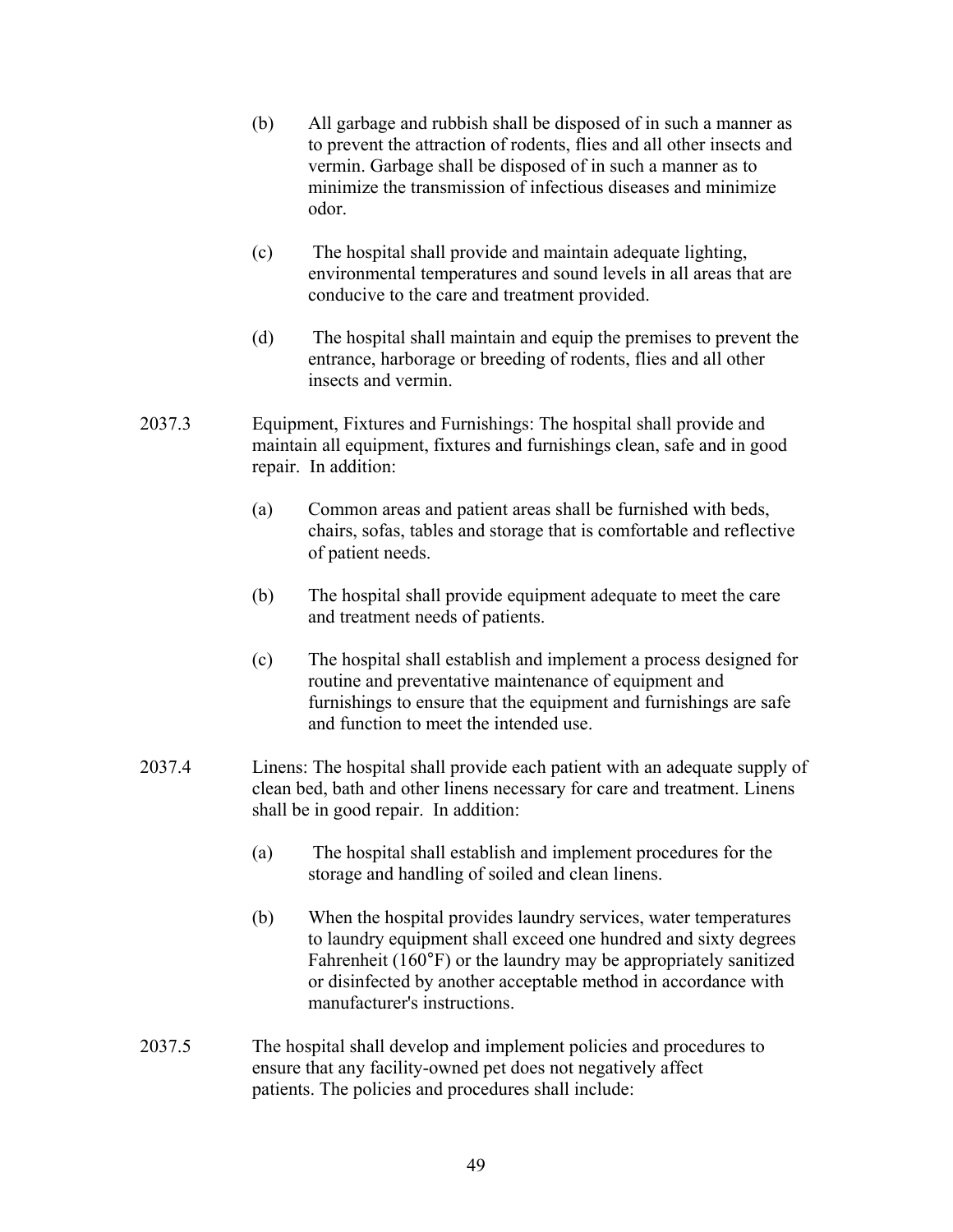(b) All garbage and rubbish shall be disposed of in such a manner as to prevent the attraction of rodents, flies and all other insects and vermin. Garbage shall be disposed of in such a manner as to minimize the transmission of infectious diseases and minimize odor.

(c) The hospital shall provide and maintain adequate lighting, environmental temperatures and sound levels in all areas that are conducive to the care and treatment provided.

(d) The hospital shall maintain and equip the premises to prevent the entrance, harborage or breeding of rodents, flies and all other insects and vermin.

2037.3 Equipment, Fixtures and Furnishings: The hospital shall provide and maintain all equipment, fixtures and furnishings clean, safe and in good repair. In addition:

(a) Common areas and patient areas shall be furnished with beds, chairs, sofas, tables and storage that is comfortable and reflective of patient needs.

(b) The hospital shall provide equipment adequate to meet the care and treatment needs of patients.

(c) The hospital shall establish and implement a process designed for routine and preventative maintenance of equipment and furnishings to ensure that the equipment and furnishings are safe and function to meet the intended use.

2037.4 Linens: The hospital shall provide each patient with an adequate supply of clean bed, bath and other linens necessary for care and treatment. Linens shall be in good repair. In addition:

(a) The hospital shall establish and implement procedures for the storage and handling of soiled and clean linens.

(b) When the hospital provides laundry services, water temperatures to laundry equipment shall exceed one hundred and sixty degrees Fahrenheit (160°F) or the laundry may be appropriately sanitized or disinfected by another acceptable method in accordance with manufacturer's instructions.

2037.5 The hospital shall develop and implement policies and procedures to ensure that any facility-owned pet does not negatively affect patients. The policies and procedures shall include: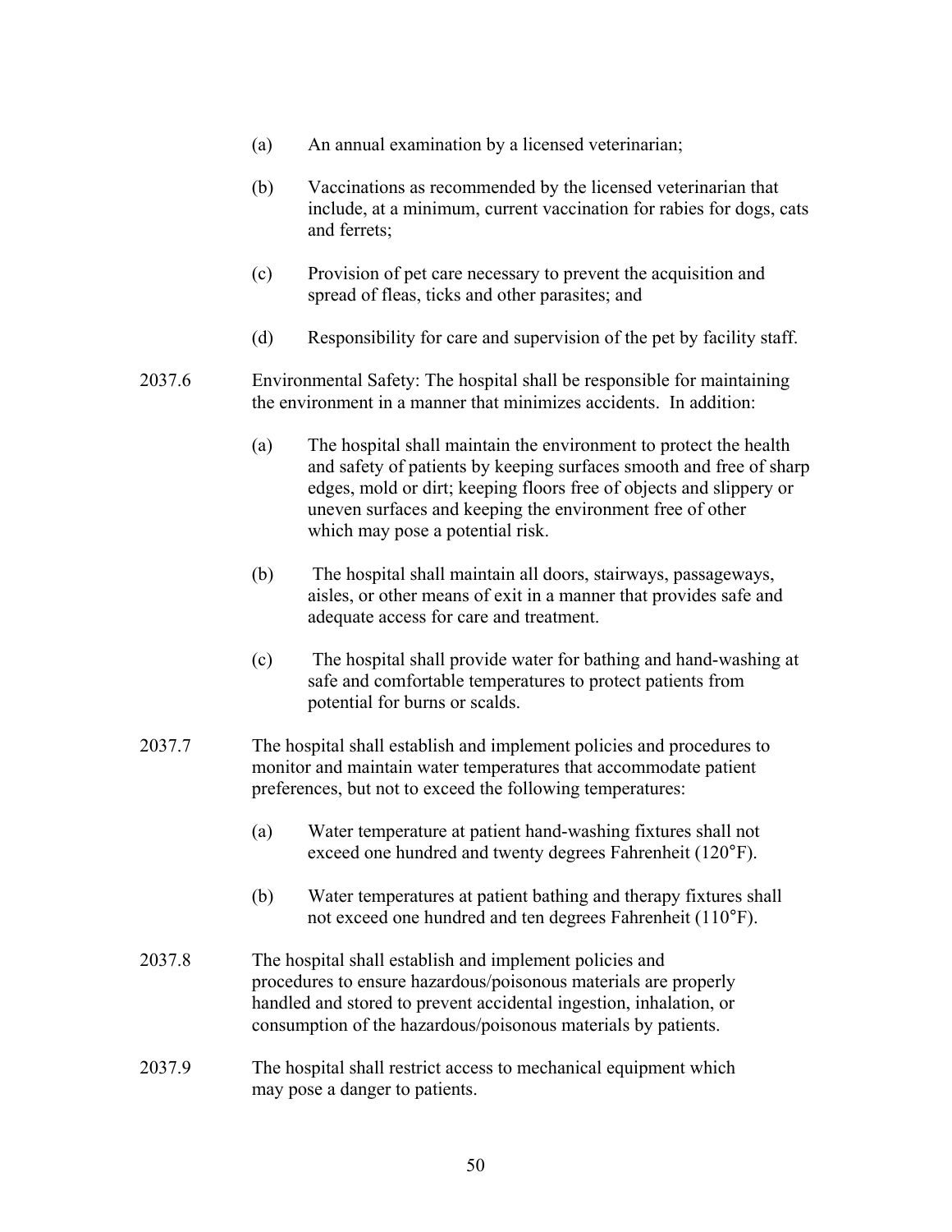(a) An annual examination by a licensed veterinarian;

(b) Vaccinations as recommended by the licensed veterinarian that include, at a minimum, current vaccination for rabies for dogs, cats and ferrets;

(c) Provision of pet care necessary to prevent the acquisition and spread of fleas, ticks and other parasites; and

(d) Responsibility for care and supervision of the pet by facility staff.

2037.6 Environmental Safety: The hospital shall be responsible for maintaining the environment in a manner that minimizes accidents. In addition:

(a) The hospital shall maintain the environment to protect the health and safety of patients by keeping surfaces smooth and free of sharp edges, mold or dirt; keeping floors free of objects and slippery or uneven surfaces and keeping the environment free of other which may pose a potential risk.

(b) The hospital shall maintain all doors, stairways, passageways, aisles, or other means of exit in a manner that provides safe and adequate access for care and treatment.

(c) The hospital shall provide water for bathing and hand-washing at safe and comfortable temperatures to protect patients from potential for burns or scalds.

2037.7 The hospital shall establish and implement policies and procedures to monitor and maintain water temperatures that accommodate patient preferences, but not to exceed the following temperatures:

(a) Water temperature at patient hand-washing fixtures shall not exceed one hundred and twenty degrees Fahrenheit (120°F).

(b) Water temperatures at patient bathing and therapy fixtures shall not exceed one hundred and ten degrees Fahrenheit (110°F).

2037.8 The hospital shall establish and implement policies and procedures to ensure hazardous/poisonous materials are properly handled and stored to prevent accidental ingestion, inhalation, or consumption of the hazardous/poisonous materials by patients.

2037.9 The hospital shall restrict access to mechanical equipment which may pose a danger to patients.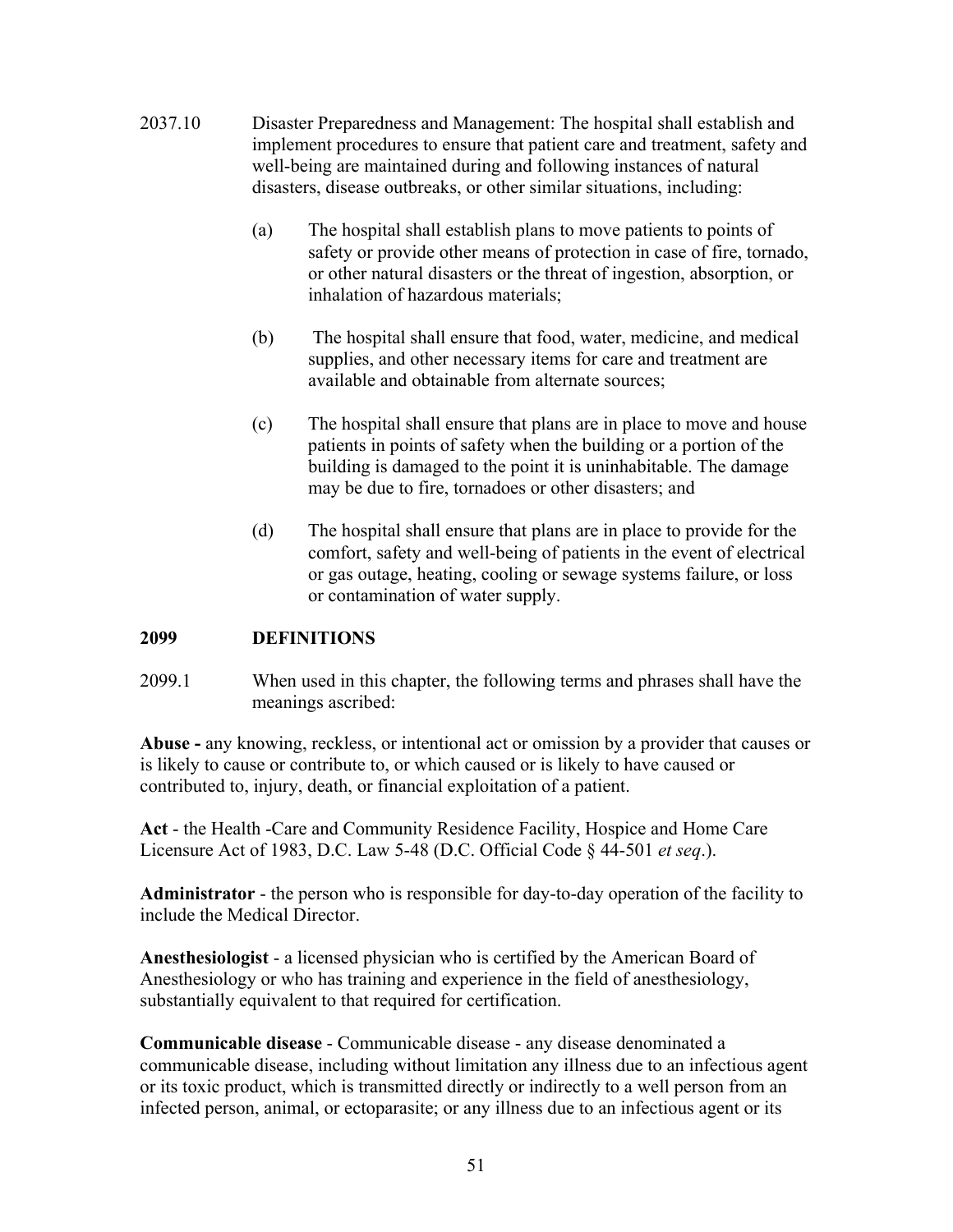2037.10 Disaster Preparedness and Management: The hospital shall establish and implement procedures to ensure that patient care and treatment, safety and well-being are maintained during and following instances of natural disasters, disease outbreaks, or other similar situations, including:

(a) The hospital shall establish plans to move patients to points of safety or provide other means of protection in case of fire, tornado, or other natural disasters or the threat of ingestion, absorption, or inhalation of hazardous materials;

(b) The hospital shall ensure that food, water, medicine, and medical supplies, and other necessary items for care and treatment are available and obtainable from alternate sources;

(c) The hospital shall ensure that plans are in place to move and house patients in points of safety when the building or a portion of the building is damaged to the point it is uninhabitable. The damage may be due to fire, tornadoes or other disasters; and

(d) The hospital shall ensure that plans are in place to provide for the comfort, safety and well-being of patients in the event of electrical or gas outage, heating, cooling or sewage systems failure, or loss or contamination of water supply.

## 2099 DEFINITIONS

2099.1 When used in this chapter, the following terms and phrases shall have the meanings ascribed:

**Abuse -** any knowing, reckless, or intentional act or omission by a provider that causes or is likely to cause or contribute to, or which caused or is likely to have caused or contributed to, injury, death, or financial exploitation of a patient.

**Act** - the Health -Care and Community Residence Facility, Hospice and Home Care Licensure Act of 1983, D.C. Law 5-48 (D.C. Official Code § 44-501 *et seq*.).

**Administrator** - the person who is responsible for day-to-day operation of the facility to include the Medical Director.

**Anesthesiologist** - a licensed physician who is certified by the American Board of Anesthesiology or who has training and experience in the field of anesthesiology, substantially equivalent to that required for certification.

**Communicable disease** - Communicable disease - any disease denominated a communicable disease, including without limitation any illness due to an infectious agent or its toxic product, which is transmitted directly or indirectly to a well person from an infected person, animal, or ectoparasite; or any illness due to an infectious agent or its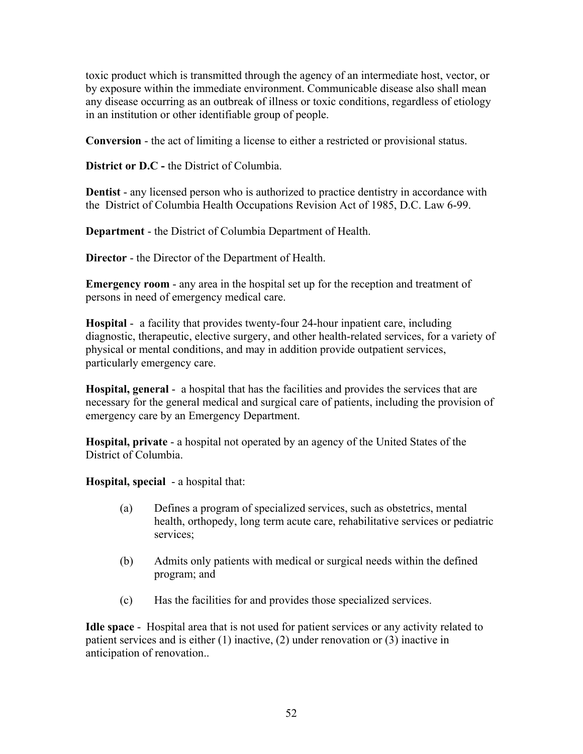toxic product which is transmitted through the agency of an intermediate host, vector, or by exposure within the immediate environment. Communicable disease also shall mean any disease occurring as an outbreak of illness or toxic conditions, regardless of etiology in an institution or other identifiable group of people.

**Conversion** - the act of limiting a license to either a restricted or provisional status.

**District or D.C -** the District of Columbia.

**Dentist** - any licensed person who is authorized to practice dentistry in accordance with the District of Columbia Health Occupations Revision Act of 1985, D.C. Law 6-99.

**Department** - the District of Columbia Department of Health.

**Director** - the Director of the Department of Health.

**Emergency room** - any area in the hospital set up for the reception and treatment of persons in need of emergency medical care.

**Hospital** - a facility that provides twenty-four 24-hour inpatient care, including diagnostic, therapeutic, elective surgery, and other health-related services, for a variety of physical or mental conditions, and may in addition provide outpatient services, particularly emergency care.

**Hospital, general** - a hospital that has the facilities and provides the services that are necessary for the general medical and surgical care of patients, including the provision of emergency care by an Emergency Department.

**Hospital, private** - a hospital not operated by an agency of the United States of the District of Columbia.

**Hospital, special** - a hospital that:

(a) Defines a program of specialized services, such as obstetrics, mental health, orthopedy, long term acute care, rehabilitative services or pediatric services;

(b) Admits only patients with medical or surgical needs within the defined program; and

(c) Has the facilities for and provides those specialized services.

**Idle space** - Hospital area that is not used for patient services or any activity related to patient services and is either (1) inactive, (2) under renovation or (3) inactive in anticipation of renovation..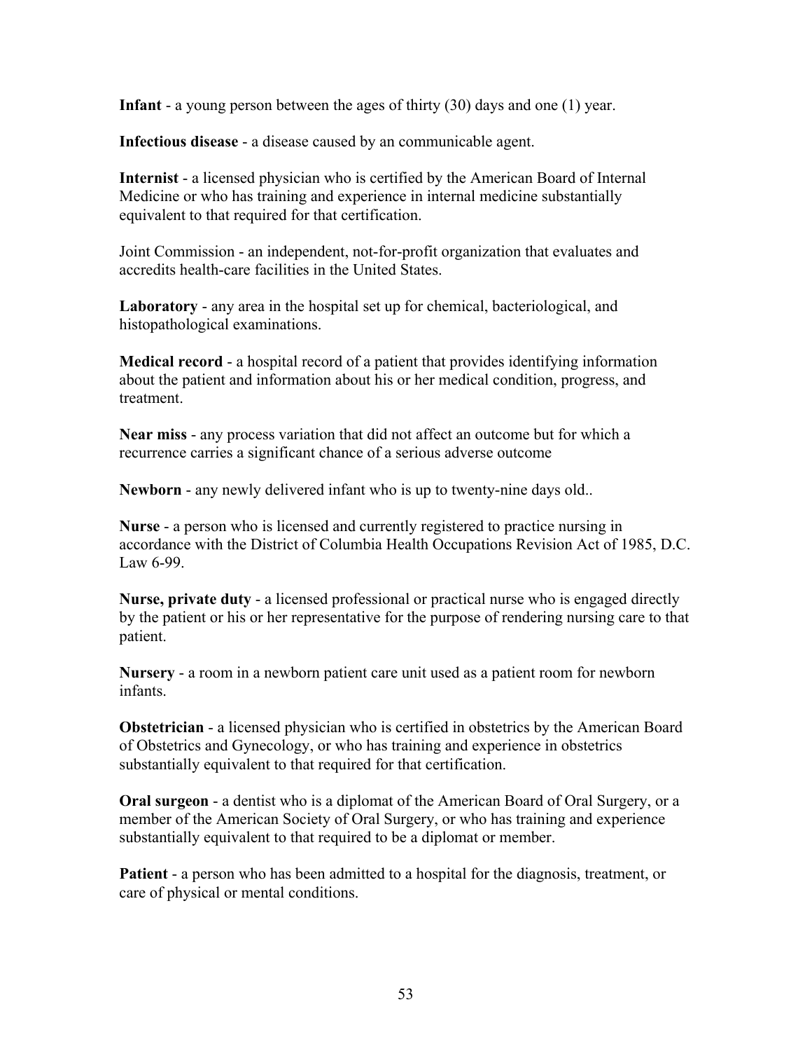**Infant** - a young person between the ages of thirty (30) days and one (1) year.

**Infectious disease** - a disease caused by an communicable agent.

**Internist** - a licensed physician who is certified by the American Board of Internal Medicine or who has training and experience in internal medicine substantially equivalent to that required for that certification.

Joint Commission - an independent, not-for-profit organization that evaluates and accredits health-care facilities in the United States.

**Laboratory** - any area in the hospital set up for chemical, bacteriological, and histopathological examinations.

**Medical record** - a hospital record of a patient that provides identifying information about the patient and information about his or her medical condition, progress, and treatment.

**Near miss** - any process variation that did not affect an outcome but for which a recurrence carries a significant chance of a serious adverse outcome

**Newborn** - any newly delivered infant who is up to twenty-nine days old..

**Nurse** - a person who is licensed and currently registered to practice nursing in accordance with the District of Columbia Health Occupations Revision Act of 1985, D.C. Law 6-99.

**Nurse, private duty** - a licensed professional or practical nurse who is engaged directly by the patient or his or her representative for the purpose of rendering nursing care to that patient.

**Nursery** - a room in a newborn patient care unit used as a patient room for newborn infants.

**Obstetrician** - a licensed physician who is certified in obstetrics by the American Board of Obstetrics and Gynecology, or who has training and experience in obstetrics substantially equivalent to that required for that certification.

**Oral surgeon** - a dentist who is a diplomat of the American Board of Oral Surgery, or a member of the American Society of Oral Surgery, or who has training and experience substantially equivalent to that required to be a diplomat or member.

**Patient** - a person who has been admitted to a hospital for the diagnosis, treatment, or care of physical or mental conditions.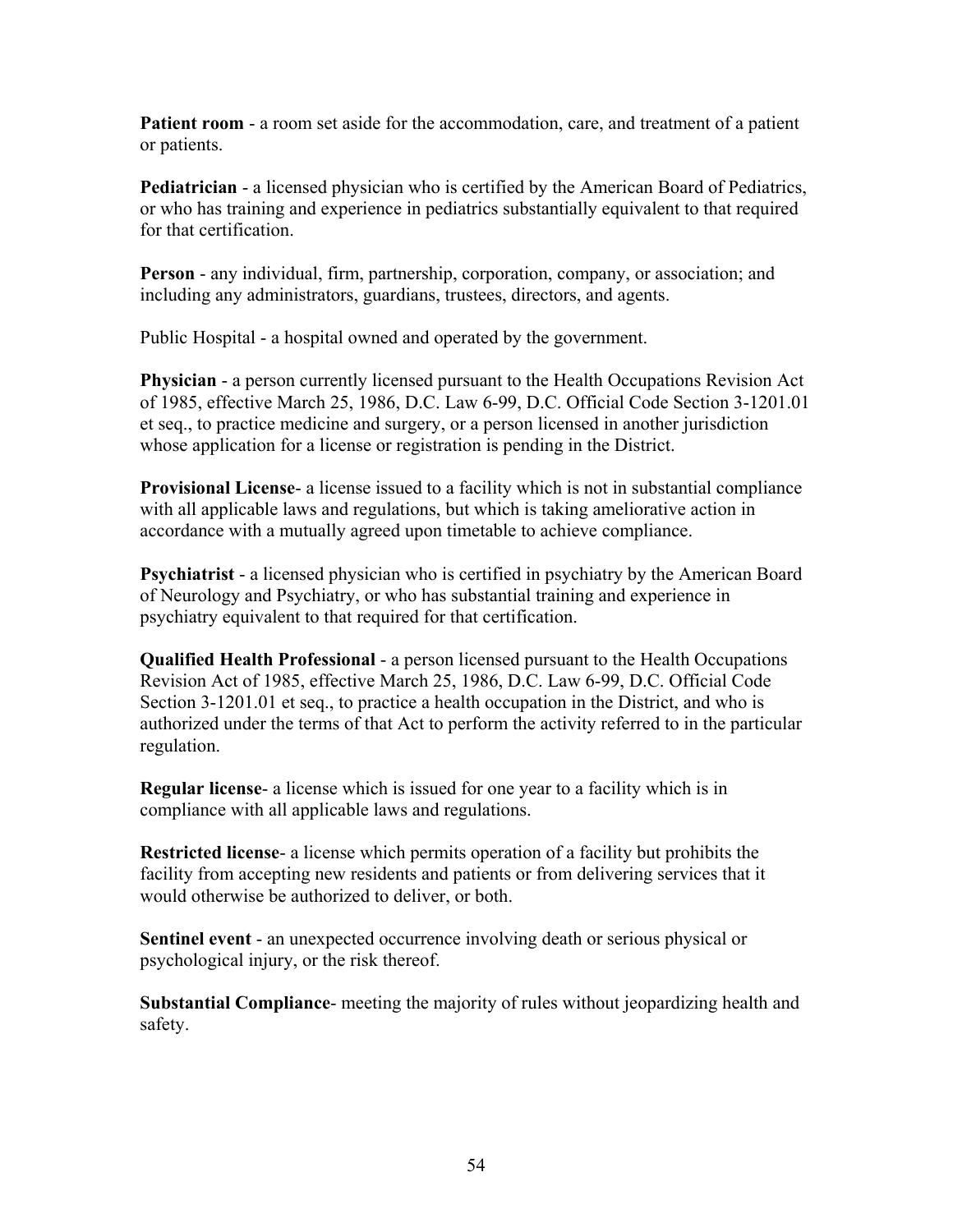**Patient room** - a room set aside for the accommodation, care, and treatment of a patient or patients.

**Pediatrician** - a licensed physician who is certified by the American Board of Pediatrics, or who has training and experience in pediatrics substantially equivalent to that required for that certification.

**Person** - any individual, firm, partnership, corporation, company, or association; and including any administrators, guardians, trustees, directors, and agents.

Public Hospital - a hospital owned and operated by the government.

**Physician** - a person currently licensed pursuant to the Health Occupations Revision Act of 1985, effective March 25, 1986, D.C. Law 6-99, D.C. Official Code Section 3-1201.01 et seq., to practice medicine and surgery, or a person licensed in another jurisdiction whose application for a license or registration is pending in the District.

**Provisional License**- a license issued to a facility which is not in substantial compliance with all applicable laws and regulations, but which is taking ameliorative action in accordance with a mutually agreed upon timetable to achieve compliance.

**Psychiatrist** - a licensed physician who is certified in psychiatry by the American Board of Neurology and Psychiatry, or who has substantial training and experience in psychiatry equivalent to that required for that certification.

**Qualified Health Professional** - a person licensed pursuant to the Health Occupations Revision Act of 1985, effective March 25, 1986, D.C. Law 6-99, D.C. Official Code Section 3-1201.01 et seq., to practice a health occupation in the District, and who is authorized under the terms of that Act to perform the activity referred to in the particular regulation.

**Regular license**- a license which is issued for one year to a facility which is in compliance with all applicable laws and regulations.

**Restricted license**- a license which permits operation of a facility but prohibits the facility from accepting new residents and patients or from delivering services that it would otherwise be authorized to deliver, or both.

**Sentinel event** - an unexpected occurrence involving death or serious physical or psychological injury, or the risk thereof.

**Substantial Compliance**- meeting the majority of rules without jeopardizing health and safety.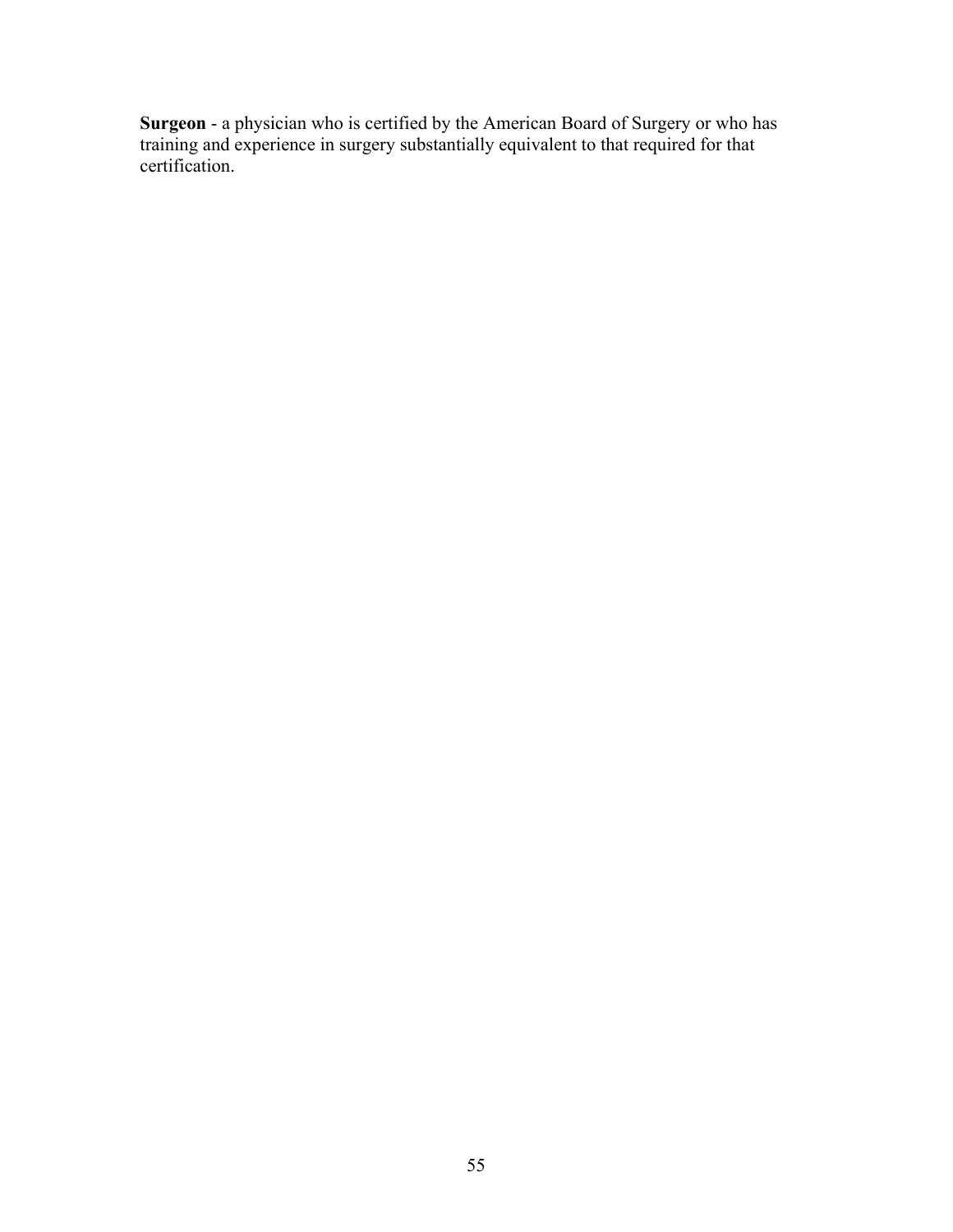**Surgeon** - a physician who is certified by the American Board of Surgery or who has training and experience in surgery substantially equivalent to that required for that certification.